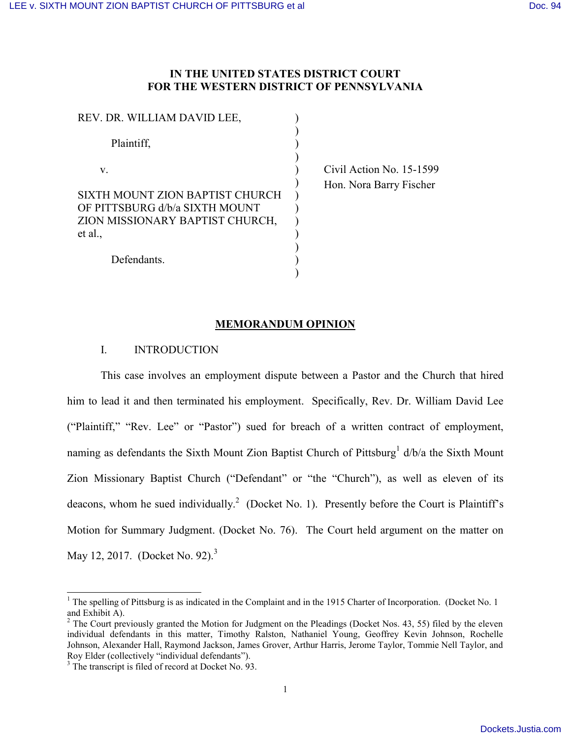**IN THE UNITED STATES DISTRICT COURT**
**FOR THE WESTERN DISTRICT OF PENNSYLVANIA**

| | | |
|---|---|---|
| REV. DR. WILLIAM DAVID LEE,<br><br>Plaintiff,<br><br>v.<br><br>SIXTH MOUNT ZION BAPTIST CHURCH OF PITTSBURG d/b/a SIXTH MOUNT ZION MISSIONARY BAPTIST CHURCH, et al.,<br><br>Defendants. | ) | Civil Action No. 15-1599<br>Hon. Nora Barry Fischer |

**MEMORANDUM OPINION**

I. INTRODUCTION

This case involves an employment dispute between a Pastor and the Church that hired him to lead it and then terminated his employment. Specifically, Rev. Dr. William David Lee ("Plaintiff," "Rev. Lee" or "Pastor") sued for breach of a written contract of employment, naming as defendants the Sixth Mount Zion Baptist Church of Pittsburg[1] d/b/a the Sixth Mount Zion Missionary Baptist Church ("Defendant" or "the "Church"), as well as eleven of its deacons, whom he sued individually.[2] (Docket No. 1). Presently before the Court is Plaintiff's Motion for Summary Judgment. (Docket No. 76). The Court held argument on the matter on May 12, 2017. (Docket No. 92).[3]

---

[1] The spelling of Pittsburg is as indicated in the Complaint and in the 1915 Charter of Incorporation. (Docket No. 1 and Exhibit A).

[2] The Court previously granted the Motion for Judgment on the Pleadings (Docket Nos. 43, 55) filed by the eleven individual defendants in this matter, Timothy Ralston, Nathaniel Young, Geoffrey Kevin Johnson, Rochelle Johnson, Alexander Hall, Raymond Jackson, James Grover, Arthur Harris, Jerome Taylor, Tommie Nell Taylor, and Roy Elder (collectively "individual defendants").

[3] The transcript is filed of record at Docket No. 93.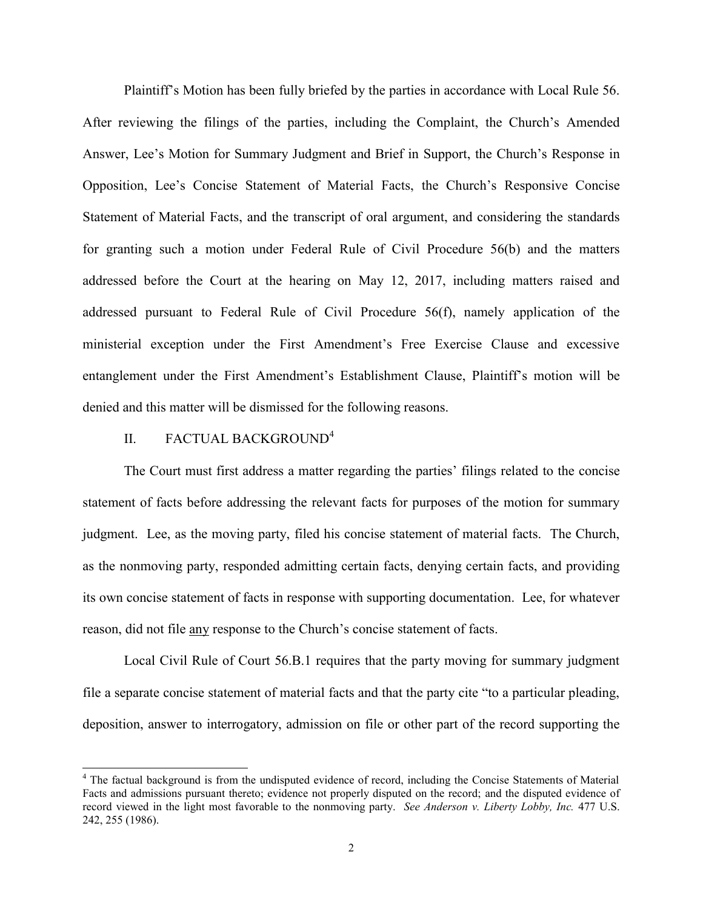Plaintiff's Motion has been fully briefed by the parties in accordance with Local Rule 56. After reviewing the filings of the parties, including the Complaint, the Church's Amended Answer, Lee's Motion for Summary Judgment and Brief in Support, the Church's Response in Opposition, Lee's Concise Statement of Material Facts, the Church's Responsive Concise Statement of Material Facts, and the transcript of oral argument, and considering the standards for granting such a motion under Federal Rule of Civil Procedure 56(b) and the matters addressed before the Court at the hearing on May 12, 2017, including matters raised and addressed pursuant to Federal Rule of Civil Procedure 56(f), namely application of the ministerial exception under the First Amendment's Free Exercise Clause and excessive entanglement under the First Amendment's Establishment Clause, Plaintiff's motion will be denied and this matter will be dismissed for the following reasons.

## II. FACTUAL BACKGROUND[4]

The Court must first address a matter regarding the parties' filings related to the concise statement of facts before addressing the relevant facts for purposes of the motion for summary judgment. Lee, as the moving party, filed his concise statement of material facts. The Church, as the nonmoving party, responded admitting certain facts, denying certain facts, and providing its own concise statement of facts in response with supporting documentation. Lee, for whatever reason, did not file <u>any</u> response to the Church's concise statement of facts.

Local Civil Rule of Court 56.B.1 requires that the party moving for summary judgment file a separate concise statement of material facts and that the party cite "to a particular pleading, deposition, answer to interrogatory, admission on file or other part of the record supporting the

[4] The factual background is from the undisputed evidence of record, including the Concise Statements of Material Facts and admissions pursuant thereto; evidence not properly disputed on the record; and the disputed evidence of record viewed in the light most favorable to the nonmoving party. *See Anderson v. Liberty Lobby, Inc.* 477 U.S. 242, 255 (1986).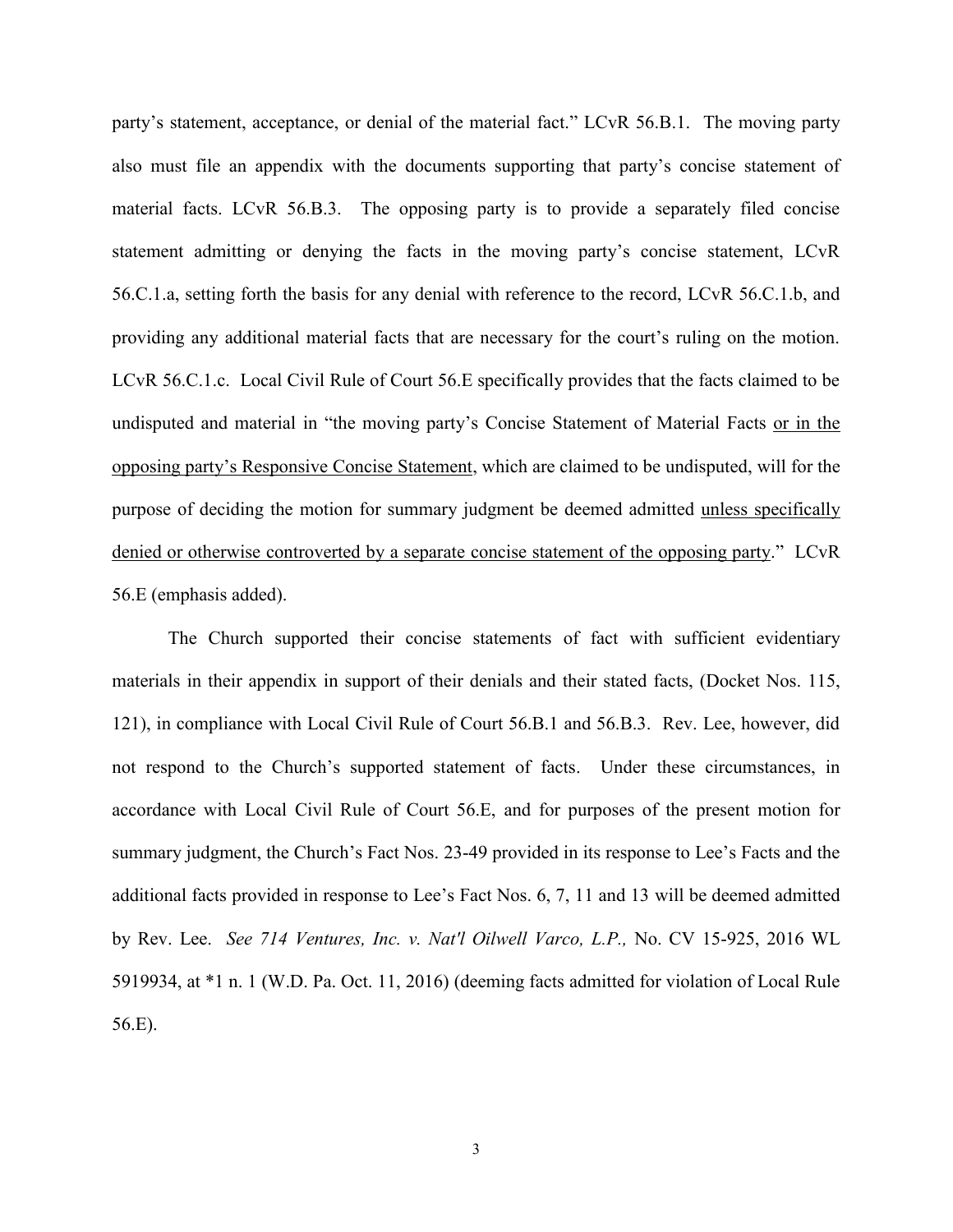party's statement, acceptance, or denial of the material fact." LCvR 56.B.1. The moving party also must file an appendix with the documents supporting that party's concise statement of material facts. LCvR 56.B.3. The opposing party is to provide a separately filed concise statement admitting or denying the facts in the moving party's concise statement, LCvR 56.C.1.a, setting forth the basis for any denial with reference to the record, LCvR 56.C.1.b, and providing any additional material facts that are necessary for the court's ruling on the motion. LCvR 56.C.1.c. Local Civil Rule of Court 56.E specifically provides that the facts claimed to be undisputed and material in "the moving party's Concise Statement of Material Facts <u>or in the opposing party's Responsive Concise Statement</u>, which are claimed to be undisputed, will for the purpose of deciding the motion for summary judgment be deemed admitted <u>unless specifically denied or otherwise controverted by a separate concise statement of the opposing party</u>." LCvR 56.E (emphasis added).

The Church supported their concise statements of fact with sufficient evidentiary materials in their appendix in support of their denials and their stated facts, (Docket Nos. 115, 121), in compliance with Local Civil Rule of Court 56.B.1 and 56.B.3. Rev. Lee, however, did not respond to the Church's supported statement of facts. Under these circumstances, in accordance with Local Civil Rule of Court 56.E, and for purposes of the present motion for summary judgment, the Church's Fact Nos. 23-49 provided in its response to Lee's Facts and the additional facts provided in response to Lee's Fact Nos. 6, 7, 11 and 13 will be deemed admitted by Rev. Lee. *See 714 Ventures, Inc. v. Nat'l Oilwell Varco, L.P.,* No. CV 15-925, 2016 WL 5919934, at *1 n. 1 (W.D. Pa. Oct. 11, 2016) (deeming facts admitted for violation of Local Rule 56.E).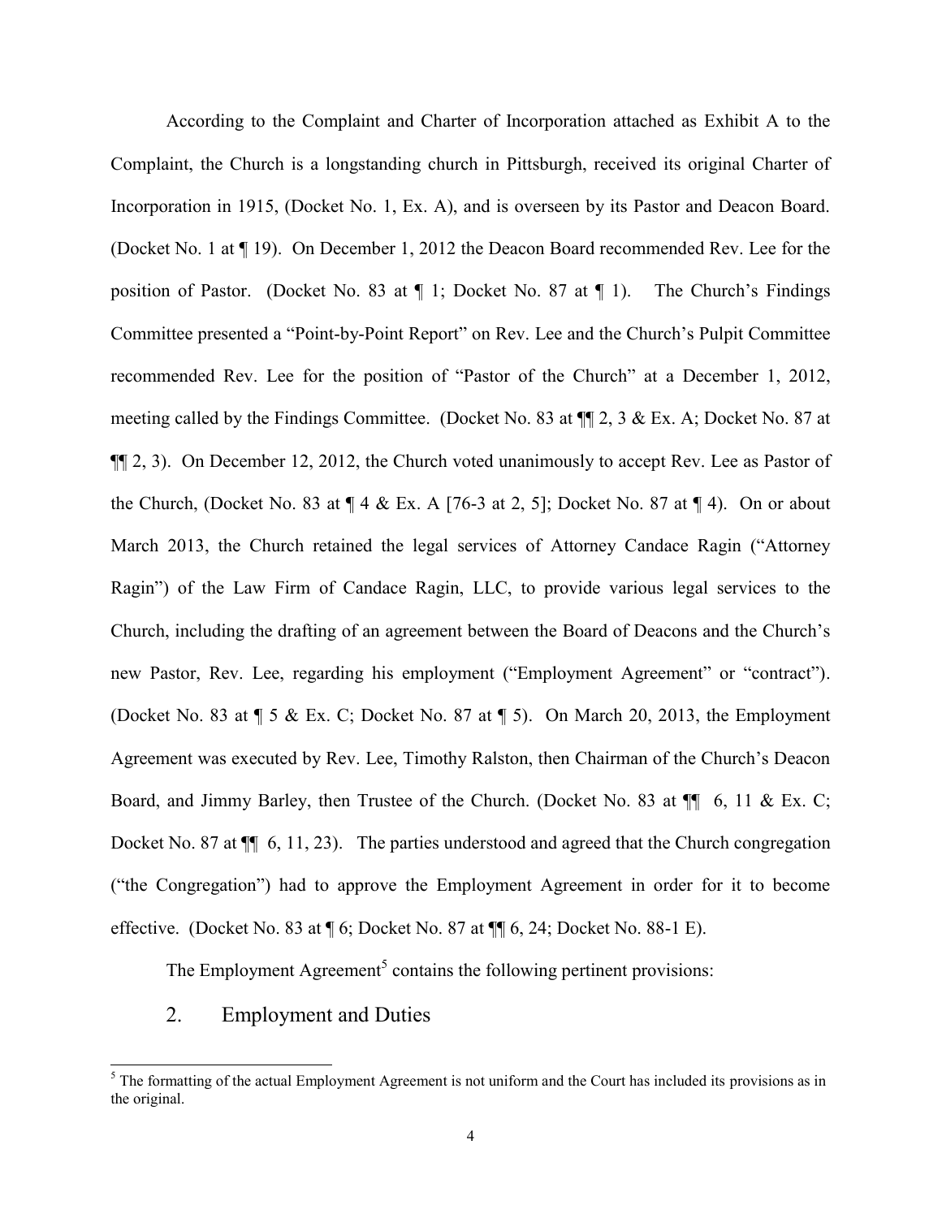According to the Complaint and Charter of Incorporation attached as Exhibit A to the Complaint, the Church is a longstanding church in Pittsburgh, received its original Charter of Incorporation in 1915, (Docket No. 1, Ex. A), and is overseen by its Pastor and Deacon Board. (Docket No. 1 at ¶ 19). On December 1, 2012 the Deacon Board recommended Rev. Lee for the position of Pastor. (Docket No. 83 at ¶ 1; Docket No. 87 at ¶ 1). The Church's Findings Committee presented a "Point-by-Point Report" on Rev. Lee and the Church's Pulpit Committee recommended Rev. Lee for the position of "Pastor of the Church" at a December 1, 2012, meeting called by the Findings Committee. (Docket No. 83 at ¶¶ 2, 3 & Ex. A; Docket No. 87 at ¶¶ 2, 3). On December 12, 2012, the Church voted unanimously to accept Rev. Lee as Pastor of the Church, (Docket No. 83 at ¶ 4 & Ex. A [76-3 at 2, 5]; Docket No. 87 at ¶ 4). On or about March 2013, the Church retained the legal services of Attorney Candace Ragin ("Attorney Ragin") of the Law Firm of Candace Ragin, LLC, to provide various legal services to the Church, including the drafting of an agreement between the Board of Deacons and the Church's new Pastor, Rev. Lee, regarding his employment ("Employment Agreement" or "contract"). (Docket No. 83 at ¶ 5 & Ex. C; Docket No. 87 at ¶ 5). On March 20, 2013, the Employment Agreement was executed by Rev. Lee, Timothy Ralston, then Chairman of the Church's Deacon Board, and Jimmy Barley, then Trustee of the Church. (Docket No. 83 at ¶¶ 6, 11 & Ex. C; Docket No. 87 at ¶¶ 6, 11, 23). The parties understood and agreed that the Church congregation ("the Congregation") had to approve the Employment Agreement in order for it to become effective. (Docket No. 83 at ¶ 6; Docket No. 87 at ¶¶ 6, 24; Docket No. 88-1 E).

The Employment Agreement[5] contains the following pertinent provisions:

2. Employment and Duties

[5] The formatting of the actual Employment Agreement is not uniform and the Court has included its provisions as in the original.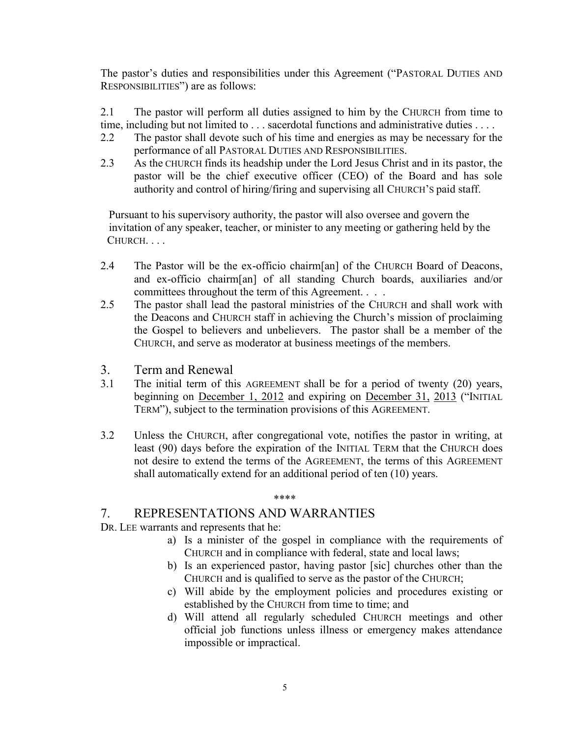The pastor's duties and responsibilities under this Agreement ("PASTORAL DUTIES AND RESPONSIBILITIES") are as follows:

2.1 The pastor will perform all duties assigned to him by the CHURCH from time to time, including but not limited to . . . sacerdotal functions and administrative duties . . . .

2.2 The pastor shall devote such of his time and energies as may be necessary for the performance of all PASTORAL DUTIES AND RESPONSIBILITIES.

2.3 As the CHURCH finds its headship under the Lord Jesus Christ and in its pastor, the pastor will be the chief executive officer (CEO) of the Board and has sole authority and control of hiring/firing and supervising all CHURCH'S paid staff.

Pursuant to his supervisory authority, the pastor will also oversee and govern the invitation of any speaker, teacher, or minister to any meeting or gathering held by the CHURCH. . . .

2.4 The Pastor will be the ex-officio chairm[an] of the CHURCH Board of Deacons, and ex-officio chairm[an] of all standing Church boards, auxiliaries and/or committees throughout the term of this Agreement. . . .

2.5 The pastor shall lead the pastoral ministries of the CHURCH and shall work with the Deacons and CHURCH staff in achieving the Church's mission of proclaiming the Gospel to believers and unbelievers. The pastor shall be a member of the CHURCH, and serve as moderator at business meetings of the members.

## 3. Term and Renewal

3.1 The initial term of this AGREEMENT shall be for a period of twenty (20) years, beginning on December 1, 2012 and expiring on December 31, 2013 ("INITIAL TERM"), subject to the termination provisions of this AGREEMENT.

3.2 Unless the CHURCH, after congregational vote, notifies the pastor in writing, at least (90) days before the expiration of the INITIAL TERM that the CHURCH does not desire to extend the terms of the AGREEMENT, the terms of this AGREEMENT shall automatically extend for an additional period of ten (10) years.

\*\*\*\*

## 7. REPRESENTATIONS AND WARRANTIES

DR. LEE warrants and represents that he:

a) Is a minister of the gospel in compliance with the requirements of CHURCH and in compliance with federal, state and local laws;
b) Is an experienced pastor, having pastor [sic] churches other than the CHURCH and is qualified to serve as the pastor of the CHURCH;
c) Will abide by the employment policies and procedures existing or established by the CHURCH from time to time; and
d) Will attend all regularly scheduled CHURCH meetings and other official job functions unless illness or emergency makes attendance impossible or impractical.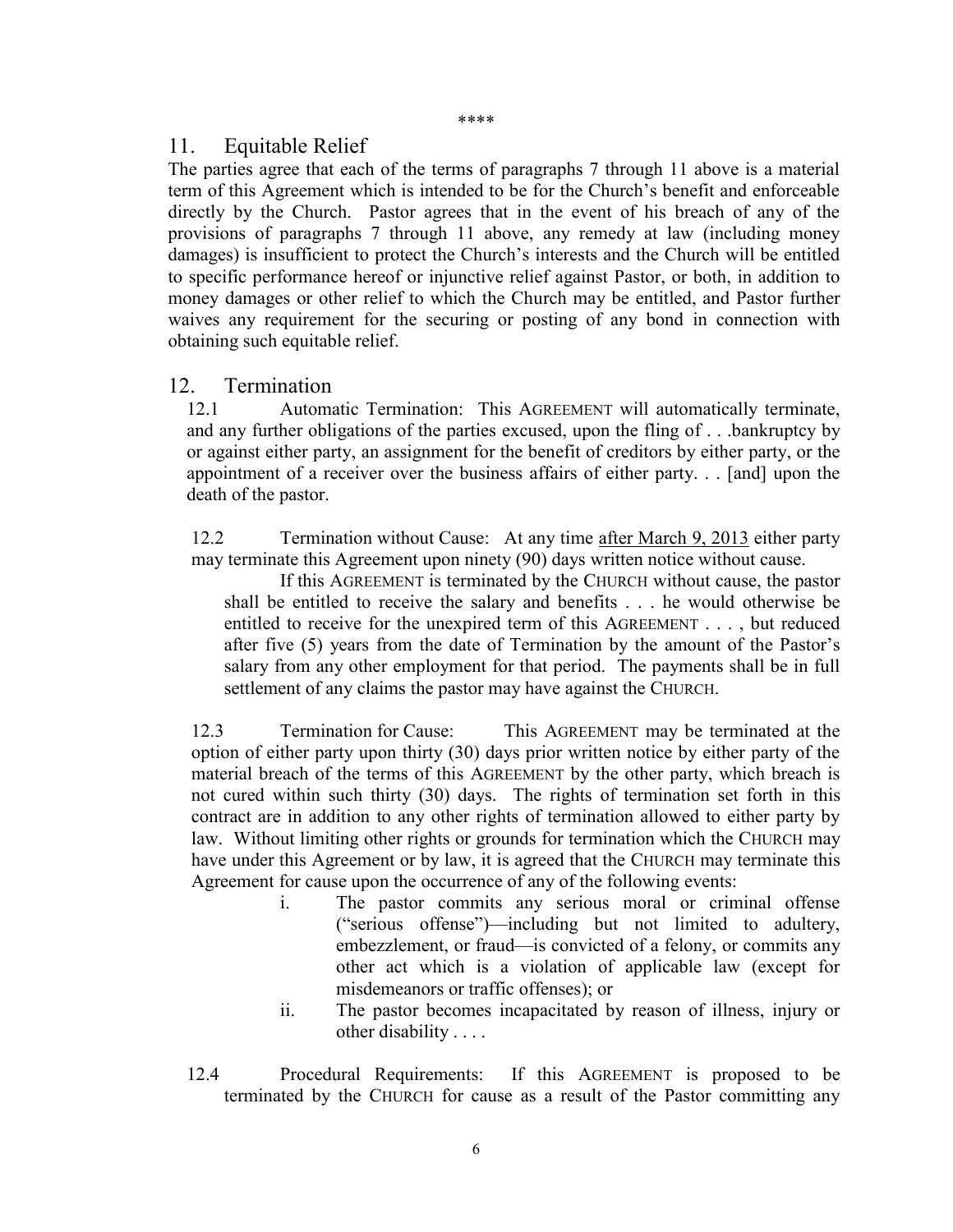\*\*\*\*

## 11. Equitable Relief

The parties agree that each of the terms of paragraphs 7 through 11 above is a material term of this Agreement which is intended to be for the Church's benefit and enforceable directly by the Church. Pastor agrees that in the event of his breach of any of the provisions of paragraphs 7 through 11 above, any remedy at law (including money damages) is insufficient to protect the Church's interests and the Church will be entitled to specific performance hereof or injunctive relief against Pastor, or both, in addition to money damages or other relief to which the Church may be entitled, and Pastor further waives any requirement for the securing or posting of any bond in connection with obtaining such equitable relief.

## 12. Termination

12.1 Automatic Termination: This AGREEMENT will automatically terminate, and any further obligations of the parties excused, upon the fling of . . .bankruptcy by or against either party, an assignment for the benefit of creditors by either party, or the appointment of a receiver over the business affairs of either party. . . [and] upon the death of the pastor.

12.2 Termination without Cause: At any time <u>after March 9, 2013</u> either party may terminate this Agreement upon ninety (90) days written notice without cause.

If this AGREEMENT is terminated by the CHURCH without cause, the pastor shall be entitled to receive the salary and benefits . . . he would otherwise be entitled to receive for the unexpired term of this AGREEMENT . . . , but reduced after five (5) years from the date of Termination by the amount of the Pastor's salary from any other employment for that period. The payments shall be in full settlement of any claims the pastor may have against the CHURCH.

12.3 Termination for Cause: This AGREEMENT may be terminated at the option of either party upon thirty (30) days prior written notice by either party of the material breach of the terms of this AGREEMENT by the other party, which breach is not cured within such thirty (30) days. The rights of termination set forth in this contract are in addition to any other rights of termination allowed to either party by law. Without limiting other rights or grounds for termination which the CHURCH may have under this Agreement or by law, it is agreed that the CHURCH may terminate this Agreement for cause upon the occurrence of any of the following events:

i. The pastor commits any serious moral or criminal offense ("serious offense")—including but not limited to adultery, embezzlement, or fraud—is convicted of a felony, or commits any other act which is a violation of applicable law (except for misdemeanors or traffic offenses); or

ii. The pastor becomes incapacitated by reason of illness, injury or other disability . . . .

12.4 Procedural Requirements: If this AGREEMENT is proposed to be terminated by the CHURCH for cause as a result of the Pastor committing any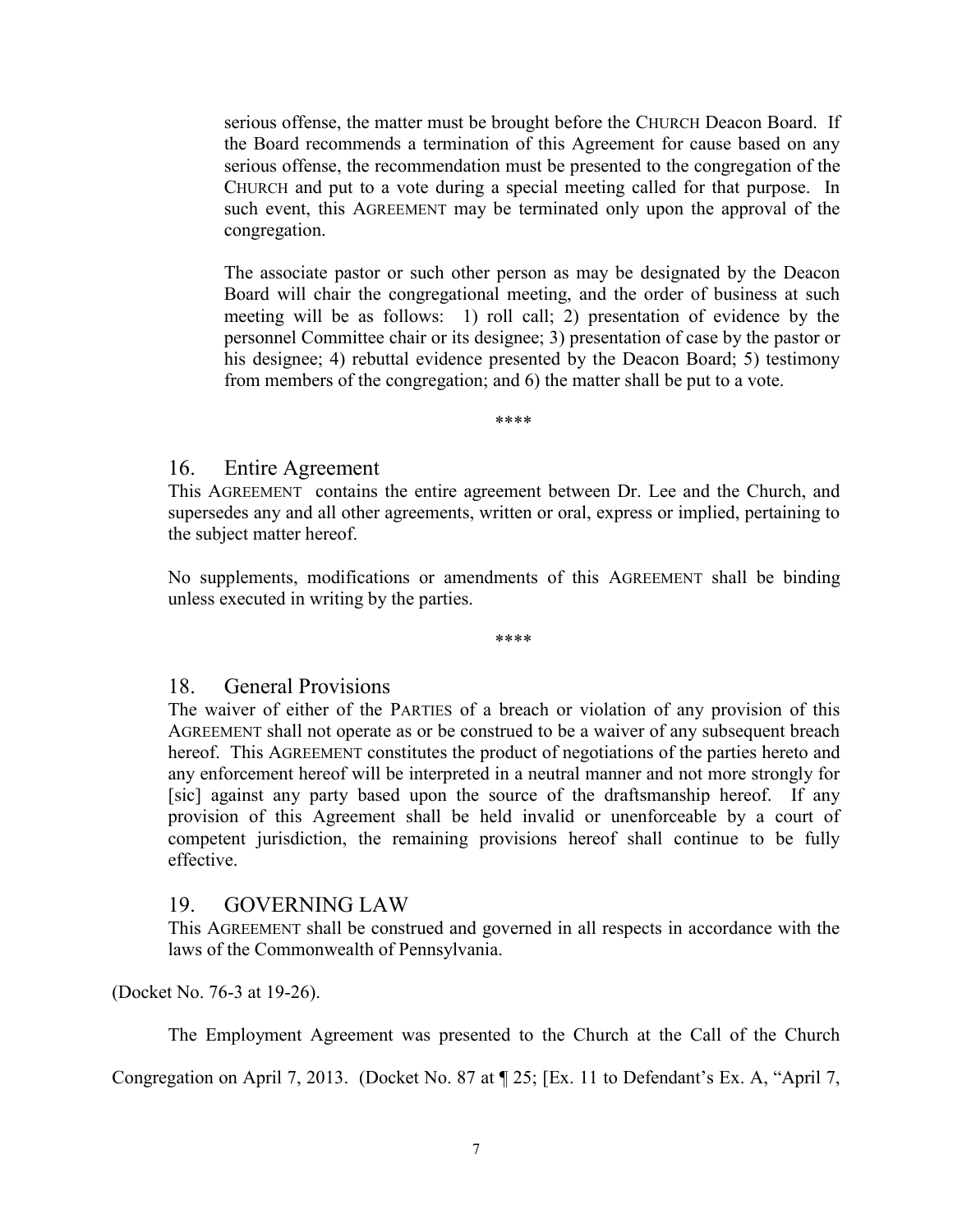> serious offense, the matter must be brought before the CHURCH Deacon Board. If the Board recommends a termination of this Agreement for cause based on any serious offense, the recommendation must be presented to the congregation of the CHURCH and put to a vote during a special meeting called for that purpose. In such event, this AGREEMENT may be terminated only upon the approval of the congregation.
>
> The associate pastor or such other person as may be designated by the Deacon Board will chair the congregational meeting, and the order of business at such meeting will be as follows: 1) roll call; 2) presentation of evidence by the personnel Committee chair or its designee; 3) presentation of case by the pastor or his designee; 4) rebuttal evidence presented by the Deacon Board; 5) testimony from members of the congregation; and 6) the matter shall be put to a vote.
>
> \*\*\*\*
>
> ## 16. Entire Agreement
>
> This AGREEMENT contains the entire agreement between Dr. Lee and the Church, and supersedes any and all other agreements, written or oral, express or implied, pertaining to the subject matter hereof.
>
> No supplements, modifications or amendments of this AGREEMENT shall be binding unless executed in writing by the parties.
>
> \*\*\*\*
>
> ## 18. General Provisions
>
> The waiver of either of the PARTIES of a breach or violation of any provision of this AGREEMENT shall not operate as or be construed to be a waiver of any subsequent breach hereof. This AGREEMENT constitutes the product of negotiations of the parties hereto and any enforcement hereof will be interpreted in a neutral manner and not more strongly for [sic] against any party based upon the source of the draftsmanship hereof. If any provision of this Agreement shall be held invalid or unenforceable by a court of competent jurisdiction, the remaining provisions hereof shall continue to be fully effective.
>
> ## 19. GOVERNING LAW
>
> This AGREEMENT shall be construed and governed in all respects in accordance with the laws of the Commonwealth of Pennsylvania.

(Docket No. 76-3 at 19-26).

The Employment Agreement was presented to the Church at the Call of the Church Congregation on April 7, 2013. (Docket No. 87 at ¶ 25; [Ex. 11 to Defendant's Ex. A, "April 7,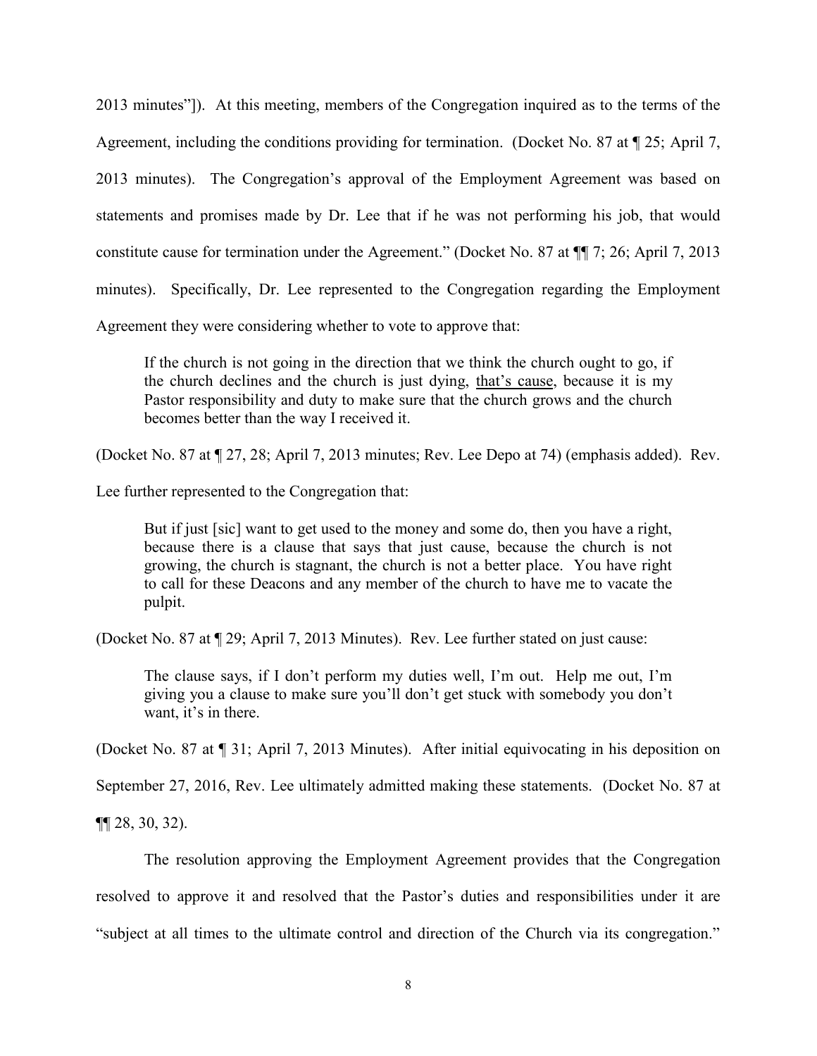2013 minutes"]). At this meeting, members of the Congregation inquired as to the terms of the Agreement, including the conditions providing for termination. (Docket No. 87 at ¶ 25; April 7, 2013 minutes). The Congregation's approval of the Employment Agreement was based on statements and promises made by Dr. Lee that if he was not performing his job, that would constitute cause for termination under the Agreement." (Docket No. 87 at ¶¶ 7; 26; April 7, 2013 minutes). Specifically, Dr. Lee represented to the Congregation regarding the Employment Agreement they were considering whether to vote to approve that:

> If the church is not going in the direction that we think the church ought to go, if the church declines and the church is just dying, <u>that's cause</u>, because it is my Pastor responsibility and duty to make sure that the church grows and the church becomes better than the way I received it.

(Docket No. 87 at ¶ 27, 28; April 7, 2013 minutes; Rev. Lee Depo at 74) (emphasis added). Rev. Lee further represented to the Congregation that:

> But if just [sic] want to get used to the money and some do, then you have a right, because there is a clause that says that just cause, because the church is not growing, the church is stagnant, the church is not a better place. You have right to call for these Deacons and any member of the church to have me to vacate the pulpit.

(Docket No. 87 at ¶ 29; April 7, 2013 Minutes). Rev. Lee further stated on just cause:

> The clause says, if I don't perform my duties well, I'm out. Help me out, I'm giving you a clause to make sure you'll don't get stuck with somebody you don't want, it's in there.

(Docket No. 87 at ¶ 31; April 7, 2013 Minutes). After initial equivocating in his deposition on September 27, 2016, Rev. Lee ultimately admitted making these statements. (Docket No. 87 at ¶¶ 28, 30, 32).

The resolution approving the Employment Agreement provides that the Congregation resolved to approve it and resolved that the Pastor's duties and responsibilities under it are "subject at all times to the ultimate control and direction of the Church via its congregation."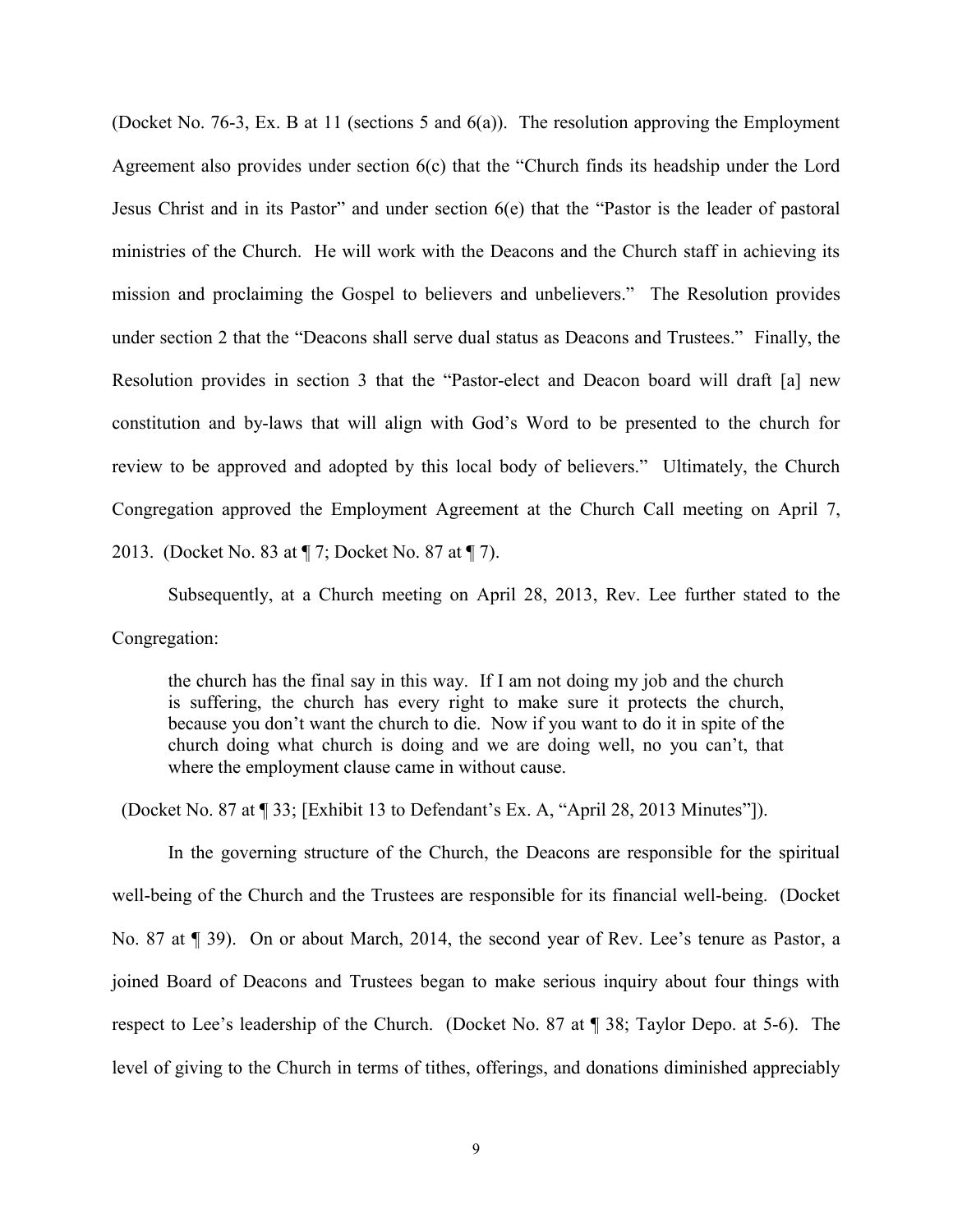(Docket No. 76-3, Ex. B at 11 (sections 5 and 6(a)). The resolution approving the Employment Agreement also provides under section 6(c) that the "Church finds its headship under the Lord Jesus Christ and in its Pastor" and under section 6(e) that the "Pastor is the leader of pastoral ministries of the Church. He will work with the Deacons and the Church staff in achieving its mission and proclaiming the Gospel to believers and unbelievers." The Resolution provides under section 2 that the "Deacons shall serve dual status as Deacons and Trustees." Finally, the Resolution provides in section 3 that the "Pastor-elect and Deacon board will draft [a] new constitution and by-laws that will align with God's Word to be presented to the church for review to be approved and adopted by this local body of believers." Ultimately, the Church Congregation approved the Employment Agreement at the Church Call meeting on April 7, 2013. (Docket No. 83 at ¶ 7; Docket No. 87 at ¶ 7).

Subsequently, at a Church meeting on April 28, 2013, Rev. Lee further stated to the Congregation:

> the church has the final say in this way. If I am not doing my job and the church is suffering, the church has every right to make sure it protects the church, because you don't want the church to die. Now if you want to do it in spite of the church doing what church is doing and we are doing well, no you can't, that where the employment clause came in without cause.

(Docket No. 87 at ¶ 33; [Exhibit 13 to Defendant's Ex. A, "April 28, 2013 Minutes"]).

In the governing structure of the Church, the Deacons are responsible for the spiritual well-being of the Church and the Trustees are responsible for its financial well-being. (Docket No. 87 at ¶ 39). On or about March, 2014, the second year of Rev. Lee's tenure as Pastor, a joined Board of Deacons and Trustees began to make serious inquiry about four things with respect to Lee's leadership of the Church. (Docket No. 87 at ¶ 38; Taylor Depo. at 5-6). The level of giving to the Church in terms of tithes, offerings, and donations diminished appreciably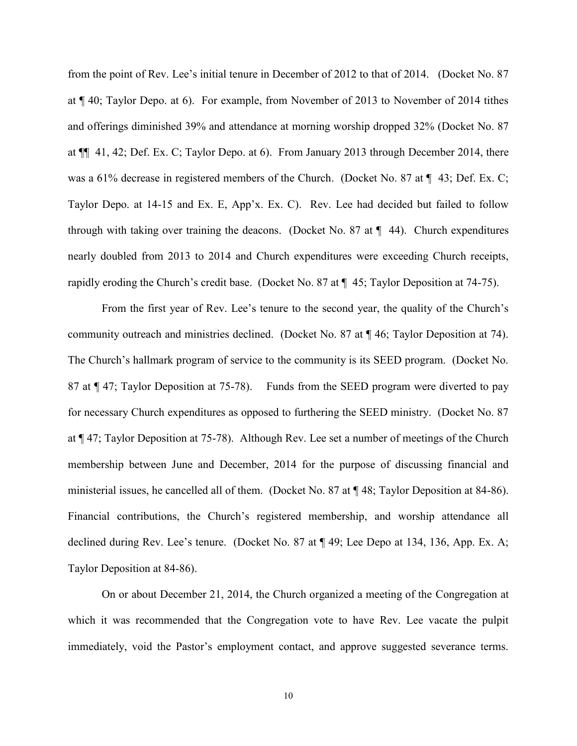from the point of Rev. Lee's initial tenure in December of 2012 to that of 2014. (Docket No. 87 at ¶ 40; Taylor Depo. at 6). For example, from November of 2013 to November of 2014 tithes and offerings diminished 39% and attendance at morning worship dropped 32% (Docket No. 87 at ¶¶ 41, 42; Def. Ex. C; Taylor Depo. at 6). From January 2013 through December 2014, there was a 61% decrease in registered members of the Church. (Docket No. 87 at ¶ 43; Def. Ex. C; Taylor Depo. at 14-15 and Ex. E, App'x. Ex. C). Rev. Lee had decided but failed to follow through with taking over training the deacons. (Docket No. 87 at ¶ 44). Church expenditures nearly doubled from 2013 to 2014 and Church expenditures were exceeding Church receipts, rapidly eroding the Church's credit base. (Docket No. 87 at ¶ 45; Taylor Deposition at 74-75).

From the first year of Rev. Lee's tenure to the second year, the quality of the Church's community outreach and ministries declined. (Docket No. 87 at ¶ 46; Taylor Deposition at 74). The Church's hallmark program of service to the community is its SEED program. (Docket No. 87 at ¶ 47; Taylor Deposition at 75-78). Funds from the SEED program were diverted to pay for necessary Church expenditures as opposed to furthering the SEED ministry. (Docket No. 87 at ¶ 47; Taylor Deposition at 75-78). Although Rev. Lee set a number of meetings of the Church membership between June and December, 2014 for the purpose of discussing financial and ministerial issues, he cancelled all of them. (Docket No. 87 at ¶ 48; Taylor Deposition at 84-86). Financial contributions, the Church's registered membership, and worship attendance all declined during Rev. Lee's tenure. (Docket No. 87 at ¶ 49; Lee Depo at 134, 136, App. Ex. A; Taylor Deposition at 84-86).

On or about December 21, 2014, the Church organized a meeting of the Congregation at which it was recommended that the Congregation vote to have Rev. Lee vacate the pulpit immediately, void the Pastor's employment contact, and approve suggested severance terms.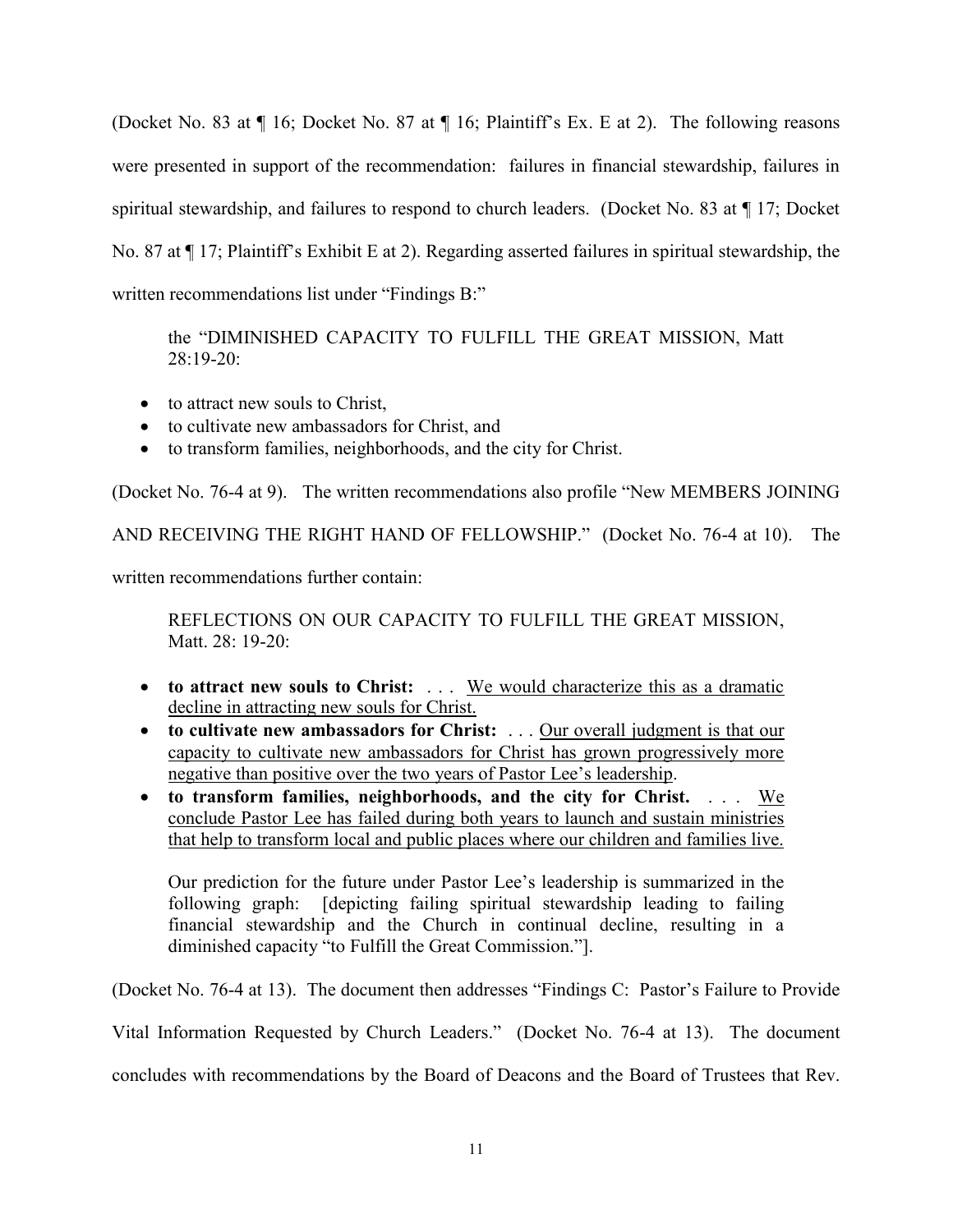(Docket No. 83 at ¶ 16; Docket No. 87 at ¶ 16; Plaintiff's Ex. E at 2). The following reasons were presented in support of the recommendation: failures in financial stewardship, failures in spiritual stewardship, and failures to respond to church leaders. (Docket No. 83 at ¶ 17; Docket No. 87 at ¶ 17; Plaintiff's Exhibit E at 2). Regarding asserted failures in spiritual stewardship, the written recommendations list under "Findings B:"

> the "DIMINISHED CAPACITY TO FULFILL THE GREAT MISSION, Matt 28:19-20:
>
> - to attract new souls to Christ,
> - to cultivate new ambassadors for Christ, and
> - to transform families, neighborhoods, and the city for Christ.

(Docket No. 76-4 at 9). The written recommendations also profile "New MEMBERS JOINING AND RECEIVING THE RIGHT HAND OF FELLOWSHIP." (Docket No. 76-4 at 10). The written recommendations further contain:

> REFLECTIONS ON OUR CAPACITY TO FULFILL THE GREAT MISSION, Matt. 28: 19-20:
>
> - **to attract new souls to Christ:** . . . <u>We would characterize this as a dramatic decline in attracting new souls for Christ.</u>
> - **to cultivate new ambassadors for Christ:** . . . <u>Our overall judgment is that our capacity to cultivate new ambassadors for Christ has grown progressively more negative than positive over the two years of Pastor Lee's leadership</u>.
> - **to transform families, neighborhoods, and the city for Christ.** . . . <u>We conclude Pastor Lee has failed during both years to launch and sustain ministries that help to transform local and public places where our children and families live.</u>
>
> Our prediction for the future under Pastor Lee's leadership is summarized in the following graph: [depicting failing spiritual stewardship leading to failing financial stewardship and the Church in continual decline, resulting in a diminished capacity "to Fulfill the Great Commission."].

(Docket No. 76-4 at 13). The document then addresses "Findings C: Pastor's Failure to Provide Vital Information Requested by Church Leaders." (Docket No. 76-4 at 13). The document concludes with recommendations by the Board of Deacons and the Board of Trustees that Rev.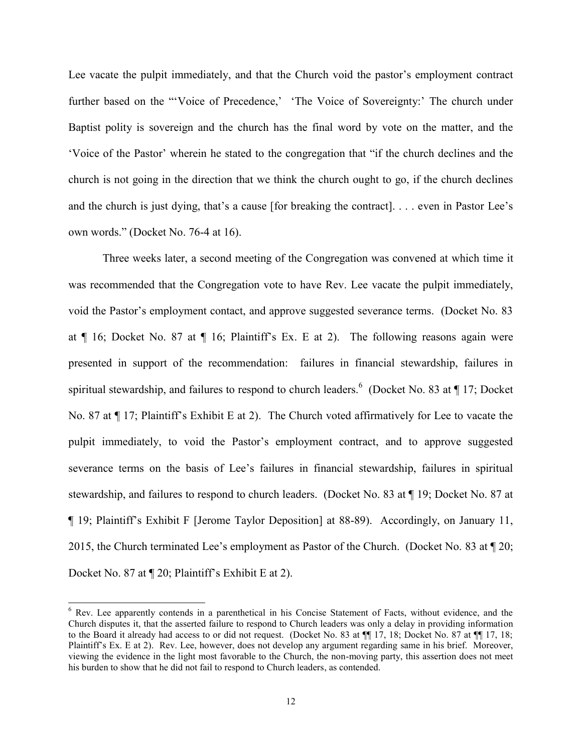Lee vacate the pulpit immediately, and that the Church void the pastor's employment contract further based on the "'Voice of Precedence,' 'The Voice of Sovereignty:' The church under Baptist polity is sovereign and the church has the final word by vote on the matter, and the 'Voice of the Pastor' wherein he stated to the congregation that "if the church declines and the church is not going in the direction that we think the church ought to go, if the church declines and the church is just dying, that's a cause [for breaking the contract]. . . . even in Pastor Lee's own words." (Docket No. 76-4 at 16).

Three weeks later, a second meeting of the Congregation was convened at which time it was recommended that the Congregation vote to have Rev. Lee vacate the pulpit immediately, void the Pastor's employment contact, and approve suggested severance terms. (Docket No. 83 at ¶ 16; Docket No. 87 at ¶ 16; Plaintiff's Ex. E at 2). The following reasons again were presented in support of the recommendation: failures in financial stewardship, failures in spiritual stewardship, and failures to respond to church leaders.[6] (Docket No. 83 at ¶ 17; Docket No. 87 at ¶ 17; Plaintiff's Exhibit E at 2). The Church voted affirmatively for Lee to vacate the pulpit immediately, to void the Pastor's employment contract, and to approve suggested severance terms on the basis of Lee's failures in financial stewardship, failures in spiritual stewardship, and failures to respond to church leaders. (Docket No. 83 at ¶ 19; Docket No. 87 at ¶ 19; Plaintiff's Exhibit F [Jerome Taylor Deposition] at 88-89). Accordingly, on January 11, 2015, the Church terminated Lee's employment as Pastor of the Church. (Docket No. 83 at ¶ 20; Docket No. 87 at ¶ 20; Plaintiff's Exhibit E at 2).

[6] Rev. Lee apparently contends in a parenthetical in his Concise Statement of Facts, without evidence, and the Church disputes it, that the asserted failure to respond to Church leaders was only a delay in providing information to the Board it already had access to or did not request. (Docket No. 83 at ¶¶ 17, 18; Docket No. 87 at ¶¶ 17, 18; Plaintiff's Ex. E at 2). Rev. Lee, however, does not develop any argument regarding same in his brief. Moreover, viewing the evidence in the light most favorable to the Church, the non-moving party, this assertion does not meet his burden to show that he did not fail to respond to Church leaders, as contended.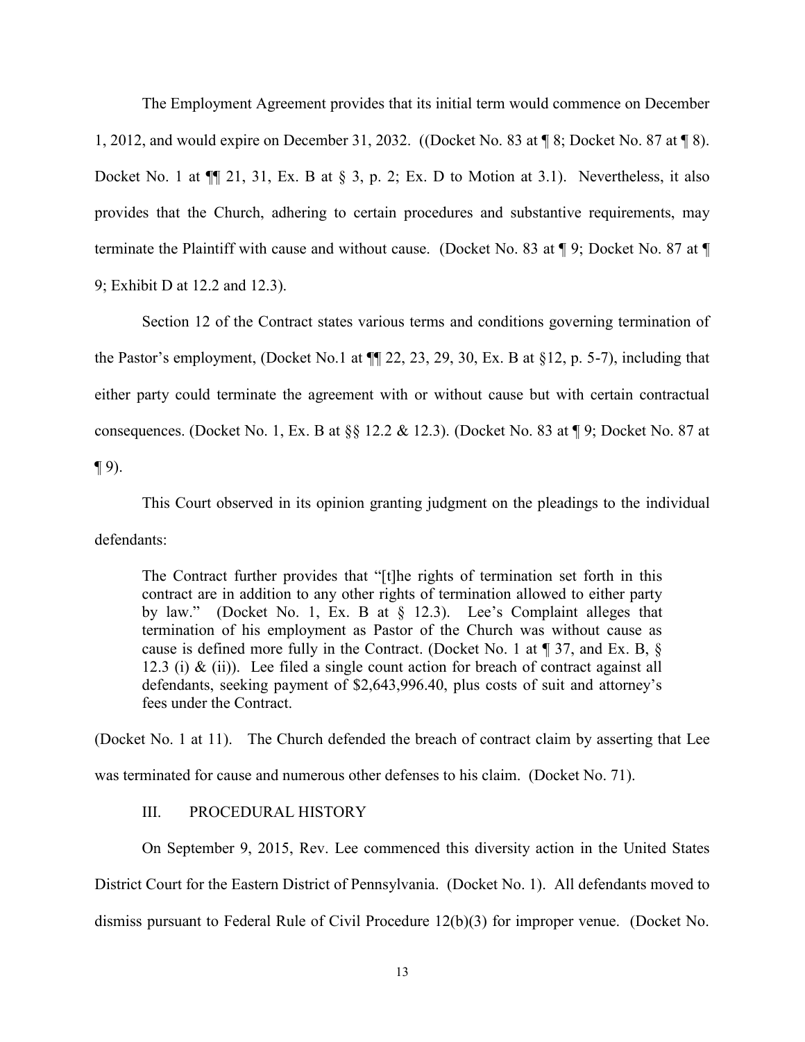The Employment Agreement provides that its initial term would commence on December 1, 2012, and would expire on December 31, 2032. ((Docket No. 83 at ¶ 8; Docket No. 87 at ¶ 8). Docket No. 1 at ¶¶ 21, 31, Ex. B at § 3, p. 2; Ex. D to Motion at 3.1). Nevertheless, it also provides that the Church, adhering to certain procedures and substantive requirements, may terminate the Plaintiff with cause and without cause. (Docket No. 83 at ¶ 9; Docket No. 87 at ¶ 9; Exhibit D at 12.2 and 12.3).

Section 12 of the Contract states various terms and conditions governing termination of the Pastor's employment, (Docket No.1 at ¶¶ 22, 23, 29, 30, Ex. B at §12, p. 5-7), including that either party could terminate the agreement with or without cause but with certain contractual consequences. (Docket No. 1, Ex. B at §§ 12.2 & 12.3). (Docket No. 83 at ¶ 9; Docket No. 87 at ¶ 9).

This Court observed in its opinion granting judgment on the pleadings to the individual defendants:

> The Contract further provides that "[t]he rights of termination set forth in this contract are in addition to any other rights of termination allowed to either party by law." (Docket No. 1, Ex. B at § 12.3). Lee's Complaint alleges that termination of his employment as Pastor of the Church was without cause as cause is defined more fully in the Contract. (Docket No. 1 at ¶ 37, and Ex. B, § 12.3 (i) & (ii)). Lee filed a single count action for breach of contract against all defendants, seeking payment of $2,643,996.40, plus costs of suit and attorney's fees under the Contract.

(Docket No. 1 at 11). The Church defended the breach of contract claim by asserting that Lee was terminated for cause and numerous other defenses to his claim. (Docket No. 71).

## III. PROCEDURAL HISTORY

On September 9, 2015, Rev. Lee commenced this diversity action in the United States District Court for the Eastern District of Pennsylvania. (Docket No. 1). All defendants moved to dismiss pursuant to Federal Rule of Civil Procedure 12(b)(3) for improper venue. (Docket No.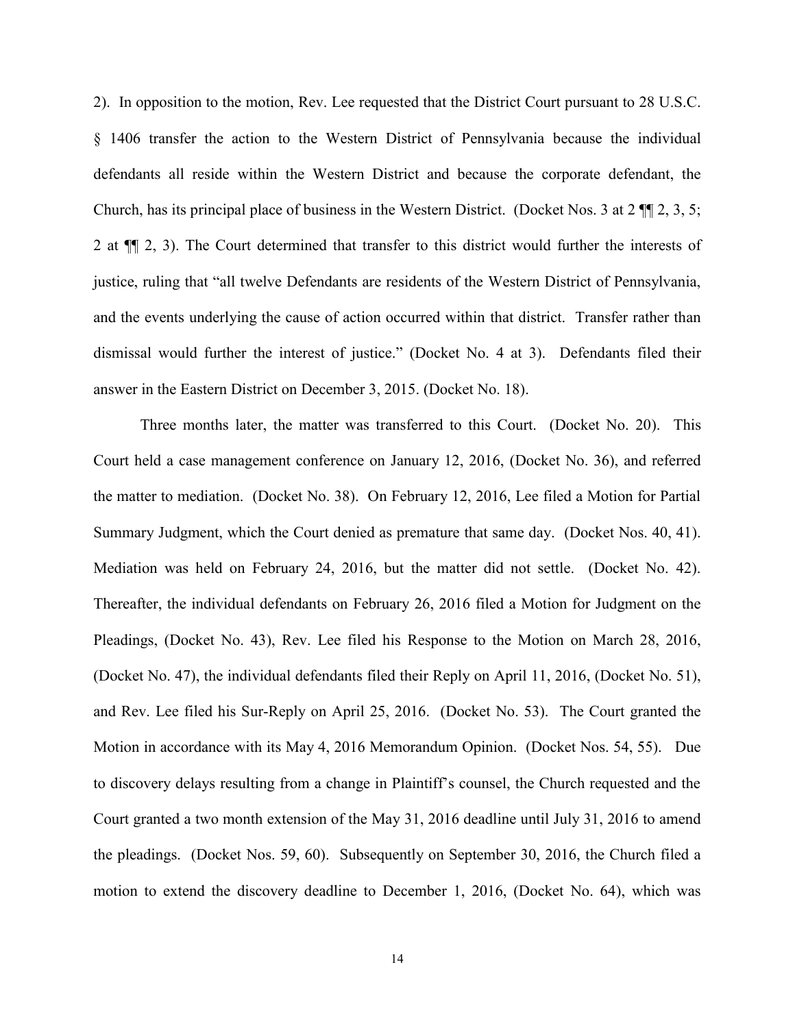2). In opposition to the motion, Rev. Lee requested that the District Court pursuant to 28 U.S.C. § 1406 transfer the action to the Western District of Pennsylvania because the individual defendants all reside within the Western District and because the corporate defendant, the Church, has its principal place of business in the Western District. (Docket Nos. 3 at 2 ¶¶ 2, 3, 5; 2 at ¶¶ 2, 3). The Court determined that transfer to this district would further the interests of justice, ruling that "all twelve Defendants are residents of the Western District of Pennsylvania, and the events underlying the cause of action occurred within that district. Transfer rather than dismissal would further the interest of justice." (Docket No. 4 at 3). Defendants filed their answer in the Eastern District on December 3, 2015. (Docket No. 18).

Three months later, the matter was transferred to this Court. (Docket No. 20). This Court held a case management conference on January 12, 2016, (Docket No. 36), and referred the matter to mediation. (Docket No. 38). On February 12, 2016, Lee filed a Motion for Partial Summary Judgment, which the Court denied as premature that same day. (Docket Nos. 40, 41). Mediation was held on February 24, 2016, but the matter did not settle. (Docket No. 42). Thereafter, the individual defendants on February 26, 2016 filed a Motion for Judgment on the Pleadings, (Docket No. 43), Rev. Lee filed his Response to the Motion on March 28, 2016, (Docket No. 47), the individual defendants filed their Reply on April 11, 2016, (Docket No. 51), and Rev. Lee filed his Sur-Reply on April 25, 2016. (Docket No. 53). The Court granted the Motion in accordance with its May 4, 2016 Memorandum Opinion. (Docket Nos. 54, 55). Due to discovery delays resulting from a change in Plaintiff's counsel, the Church requested and the Court granted a two month extension of the May 31, 2016 deadline until July 31, 2016 to amend the pleadings. (Docket Nos. 59, 60). Subsequently on September 30, 2016, the Church filed a motion to extend the discovery deadline to December 1, 2016, (Docket No. 64), which was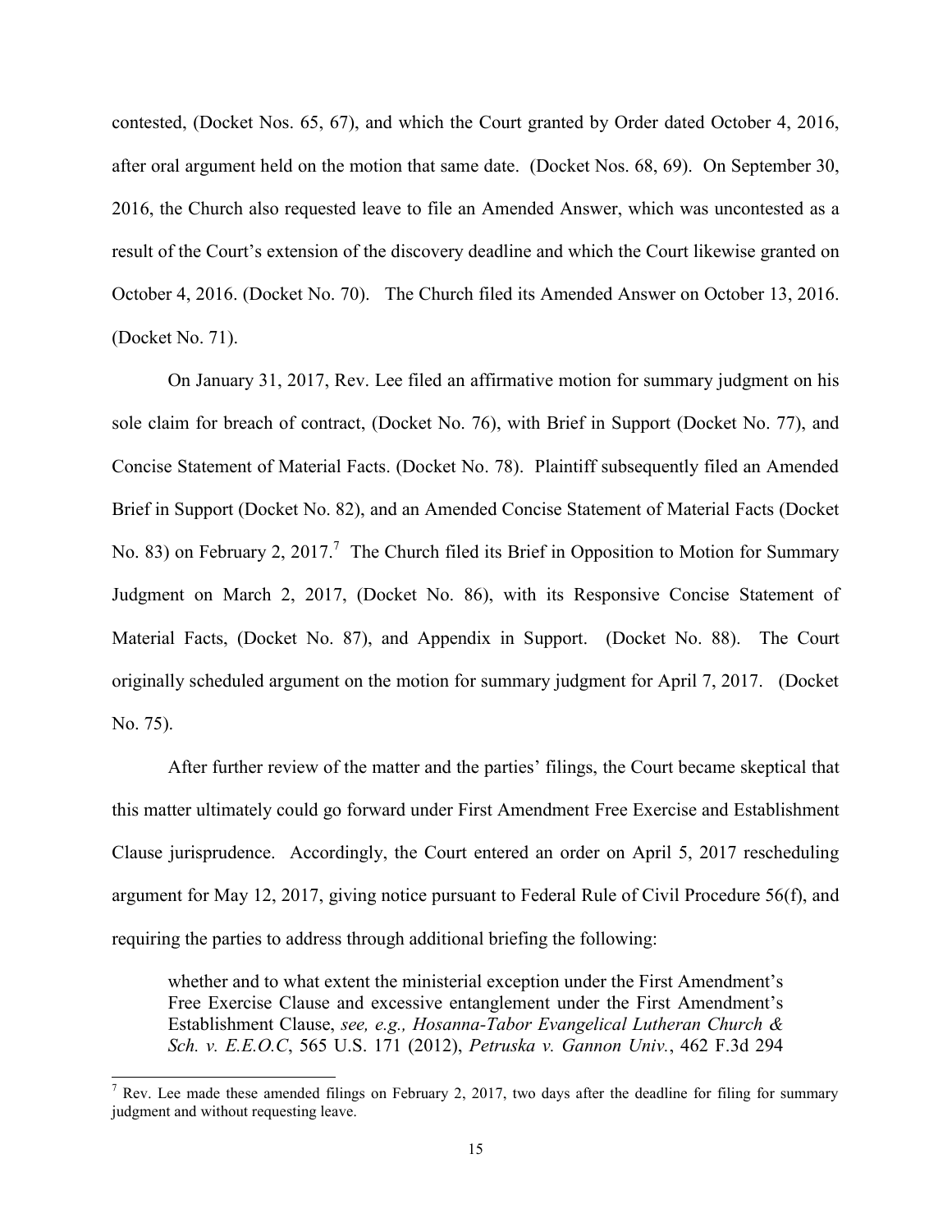contested, (Docket Nos. 65, 67), and which the Court granted by Order dated October 4, 2016, after oral argument held on the motion that same date. (Docket Nos. 68, 69). On September 30, 2016, the Church also requested leave to file an Amended Answer, which was uncontested as a result of the Court's extension of the discovery deadline and which the Court likewise granted on October 4, 2016. (Docket No. 70). The Church filed its Amended Answer on October 13, 2016. (Docket No. 71).

On January 31, 2017, Rev. Lee filed an affirmative motion for summary judgment on his sole claim for breach of contract, (Docket No. 76), with Brief in Support (Docket No. 77), and Concise Statement of Material Facts. (Docket No. 78). Plaintiff subsequently filed an Amended Brief in Support (Docket No. 82), and an Amended Concise Statement of Material Facts (Docket No. 83) on February 2, 2017.[7] The Church filed its Brief in Opposition to Motion for Summary Judgment on March 2, 2017, (Docket No. 86), with its Responsive Concise Statement of Material Facts, (Docket No. 87), and Appendix in Support. (Docket No. 88). The Court originally scheduled argument on the motion for summary judgment for April 7, 2017. (Docket No. 75).

After further review of the matter and the parties' filings, the Court became skeptical that this matter ultimately could go forward under First Amendment Free Exercise and Establishment Clause jurisprudence. Accordingly, the Court entered an order on April 5, 2017 rescheduling argument for May 12, 2017, giving notice pursuant to Federal Rule of Civil Procedure 56(f), and requiring the parties to address through additional briefing the following:

> whether and to what extent the ministerial exception under the First Amendment's Free Exercise Clause and excessive entanglement under the First Amendment's Establishment Clause, *see, e.g., Hosanna-Tabor Evangelical Lutheran Church & Sch. v. E.E.O.C*, 565 U.S. 171 (2012), *Petruska v. Gannon Univ.*, 462 F.3d 294

---

[7] Rev. Lee made these amended filings on February 2, 2017, two days after the deadline for filing for summary judgment and without requesting leave.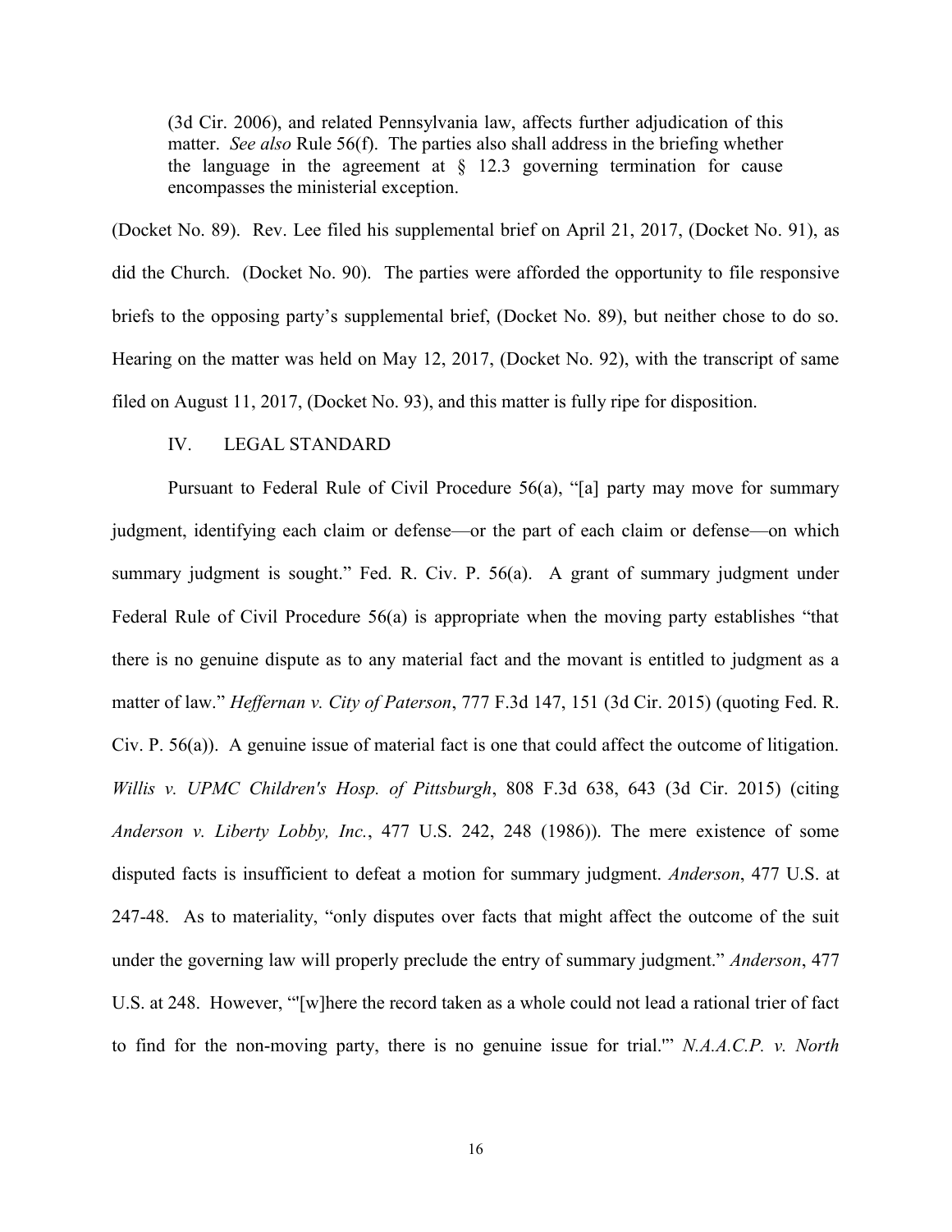> (3d Cir. 2006), and related Pennsylvania law, affects further adjudication of this matter. *See also* Rule 56(f). The parties also shall address in the briefing whether the language in the agreement at § 12.3 governing termination for cause encompasses the ministerial exception.

(Docket No. 89). Rev. Lee filed his supplemental brief on April 21, 2017, (Docket No. 91), as did the Church. (Docket No. 90). The parties were afforded the opportunity to file responsive briefs to the opposing party's supplemental brief, (Docket No. 89), but neither chose to do so. Hearing on the matter was held on May 12, 2017, (Docket No. 92), with the transcript of same filed on August 11, 2017, (Docket No. 93), and this matter is fully ripe for disposition.

## IV. LEGAL STANDARD

Pursuant to Federal Rule of Civil Procedure 56(a), "[a] party may move for summary judgment, identifying each claim or defense—or the part of each claim or defense—on which summary judgment is sought." Fed. R. Civ. P. 56(a). A grant of summary judgment under Federal Rule of Civil Procedure 56(a) is appropriate when the moving party establishes "that there is no genuine dispute as to any material fact and the movant is entitled to judgment as a matter of law." *Heffernan v. City of Paterson*, 777 F.3d 147, 151 (3d Cir. 2015) (quoting Fed. R. Civ. P. 56(a)). A genuine issue of material fact is one that could affect the outcome of litigation. *Willis v. UPMC Children's Hosp. of Pittsburgh*, 808 F.3d 638, 643 (3d Cir. 2015) (citing *Anderson v. Liberty Lobby, Inc.*, 477 U.S. 242, 248 (1986)). The mere existence of some disputed facts is insufficient to defeat a motion for summary judgment. *Anderson*, 477 U.S. at 247-48. As to materiality, "only disputes over facts that might affect the outcome of the suit under the governing law will properly preclude the entry of summary judgment." *Anderson*, 477 U.S. at 248. However, "'[w]here the record taken as a whole could not lead a rational trier of fact to find for the non-moving party, there is no genuine issue for trial.'" *N.A.A.C.P. v. North*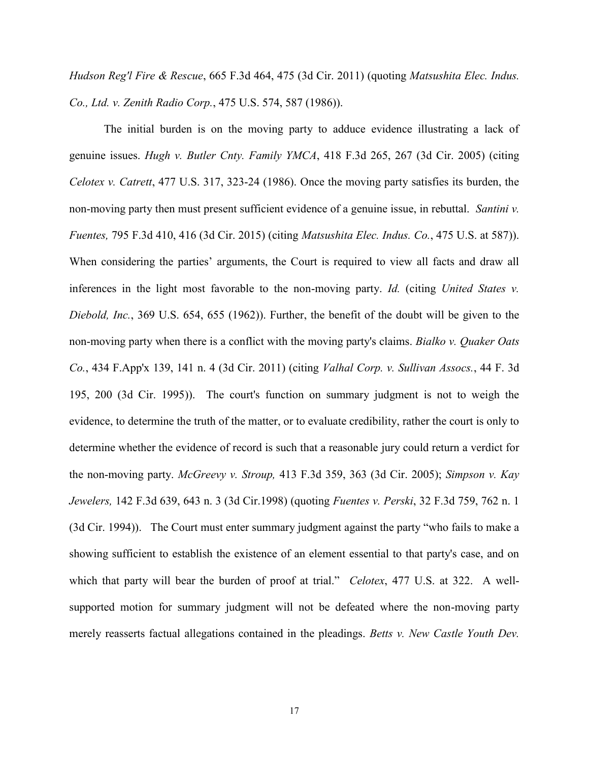*Hudson Reg'l Fire & Rescue*, 665 F.3d 464, 475 (3d Cir. 2011) (quoting *Matsushita Elec. Indus. Co., Ltd. v. Zenith Radio Corp.*, 475 U.S. 574, 587 (1986)).

The initial burden is on the moving party to adduce evidence illustrating a lack of genuine issues. *Hugh v. Butler Cnty. Family YMCA*, 418 F.3d 265, 267 (3d Cir. 2005) (citing *Celotex v. Catrett*, 477 U.S. 317, 323-24 (1986). Once the moving party satisfies its burden, the non-moving party then must present sufficient evidence of a genuine issue, in rebuttal. *Santini v. Fuentes,* 795 F.3d 410, 416 (3d Cir. 2015) (citing *Matsushita Elec. Indus. Co.*, 475 U.S. at 587)). When considering the parties' arguments, the Court is required to view all facts and draw all inferences in the light most favorable to the non-moving party. *Id.* (citing *United States v. Diebold, Inc.*, 369 U.S. 654, 655 (1962)). Further, the benefit of the doubt will be given to the non-moving party when there is a conflict with the moving party's claims. *Bialko v. Quaker Oats Co.*, 434 F.App'x 139, 141 n. 4 (3d Cir. 2011) (citing *Valhal Corp. v. Sullivan Assocs.*, 44 F. 3d 195, 200 (3d Cir. 1995)). The court's function on summary judgment is not to weigh the evidence, to determine the truth of the matter, or to evaluate credibility, rather the court is only to determine whether the evidence of record is such that a reasonable jury could return a verdict for the non-moving party. *McGreevy v. Stroup,* 413 F.3d 359, 363 (3d Cir. 2005); *Simpson v. Kay Jewelers,* 142 F.3d 639, 643 n. 3 (3d Cir.1998) (quoting *Fuentes v. Perski*, 32 F.3d 759, 762 n. 1 (3d Cir. 1994)). The Court must enter summary judgment against the party "who fails to make a showing sufficient to establish the existence of an element essential to that party's case, and on which that party will bear the burden of proof at trial." *Celotex*, 477 U.S. at 322. A well-supported motion for summary judgment will not be defeated where the non-moving party merely reasserts factual allegations contained in the pleadings. *Betts v. New Castle Youth Dev.*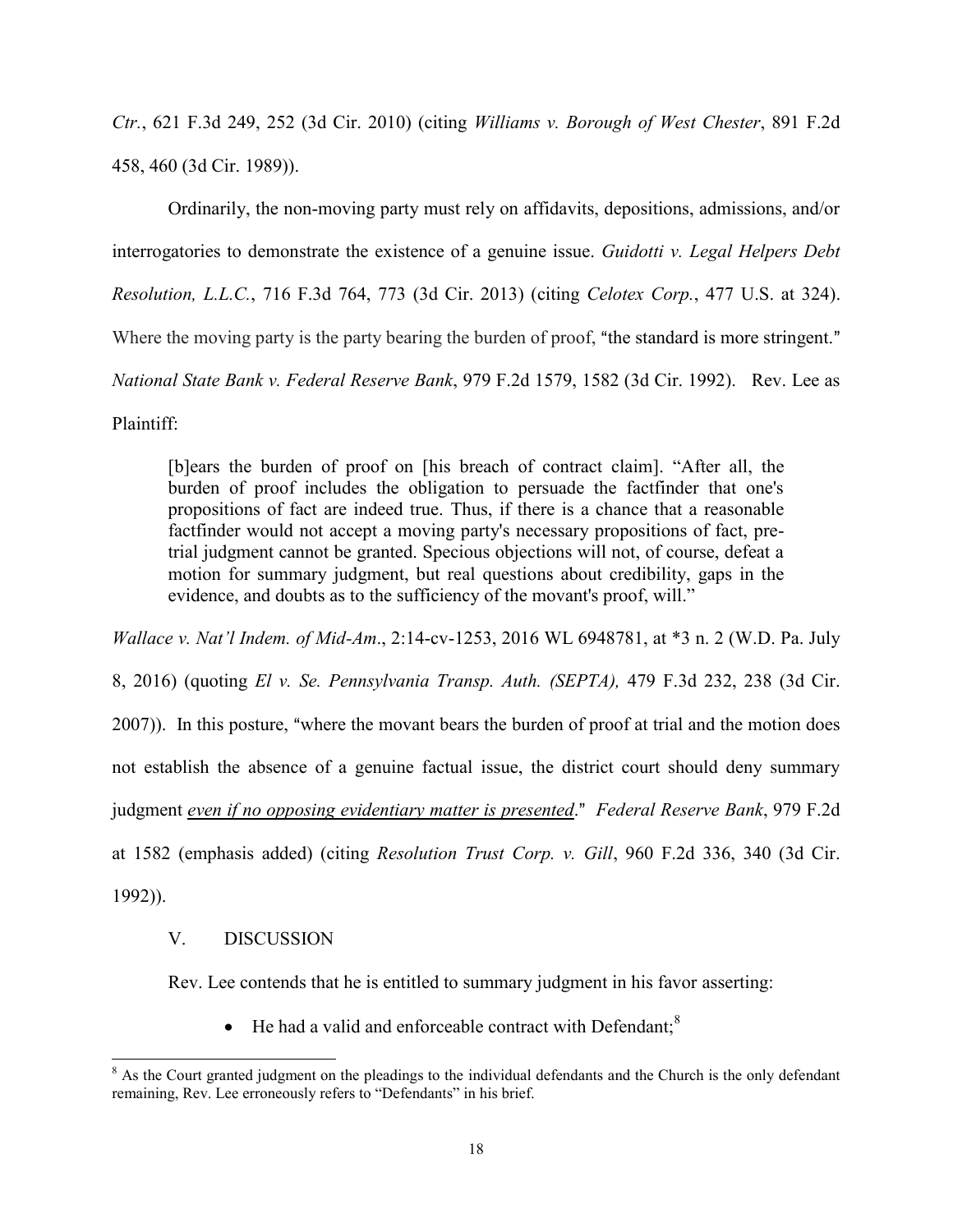*Ctr.*, 621 F.3d 249, 252 (3d Cir. 2010) (citing *Williams v. Borough of West Chester*, 891 F.2d 458, 460 (3d Cir. 1989)).

Ordinarily, the non-moving party must rely on affidavits, depositions, admissions, and/or interrogatories to demonstrate the existence of a genuine issue. *Guidotti v. Legal Helpers Debt Resolution, L.L.C.*, 716 F.3d 764, 773 (3d Cir. 2013) (citing *Celotex Corp.*, 477 U.S. at 324). Where the moving party is the party bearing the burden of proof, "the standard is more stringent." *National State Bank v. Federal Reserve Bank*, 979 F.2d 1579, 1582 (3d Cir. 1992). Rev. Lee as Plaintiff:

> [b]ears the burden of proof on [his breach of contract claim]. "After all, the burden of proof includes the obligation to persuade the factfinder that one's propositions of fact are indeed true. Thus, if there is a chance that a reasonable factfinder would not accept a moving party's necessary propositions of fact, pre-trial judgment cannot be granted. Specious objections will not, of course, defeat a motion for summary judgment, but real questions about credibility, gaps in the evidence, and doubts as to the sufficiency of the movant's proof, will."

*Wallace v. Nat'l Indem. of Mid-Am*., 2:14-cv-1253, 2016 WL 6948781, at *3 n. 2 (W.D. Pa. July 8, 2016) (quoting *El v. Se. Pennsylvania Transp. Auth. (SEPTA),* 479 F.3d 232, 238 (3d Cir. 2007)). In this posture, "where the movant bears the burden of proof at trial and the motion does not establish the absence of a genuine factual issue, the district court should deny summary judgment *even if no opposing evidentiary matter is presented*." *Federal Reserve Bank*, 979 F.2d at 1582 (emphasis added) (citing *Resolution Trust Corp. v. Gill*, 960 F.2d 336, 340 (3d Cir. 1992)).

## V. DISCUSSION

Rev. Lee contends that he is entitled to summary judgment in his favor asserting:

- He had a valid and enforceable contract with Defendant;[8]

---

[8] As the Court granted judgment on the pleadings to the individual defendants and the Church is the only defendant remaining, Rev. Lee erroneously refers to "Defendants" in his brief.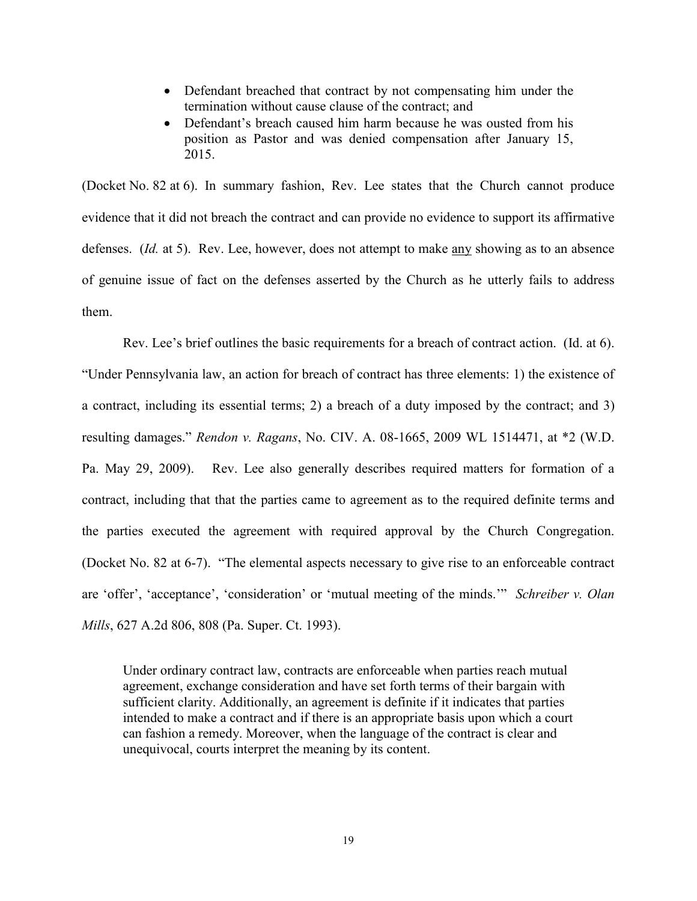- Defendant breached that contract by not compensating him under the termination without cause clause of the contract; and
- Defendant's breach caused him harm because he was ousted from his position as Pastor and was denied compensation after January 15, 2015.

(Docket No. 82 at 6). In summary fashion, Rev. Lee states that the Church cannot produce evidence that it did not breach the contract and can provide no evidence to support its affirmative defenses. (*Id.* at 5). Rev. Lee, however, does not attempt to make <u>any</u> showing as to an absence of genuine issue of fact on the defenses asserted by the Church as he utterly fails to address them.

Rev. Lee's brief outlines the basic requirements for a breach of contract action. (Id. at 6). "Under Pennsylvania law, an action for breach of contract has three elements: 1) the existence of a contract, including its essential terms; 2) a breach of a duty imposed by the contract; and 3) resulting damages." *Rendon v. Ragans*, No. CIV. A. 08-1665, 2009 WL 1514471, at *2 (W.D. Pa. May 29, 2009). Rev. Lee also generally describes required matters for formation of a contract, including that that the parties came to agreement as to the required definite terms and the parties executed the agreement with required approval by the Church Congregation. (Docket No. 82 at 6-7). "The elemental aspects necessary to give rise to an enforceable contract are 'offer', 'acceptance', 'consideration' or 'mutual meeting of the minds.'" *Schreiber v. Olan Mills*, 627 A.2d 806, 808 (Pa. Super. Ct. 1993).

> Under ordinary contract law, contracts are enforceable when parties reach mutual agreement, exchange consideration and have set forth terms of their bargain with sufficient clarity. Additionally, an agreement is definite if it indicates that parties intended to make a contract and if there is an appropriate basis upon which a court can fashion a remedy. Moreover, when the language of the contract is clear and unequivocal, courts interpret the meaning by its content.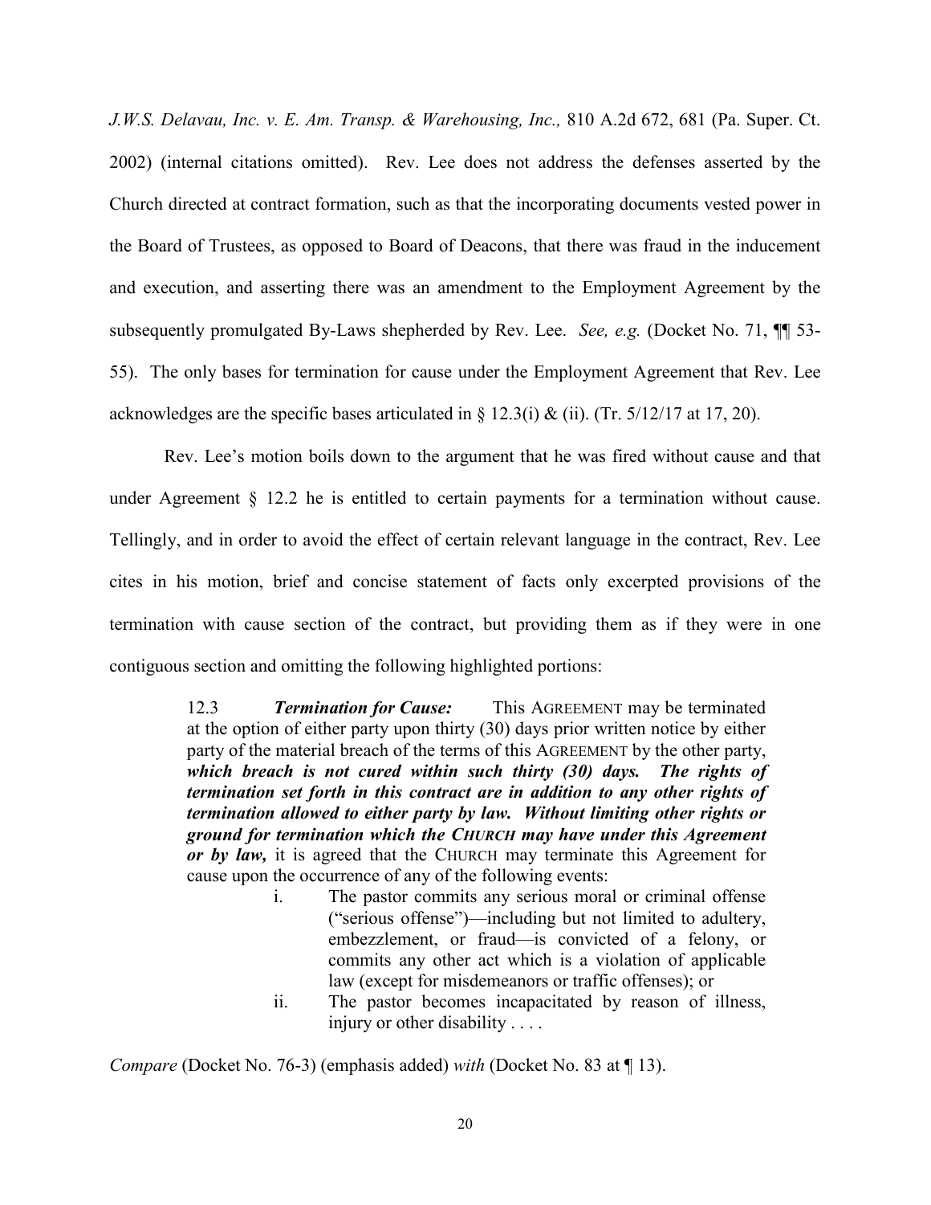*J.W.S. Delavau, Inc. v. E. Am. Transp. & Warehousing, Inc.,* 810 A.2d 672, 681 (Pa. Super. Ct. 2002) (internal citations omitted). Rev. Lee does not address the defenses asserted by the Church directed at contract formation, such as that the incorporating documents vested power in the Board of Trustees, as opposed to Board of Deacons, that there was fraud in the inducement and execution, and asserting there was an amendment to the Employment Agreement by the subsequently promulgated By-Laws shepherded by Rev. Lee. *See, e.g.* (Docket No. 71, ¶¶ 53-55). The only bases for termination for cause under the Employment Agreement that Rev. Lee acknowledges are the specific bases articulated in § 12.3(i) & (ii). (Tr. 5/12/17 at 17, 20).

Rev. Lee's motion boils down to the argument that he was fired without cause and that under Agreement § 12.2 he is entitled to certain payments for a termination without cause. Tellingly, and in order to avoid the effect of certain relevant language in the contract, Rev. Lee cites in his motion, brief and concise statement of facts only excerpted provisions of the termination with cause section of the contract, but providing them as if they were in one contiguous section and omitting the following highlighted portions:

> 12.3 ***Termination for Cause:*** This AGREEMENT may be terminated at the option of either party upon thirty (30) days prior written notice by either party of the material breach of the terms of this AGREEMENT by the other party, ***which breach is not cured within such thirty (30) days. The rights of termination set forth in this contract are in addition to any other rights of termination allowed to either party by law. Without limiting other rights or ground for termination which the CHURCH may have under this Agreement or by law,*** it is agreed that the CHURCH may terminate this Agreement for cause upon the occurrence of any of the following events:
>
> i. The pastor commits any serious moral or criminal offense ("serious offense")—including but not limited to adultery, embezzlement, or fraud—is convicted of a felony, or commits any other act which is a violation of applicable law (except for misdemeanors or traffic offenses); or
>
> ii. The pastor becomes incapacitated by reason of illness, injury or other disability . . . .

*Compare* (Docket No. 76-3) (emphasis added) *with* (Docket No. 83 at ¶ 13).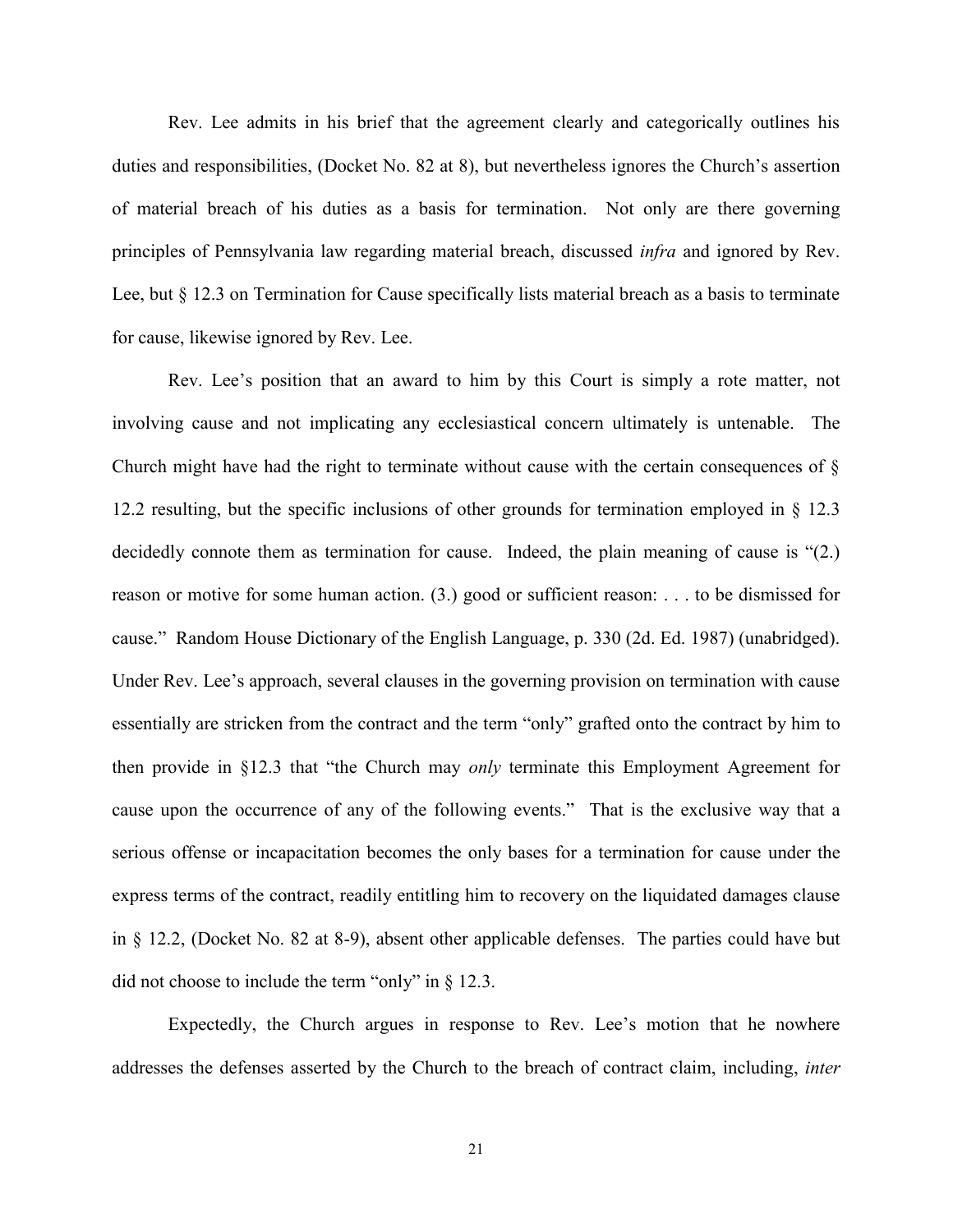Rev. Lee admits in his brief that the agreement clearly and categorically outlines his duties and responsibilities, (Docket No. 82 at 8), but nevertheless ignores the Church's assertion of material breach of his duties as a basis for termination. Not only are there governing principles of Pennsylvania law regarding material breach, discussed *infra* and ignored by Rev. Lee, but § 12.3 on Termination for Cause specifically lists material breach as a basis to terminate for cause, likewise ignored by Rev. Lee.

Rev. Lee's position that an award to him by this Court is simply a rote matter, not involving cause and not implicating any ecclesiastical concern ultimately is untenable. The Church might have had the right to terminate without cause with the certain consequences of § 12.2 resulting, but the specific inclusions of other grounds for termination employed in § 12.3 decidedly connote them as termination for cause. Indeed, the plain meaning of cause is "(2.) reason or motive for some human action. (3.) good or sufficient reason: . . . to be dismissed for cause." Random House Dictionary of the English Language, p. 330 (2d. Ed. 1987) (unabridged). Under Rev. Lee's approach, several clauses in the governing provision on termination with cause essentially are stricken from the contract and the term "only" grafted onto the contract by him to then provide in §12.3 that "the Church may *only* terminate this Employment Agreement for cause upon the occurrence of any of the following events." That is the exclusive way that a serious offense or incapacitation becomes the only bases for a termination for cause under the express terms of the contract, readily entitling him to recovery on the liquidated damages clause in § 12.2, (Docket No. 82 at 8-9), absent other applicable defenses. The parties could have but did not choose to include the term "only" in § 12.3.

Expectedly, the Church argues in response to Rev. Lee's motion that he nowhere addresses the defenses asserted by the Church to the breach of contract claim, including, *inter*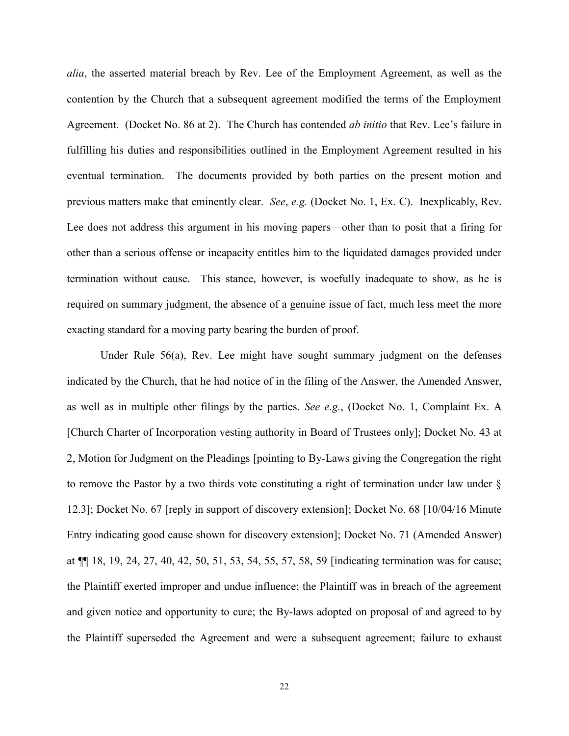*alia*, the asserted material breach by Rev. Lee of the Employment Agreement, as well as the contention by the Church that a subsequent agreement modified the terms of the Employment Agreement. (Docket No. 86 at 2). The Church has contended *ab initio* that Rev. Lee's failure in fulfilling his duties and responsibilities outlined in the Employment Agreement resulted in his eventual termination. The documents provided by both parties on the present motion and previous matters make that eminently clear. *See*, *e.g.* (Docket No. 1, Ex. C). Inexplicably, Rev. Lee does not address this argument in his moving papers—other than to posit that a firing for other than a serious offense or incapacity entitles him to the liquidated damages provided under termination without cause. This stance, however, is woefully inadequate to show, as he is required on summary judgment, the absence of a genuine issue of fact, much less meet the more exacting standard for a moving party bearing the burden of proof.

Under Rule 56(a), Rev. Lee might have sought summary judgment on the defenses indicated by the Church, that he had notice of in the filing of the Answer, the Amended Answer, as well as in multiple other filings by the parties. *See e.g.*, (Docket No. 1, Complaint Ex. A [Church Charter of Incorporation vesting authority in Board of Trustees only]; Docket No. 43 at 2, Motion for Judgment on the Pleadings [pointing to By-Laws giving the Congregation the right to remove the Pastor by a two thirds vote constituting a right of termination under law under § 12.3]; Docket No. 67 [reply in support of discovery extension]; Docket No. 68 [10/04/16 Minute Entry indicating good cause shown for discovery extension]; Docket No. 71 (Amended Answer) at ¶¶ 18, 19, 24, 27, 40, 42, 50, 51, 53, 54, 55, 57, 58, 59 [indicating termination was for cause; the Plaintiff exerted improper and undue influence; the Plaintiff was in breach of the agreement and given notice and opportunity to cure; the By-laws adopted on proposal of and agreed to by the Plaintiff superseded the Agreement and were a subsequent agreement; failure to exhaust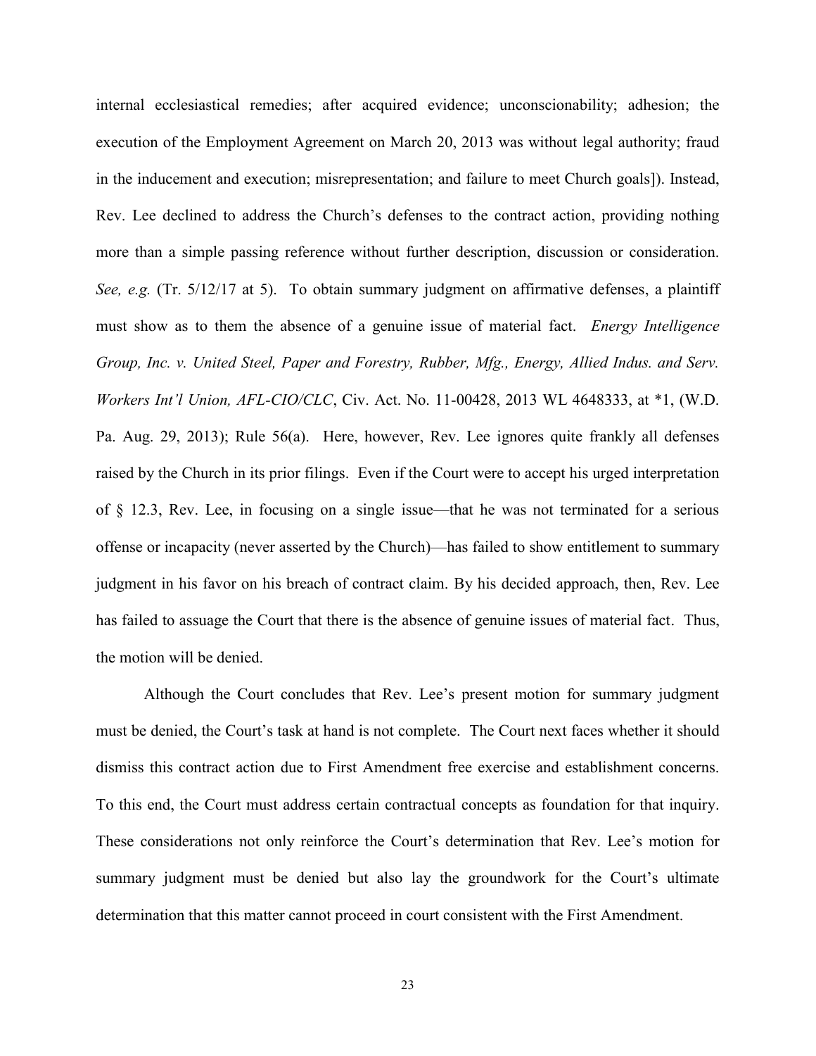internal ecclesiastical remedies; after acquired evidence; unconscionability; adhesion; the execution of the Employment Agreement on March 20, 2013 was without legal authority; fraud in the inducement and execution; misrepresentation; and failure to meet Church goals]). Instead, Rev. Lee declined to address the Church's defenses to the contract action, providing nothing more than a simple passing reference without further description, discussion or consideration. *See, e.g.* (Tr. 5/12/17 at 5). To obtain summary judgment on affirmative defenses, a plaintiff must show as to them the absence of a genuine issue of material fact. *Energy Intelligence Group, Inc. v. United Steel, Paper and Forestry, Rubber, Mfg., Energy, Allied Indus. and Serv. Workers Int'l Union, AFL-CIO/CLC*, Civ. Act. No. 11-00428, 2013 WL 4648333, at *1, (W.D. Pa. Aug. 29, 2013); Rule 56(a). Here, however, Rev. Lee ignores quite frankly all defenses raised by the Church in its prior filings. Even if the Court were to accept his urged interpretation of § 12.3, Rev. Lee, in focusing on a single issue—that he was not terminated for a serious offense or incapacity (never asserted by the Church)—has failed to show entitlement to summary judgment in his favor on his breach of contract claim. By his decided approach, then, Rev. Lee has failed to assuage the Court that there is the absence of genuine issues of material fact. Thus, the motion will be denied.

Although the Court concludes that Rev. Lee's present motion for summary judgment must be denied, the Court's task at hand is not complete. The Court next faces whether it should dismiss this contract action due to First Amendment free exercise and establishment concerns. To this end, the Court must address certain contractual concepts as foundation for that inquiry. These considerations not only reinforce the Court's determination that Rev. Lee's motion for summary judgment must be denied but also lay the groundwork for the Court's ultimate determination that this matter cannot proceed in court consistent with the First Amendment.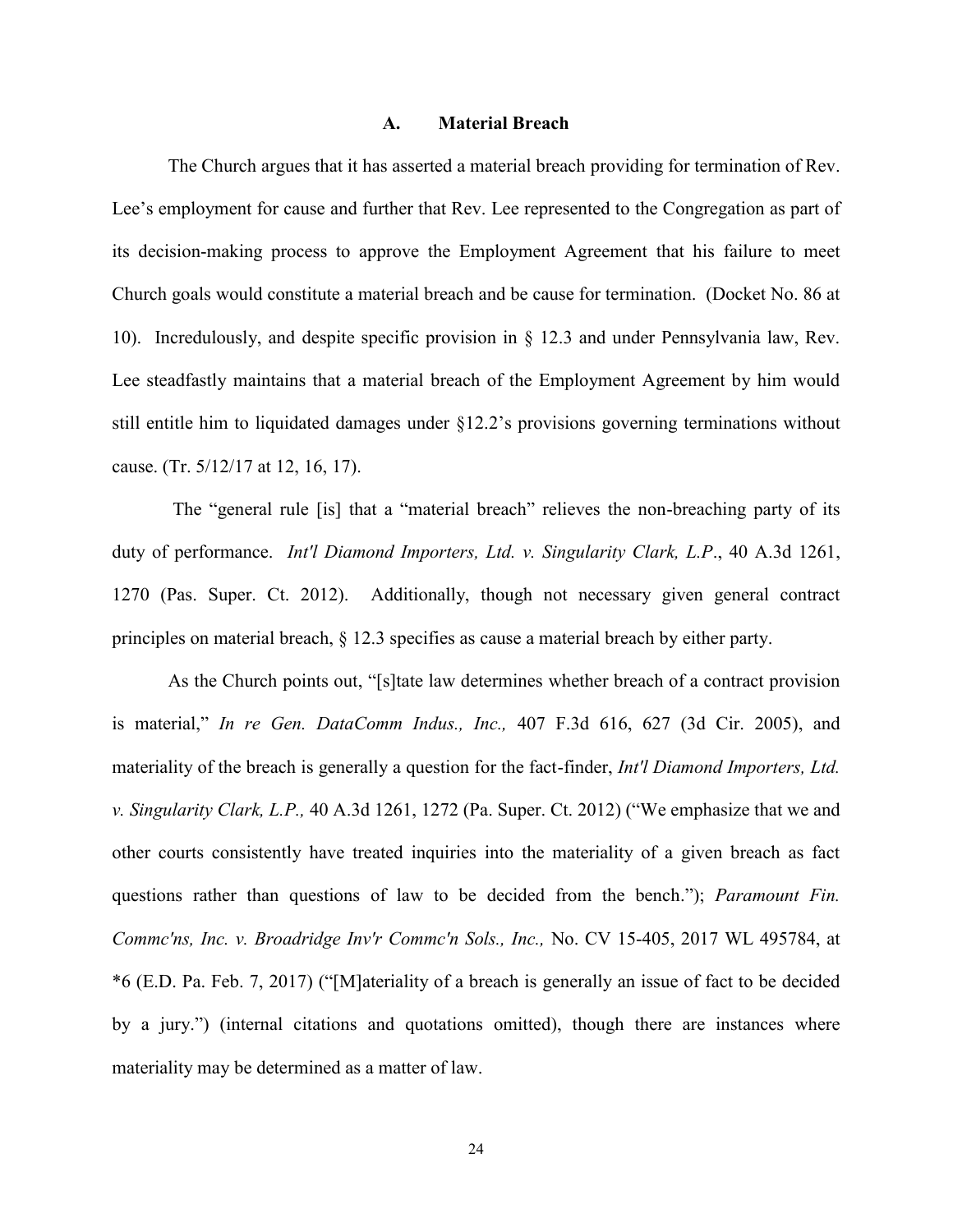### A. Material Breach

The Church argues that it has asserted a material breach providing for termination of Rev. Lee's employment for cause and further that Rev. Lee represented to the Congregation as part of its decision-making process to approve the Employment Agreement that his failure to meet Church goals would constitute a material breach and be cause for termination. (Docket No. 86 at 10). Incredulously, and despite specific provision in § 12.3 and under Pennsylvania law, Rev. Lee steadfastly maintains that a material breach of the Employment Agreement by him would still entitle him to liquidated damages under §12.2's provisions governing terminations without cause. (Tr. 5/12/17 at 12, 16, 17).

The "general rule [is] that a "material breach" relieves the non-breaching party of its duty of performance. *Int'l Diamond Importers, Ltd. v. Singularity Clark, L.P*., 40 A.3d 1261, 1270 (Pas. Super. Ct. 2012). Additionally, though not necessary given general contract principles on material breach, § 12.3 specifies as cause a material breach by either party.

As the Church points out, "[s]tate law determines whether breach of a contract provision is material," *In re Gen. DataComm Indus., Inc.,* 407 F.3d 616, 627 (3d Cir. 2005), and materiality of the breach is generally a question for the fact-finder, *Int'l Diamond Importers, Ltd. v. Singularity Clark, L.P.,* 40 A.3d 1261, 1272 (Pa. Super. Ct. 2012) ("We emphasize that we and other courts consistently have treated inquiries into the materiality of a given breach as fact questions rather than questions of law to be decided from the bench."); *Paramount Fin. Commc'ns, Inc. v. Broadridge Inv'r Commc'n Sols., Inc.,* No. CV 15-405, 2017 WL 495784, at *6 (E.D. Pa. Feb. 7, 2017) ("[M]ateriality of a breach is generally an issue of fact to be decided by a jury.") (internal citations and quotations omitted), though there are instances where materiality may be determined as a matter of law.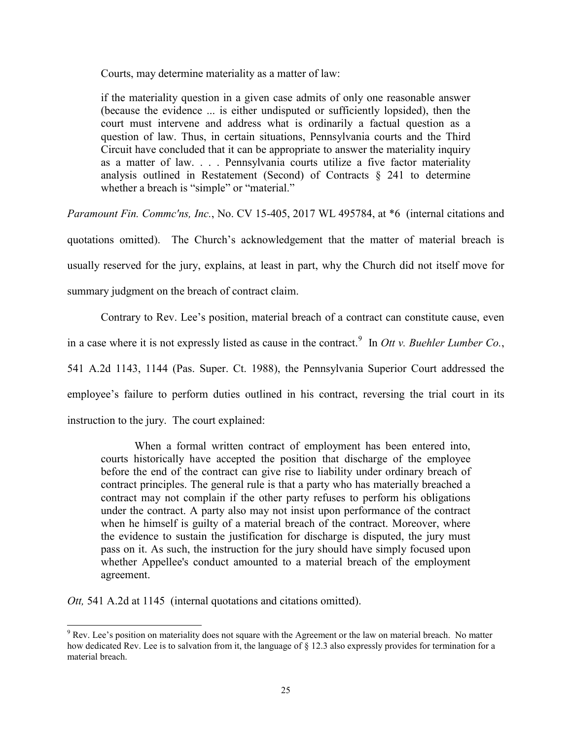Courts, may determine materiality as a matter of law:

> if the materiality question in a given case admits of only one reasonable answer (because the evidence ... is either undisputed or sufficiently lopsided), then the court must intervene and address what is ordinarily a factual question as a question of law. Thus, in certain situations, Pennsylvania courts and the Third Circuit have concluded that it can be appropriate to answer the materiality inquiry as a matter of law. . . . Pennsylvania courts utilize a five factor materiality analysis outlined in Restatement (Second) of Contracts § 241 to determine whether a breach is "simple" or "material."

*Paramount Fin. Commc'ns, Inc.*, No. CV 15-405, 2017 WL 495784, at *6 (internal citations and quotations omitted). The Church's acknowledgement that the matter of material breach is usually reserved for the jury, explains, at least in part, why the Church did not itself move for summary judgment on the breach of contract claim.

Contrary to Rev. Lee's position, material breach of a contract can constitute cause, even in a case where it is not expressly listed as cause in the contract.[9] In *Ott v. Buehler Lumber Co.*, 541 A.2d 1143, 1144 (Pas. Super. Ct. 1988), the Pennsylvania Superior Court addressed the employee's failure to perform duties outlined in his contract, reversing the trial court in its instruction to the jury. The court explained:

> When a formal written contract of employment has been entered into, courts historically have accepted the position that discharge of the employee before the end of the contract can give rise to liability under ordinary breach of contract principles. The general rule is that a party who has materially breached a contract may not complain if the other party refuses to perform his obligations under the contract. A party also may not insist upon performance of the contract when he himself is guilty of a material breach of the contract. Moreover, where the evidence to sustain the justification for discharge is disputed, the jury must pass on it. As such, the instruction for the jury should have simply focused upon whether Appellee's conduct amounted to a material breach of the employment agreement.

*Ott,* 541 A.2d at 1145 (internal quotations and citations omitted).

---

[9] Rev. Lee's position on materiality does not square with the Agreement or the law on material breach. No matter how dedicated Rev. Lee is to salvation from it, the language of § 12.3 also expressly provides for termination for a material breach.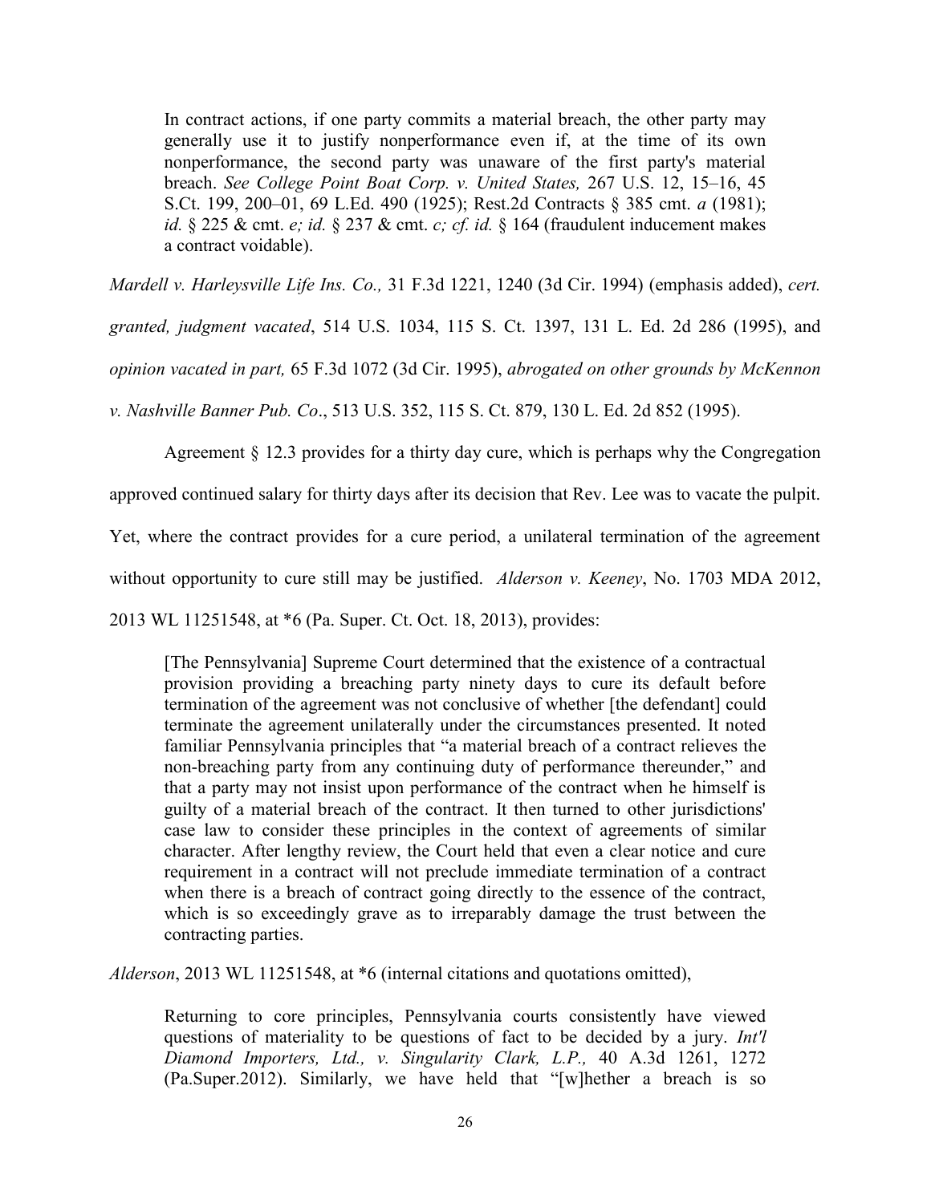> In contract actions, if one party commits a material breach, the other party may generally use it to justify nonperformance even if, at the time of its own nonperformance, the second party was unaware of the first party's material breach. *See College Point Boat Corp. v. United States,* 267 U.S. 12, 15–16, 45 S.Ct. 199, 200–01, 69 L.Ed. 490 (1925); Rest.2d Contracts § 385 cmt. *a* (1981); *id.* § 225 & cmt. *e; id.* § 237 & cmt. *c; cf. id.* § 164 (fraudulent inducement makes a contract voidable).

*Mardell v. Harleysville Life Ins. Co.,* 31 F.3d 1221, 1240 (3d Cir. 1994) (emphasis added), *cert. granted, judgment vacated*, 514 U.S. 1034, 115 S. Ct. 1397, 131 L. Ed. 2d 286 (1995), and *opinion vacated in part,* 65 F.3d 1072 (3d Cir. 1995), *abrogated on other grounds by McKennon v. Nashville Banner Pub. Co*., 513 U.S. 352, 115 S. Ct. 879, 130 L. Ed. 2d 852 (1995).

Agreement § 12.3 provides for a thirty day cure, which is perhaps why the Congregation approved continued salary for thirty days after its decision that Rev. Lee was to vacate the pulpit. Yet, where the contract provides for a cure period, a unilateral termination of the agreement without opportunity to cure still may be justified. *Alderson v. Keeney*, No. 1703 MDA 2012, 2013 WL 11251548, at \*6 (Pa. Super. Ct. Oct. 18, 2013), provides:

> [The Pennsylvania] Supreme Court determined that the existence of a contractual provision providing a breaching party ninety days to cure its default before termination of the agreement was not conclusive of whether [the defendant] could terminate the agreement unilaterally under the circumstances presented. It noted familiar Pennsylvania principles that "a material breach of a contract relieves the non-breaching party from any continuing duty of performance thereunder," and that a party may not insist upon performance of the contract when he himself is guilty of a material breach of the contract. It then turned to other jurisdictions' case law to consider these principles in the context of agreements of similar character. After lengthy review, the Court held that even a clear notice and cure requirement in a contract will not preclude immediate termination of a contract when there is a breach of contract going directly to the essence of the contract, which is so exceedingly grave as to irreparably damage the trust between the contracting parties.

*Alderson*, 2013 WL 11251548, at \*6 (internal citations and quotations omitted),

> Returning to core principles, Pennsylvania courts consistently have viewed questions of materiality to be questions of fact to be decided by a jury. *Int'l Diamond Importers, Ltd., v. Singularity Clark, L.P.,* 40 A.3d 1261, 1272 (Pa.Super.2012). Similarly, we have held that "[w]hether a breach is so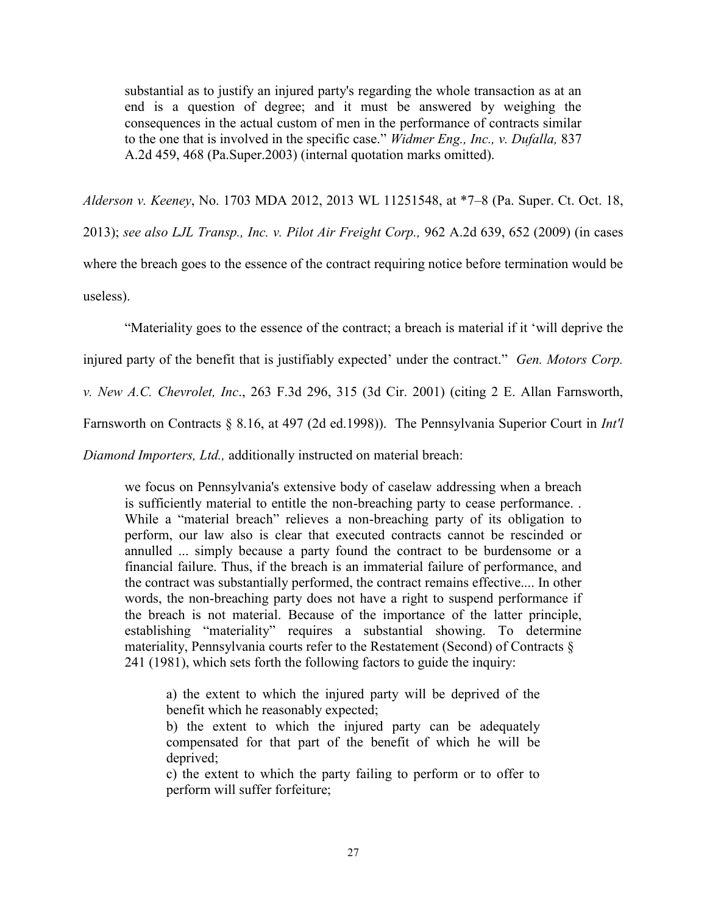> substantial as to justify an injured party's regarding the whole transaction as at an end is a question of degree; and it must be answered by weighing the consequences in the actual custom of men in the performance of contracts similar to the one that is involved in the specific case." *Widmer Eng., Inc., v. Dufalla,* 837 A.2d 459, 468 (Pa.Super.2003) (internal quotation marks omitted).

*Alderson v. Keeney*, No. 1703 MDA 2012, 2013 WL 11251548, at *7–8 (Pa. Super. Ct. Oct. 18, 2013); *see also LJL Transp., Inc. v. Pilot Air Freight Corp.,* 962 A.2d 639, 652 (2009) (in cases where the breach goes to the essence of the contract requiring notice before termination would be useless).

"Materiality goes to the essence of the contract; a breach is material if it 'will deprive the injured party of the benefit that is justifiably expected' under the contract." *Gen. Motors Corp. v. New A.C. Chevrolet, Inc*., 263 F.3d 296, 315 (3d Cir. 2001) (citing 2 E. Allan Farnsworth, Farnsworth on Contracts § 8.16, at 497 (2d ed.1998)). The Pennsylvania Superior Court in *Int'l Diamond Importers, Ltd.,* additionally instructed on material breach:

> we focus on Pennsylvania's extensive body of caselaw addressing when a breach is sufficiently material to entitle the non-breaching party to cease performance. . While a "material breach" relieves a non-breaching party of its obligation to perform, our law also is clear that executed contracts cannot be rescinded or annulled ... simply because a party found the contract to be burdensome or a financial failure. Thus, if the breach is an immaterial failure of performance, and the contract was substantially performed, the contract remains effective.... In other words, the non-breaching party does not have a right to suspend performance if the breach is not material. Because of the importance of the latter principle, establishing "materiality" requires a substantial showing. To determine materiality, Pennsylvania courts refer to the Restatement (Second) of Contracts § 241 (1981), which sets forth the following factors to guide the inquiry:
>
> > a) the extent to which the injured party will be deprived of the benefit which he reasonably expected;
> >
> > b) the extent to which the injured party can be adequately compensated for that part of the benefit of which he will be deprived;
> >
> > c) the extent to which the party failing to perform or to offer to perform will suffer forfeiture;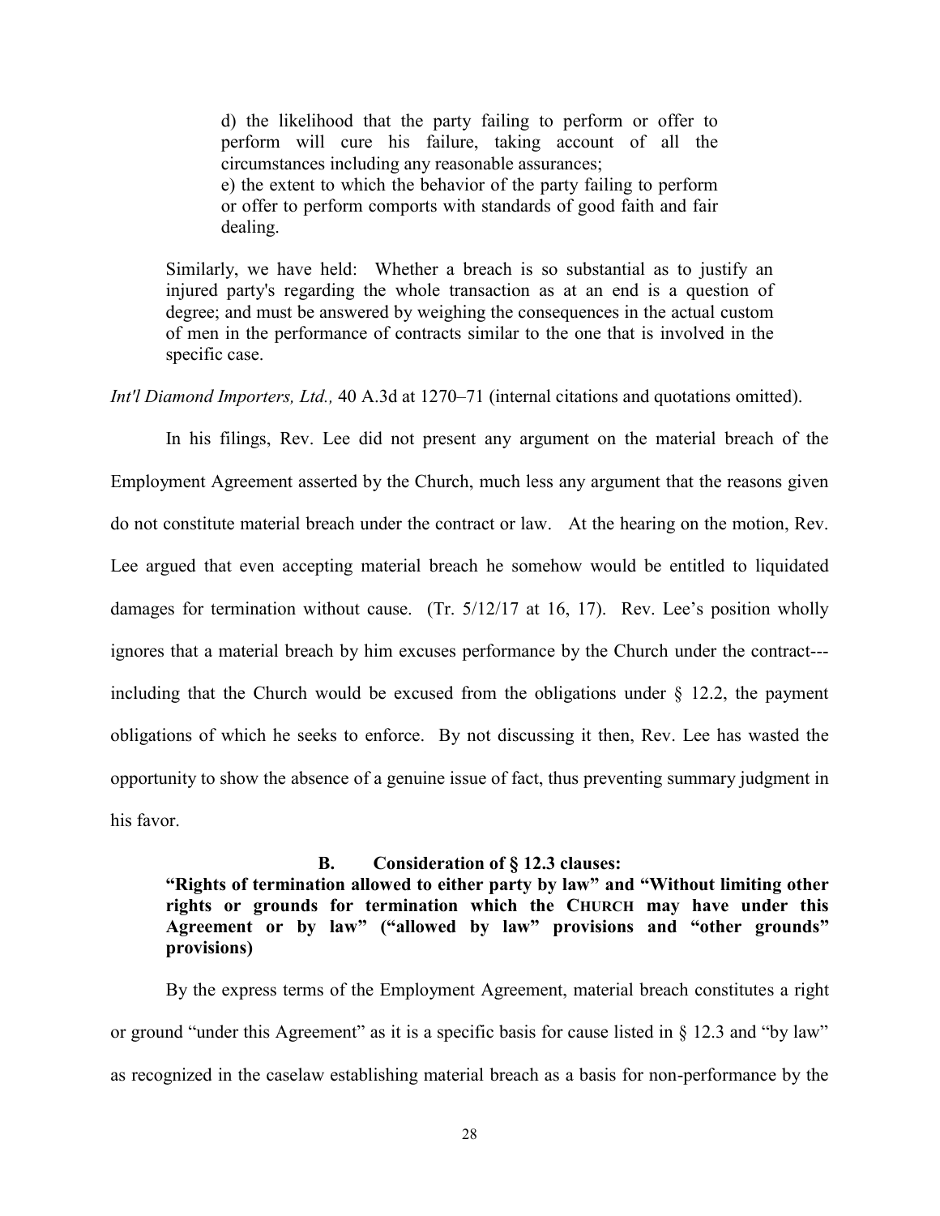> d) the likelihood that the party failing to perform or offer to perform will cure his failure, taking account of all the circumstances including any reasonable assurances;
> e) the extent to which the behavior of the party failing to perform or offer to perform comports with standards of good faith and fair dealing.
>
> Similarly, we have held: Whether a breach is so substantial as to justify an injured party's regarding the whole transaction as at an end is a question of degree; and must be answered by weighing the consequences in the actual custom of men in the performance of contracts similar to the one that is involved in the specific case.

*Int'l Diamond Importers, Ltd.,* 40 A.3d at 1270–71 (internal citations and quotations omitted).

In his filings, Rev. Lee did not present any argument on the material breach of the Employment Agreement asserted by the Church, much less any argument that the reasons given do not constitute material breach under the contract or law. At the hearing on the motion, Rev. Lee argued that even accepting material breach he somehow would be entitled to liquidated damages for termination without cause. (Tr. 5/12/17 at 16, 17). Rev. Lee's position wholly ignores that a material breach by him excuses performance by the Church under the contract---including that the Church would be excused from the obligations under § 12.2, the payment obligations of which he seeks to enforce. By not discussing it then, Rev. Lee has wasted the opportunity to show the absence of a genuine issue of fact, thus preventing summary judgment in his favor.

### B. Consideration of § 12.3 clauses: "Rights of termination allowed to either party by law" and "Without limiting other rights or grounds for termination which the CHURCH may have under this Agreement or by law" ("allowed by law" provisions and "other grounds" provisions)

By the express terms of the Employment Agreement, material breach constitutes a right or ground "under this Agreement" as it is a specific basis for cause listed in § 12.3 and "by law" as recognized in the caselaw establishing material breach as a basis for non-performance by the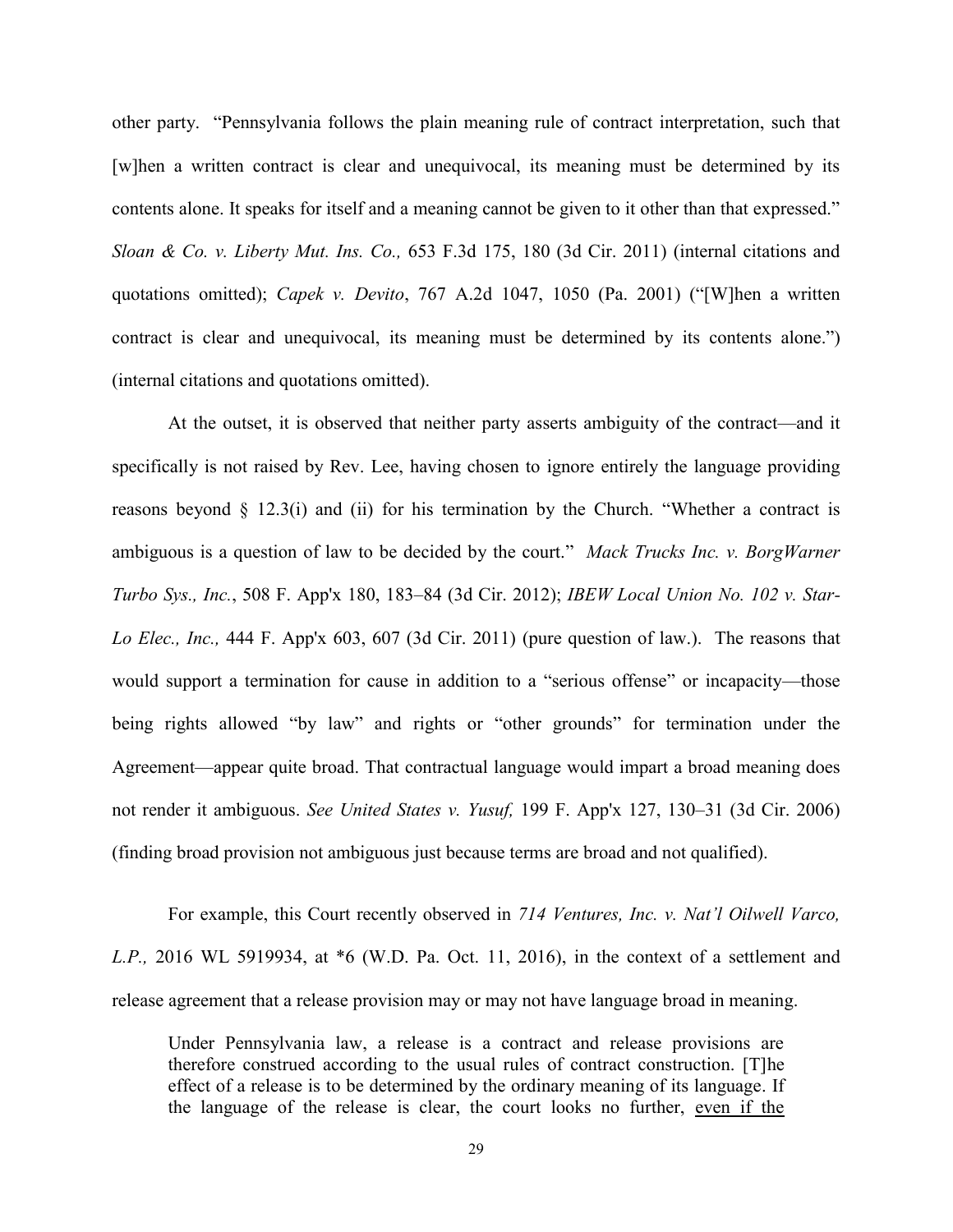other party. "Pennsylvania follows the plain meaning rule of contract interpretation, such that [w]hen a written contract is clear and unequivocal, its meaning must be determined by its contents alone. It speaks for itself and a meaning cannot be given to it other than that expressed." *Sloan & Co. v. Liberty Mut. Ins. Co.,* 653 F.3d 175, 180 (3d Cir. 2011) (internal citations and quotations omitted); *Capek v. Devito*, 767 A.2d 1047, 1050 (Pa. 2001) ("[W]hen a written contract is clear and unequivocal, its meaning must be determined by its contents alone.") (internal citations and quotations omitted).

At the outset, it is observed that neither party asserts ambiguity of the contract—and it specifically is not raised by Rev. Lee, having chosen to ignore entirely the language providing reasons beyond § 12.3(i) and (ii) for his termination by the Church. "Whether a contract is ambiguous is a question of law to be decided by the court." *Mack Trucks Inc. v. BorgWarner Turbo Sys., Inc.*, 508 F. App'x 180, 183–84 (3d Cir. 2012); *IBEW Local Union No. 102 v. Star-Lo Elec., Inc.,* 444 F. App'x 603, 607 (3d Cir. 2011) (pure question of law.). The reasons that would support a termination for cause in addition to a "serious offense" or incapacity—those being rights allowed "by law" and rights or "other grounds" for termination under the Agreement—appear quite broad. That contractual language would impart a broad meaning does not render it ambiguous. *See United States v. Yusuf,* 199 F. App'x 127, 130–31 (3d Cir. 2006) (finding broad provision not ambiguous just because terms are broad and not qualified).

For example, this Court recently observed in *714 Ventures, Inc. v. Nat'l Oilwell Varco, L.P.,* 2016 WL 5919934, at \*6 (W.D. Pa. Oct. 11, 2016), in the context of a settlement and release agreement that a release provision may or may not have language broad in meaning.

> Under Pennsylvania law, a release is a contract and release provisions are therefore construed according to the usual rules of contract construction. [T]he effect of a release is to be determined by the ordinary meaning of its language. If the language of the release is clear, the court looks no further, <u>even if the</u>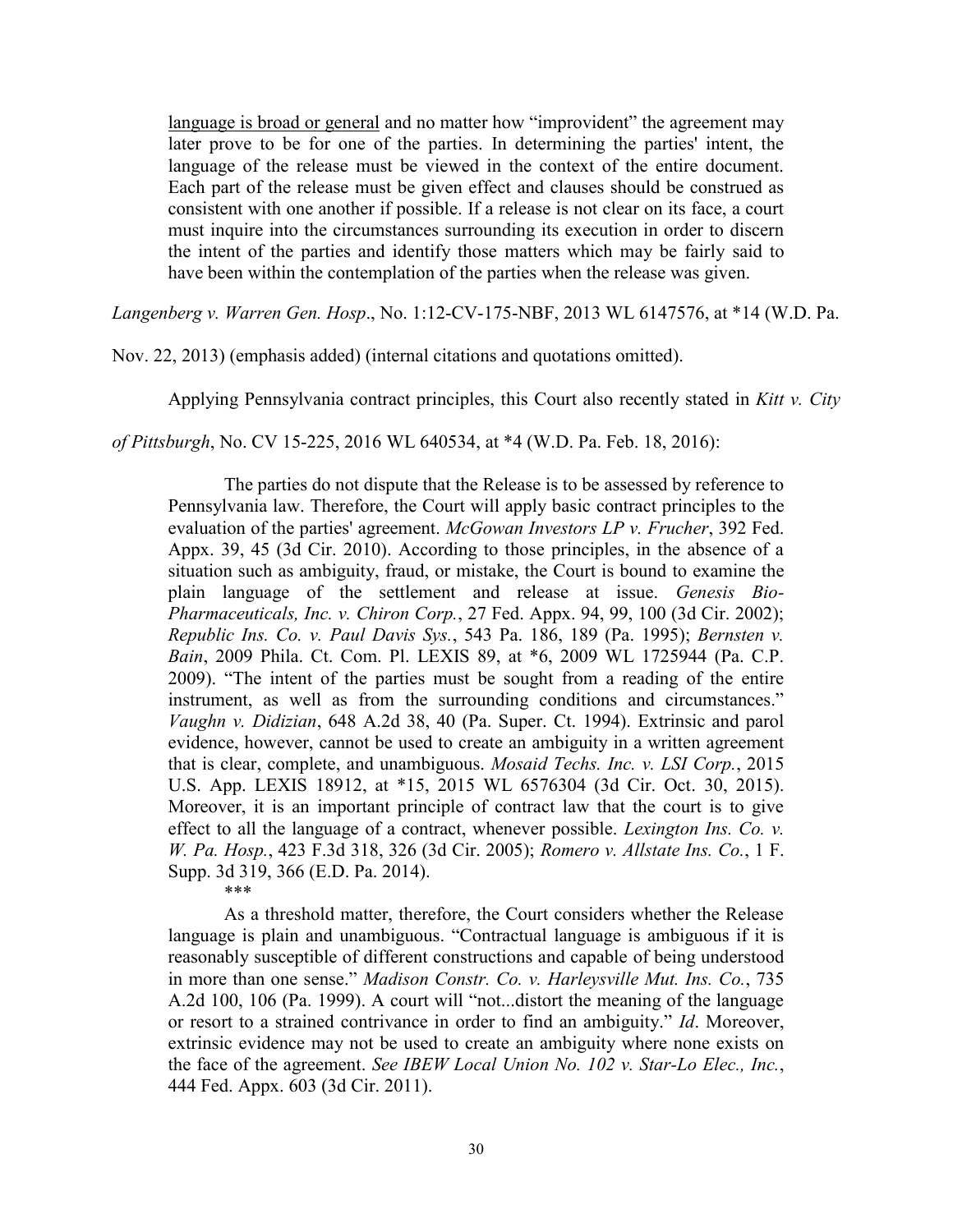> <u>language is broad or general</u> and no matter how "improvident" the agreement may later prove to be for one of the parties. In determining the parties' intent, the language of the release must be viewed in the context of the entire document. Each part of the release must be given effect and clauses should be construed as consistent with one another if possible. If a release is not clear on its face, a court must inquire into the circumstances surrounding its execution in order to discern the intent of the parties and identify those matters which may be fairly said to have been within the contemplation of the parties when the release was given.

*Langenberg v. Warren Gen. Hosp*., No. 1:12-CV-175-NBF, 2013 WL 6147576, at *14 (W.D. Pa. Nov. 22, 2013) (emphasis added) (internal citations and quotations omitted).

Applying Pennsylvania contract principles, this Court also recently stated in *Kitt v. City of Pittsburgh*, No. CV 15-225, 2016 WL 640534, at *4 (W.D. Pa. Feb. 18, 2016):

> The parties do not dispute that the Release is to be assessed by reference to Pennsylvania law. Therefore, the Court will apply basic contract principles to the evaluation of the parties' agreement. *McGowan Investors LP v. Frucher*, 392 Fed. Appx. 39, 45 (3d Cir. 2010). According to those principles, in the absence of a situation such as ambiguity, fraud, or mistake, the Court is bound to examine the plain language of the settlement and release at issue. *Genesis Bio-Pharmaceuticals, Inc. v. Chiron Corp.*, 27 Fed. Appx. 94, 99, 100 (3d Cir. 2002); *Republic Ins. Co. v. Paul Davis Sys.*, 543 Pa. 186, 189 (Pa. 1995); *Bernsten v. Bain*, 2009 Phila. Ct. Com. Pl. LEXIS 89, at *6, 2009 WL 1725944 (Pa. C.P. 2009). "The intent of the parties must be sought from a reading of the entire instrument, as well as from the surrounding conditions and circumstances." *Vaughn v. Didizian*, 648 A.2d 38, 40 (Pa. Super. Ct. 1994). Extrinsic and parol evidence, however, cannot be used to create an ambiguity in a written agreement that is clear, complete, and unambiguous. *Mosaid Techs. Inc. v. LSI Corp.*, 2015 U.S. App. LEXIS 18912, at *15, 2015 WL 6576304 (3d Cir. Oct. 30, 2015). Moreover, it is an important principle of contract law that the court is to give effect to all the language of a contract, whenever possible. *Lexington Ins. Co. v. W. Pa. Hosp.*, 423 F.3d 318, 326 (3d Cir. 2005); *Romero v. Allstate Ins. Co.*, 1 F. Supp. 3d 319, 366 (E.D. Pa. 2014).
>
> \*\*\*
>
> As a threshold matter, therefore, the Court considers whether the Release language is plain and unambiguous. "Contractual language is ambiguous if it is reasonably susceptible of different constructions and capable of being understood in more than one sense." *Madison Constr. Co. v. Harleysville Mut. Ins. Co.*, 735 A.2d 100, 106 (Pa. 1999). A court will "not...distort the meaning of the language or resort to a strained contrivance in order to find an ambiguity." *Id*. Moreover, extrinsic evidence may not be used to create an ambiguity where none exists on the face of the agreement. *See IBEW Local Union No. 102 v. Star-Lo Elec., Inc.*, 444 Fed. Appx. 603 (3d Cir. 2011).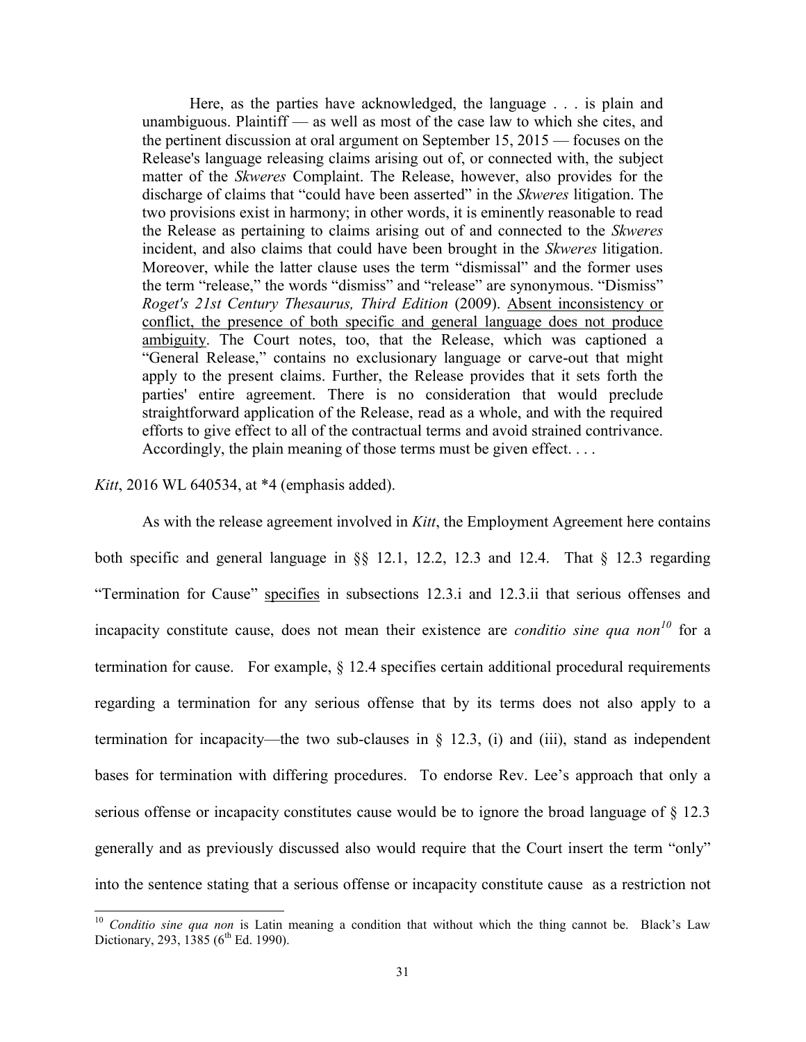> Here, as the parties have acknowledged, the language . . . is plain and unambiguous. Plaintiff — as well as most of the case law to which she cites, and the pertinent discussion at oral argument on September 15, 2015 — focuses on the Release's language releasing claims arising out of, or connected with, the subject matter of the *Skweres* Complaint. The Release, however, also provides for the discharge of claims that "could have been asserted" in the *Skweres* litigation. The two provisions exist in harmony; in other words, it is eminently reasonable to read the Release as pertaining to claims arising out of and connected to the *Skweres* incident, and also claims that could have been brought in the *Skweres* litigation. Moreover, while the latter clause uses the term "dismissal" and the former uses the term "release," the words "dismiss" and "release" are synonymous. "Dismiss" *Roget's 21st Century Thesaurus, Third Edition* (2009). <u>Absent inconsistency or conflict, the presence of both specific and general language does not produce ambiguity</u>. The Court notes, too, that the Release, which was captioned a "General Release," contains no exclusionary language or carve-out that might apply to the present claims. Further, the Release provides that it sets forth the parties' entire agreement. There is no consideration that would preclude straightforward application of the Release, read as a whole, and with the required efforts to give effect to all of the contractual terms and avoid strained contrivance. Accordingly, the plain meaning of those terms must be given effect. . . .

*Kitt*, 2016 WL 640534, at *4 (emphasis added).

As with the release agreement involved in *Kitt*, the Employment Agreement here contains both specific and general language in §§ 12.1, 12.2, 12.3 and 12.4. That § 12.3 regarding "Termination for Cause" <u>specifies</u> in subsections 12.3.i and 12.3.ii that serious offenses and incapacity constitute cause, does not mean their existence are *conditio sine qua non*[10] for a termination for cause. For example, § 12.4 specifies certain additional procedural requirements regarding a termination for any serious offense that by its terms does not also apply to a termination for incapacity—the two sub-clauses in § 12.3, (i) and (iii), stand as independent bases for termination with differing procedures. To endorse Rev. Lee's approach that only a serious offense or incapacity constitutes cause would be to ignore the broad language of § 12.3 generally and as previously discussed also would require that the Court insert the term "only" into the sentence stating that a serious offense or incapacity constitute cause as a restriction not

[10] *Conditio sine qua non* is Latin meaning a condition that without which the thing cannot be. Black's Law Dictionary, 293, 1385 (6th Ed. 1990).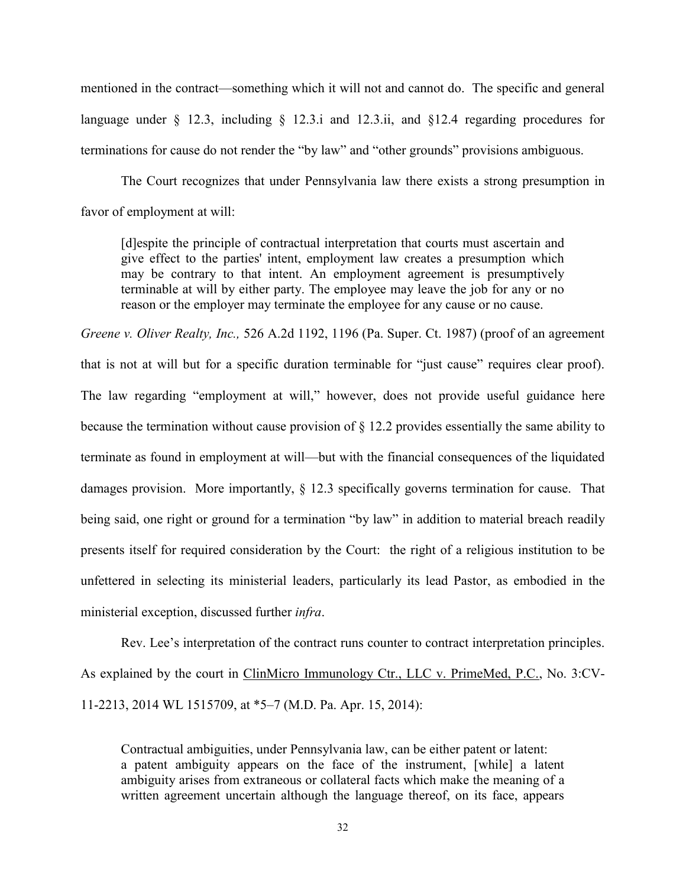mentioned in the contract—something which it will not and cannot do. The specific and general language under § 12.3, including § 12.3.i and 12.3.ii, and §12.4 regarding procedures for terminations for cause do not render the "by law" and "other grounds" provisions ambiguous.

The Court recognizes that under Pennsylvania law there exists a strong presumption in favor of employment at will:

> [d]espite the principle of contractual interpretation that courts must ascertain and give effect to the parties' intent, employment law creates a presumption which may be contrary to that intent. An employment agreement is presumptively terminable at will by either party. The employee may leave the job for any or no reason or the employer may terminate the employee for any cause or no cause.

*Greene v. Oliver Realty, Inc.,* 526 A.2d 1192, 1196 (Pa. Super. Ct. 1987) (proof of an agreement that is not at will but for a specific duration terminable for "just cause" requires clear proof). The law regarding "employment at will," however, does not provide useful guidance here because the termination without cause provision of § 12.2 provides essentially the same ability to terminate as found in employment at will—but with the financial consequences of the liquidated damages provision. More importantly, § 12.3 specifically governs termination for cause. That being said, one right or ground for a termination "by law" in addition to material breach readily presents itself for required consideration by the Court: the right of a religious institution to be unfettered in selecting its ministerial leaders, particularly its lead Pastor, as embodied in the ministerial exception, discussed further *infra*.

Rev. Lee's interpretation of the contract runs counter to contract interpretation principles. As explained by the court in ClinMicro Immunology Ctr., LLC v. PrimeMed, P.C., No. 3:CV-11-2213, 2014 WL 1515709, at *5–7 (M.D. Pa. Apr. 15, 2014):

> Contractual ambiguities, under Pennsylvania law, can be either patent or latent: a patent ambiguity appears on the face of the instrument, [while] a latent ambiguity arises from extraneous or collateral facts which make the meaning of a written agreement uncertain although the language thereof, on its face, appears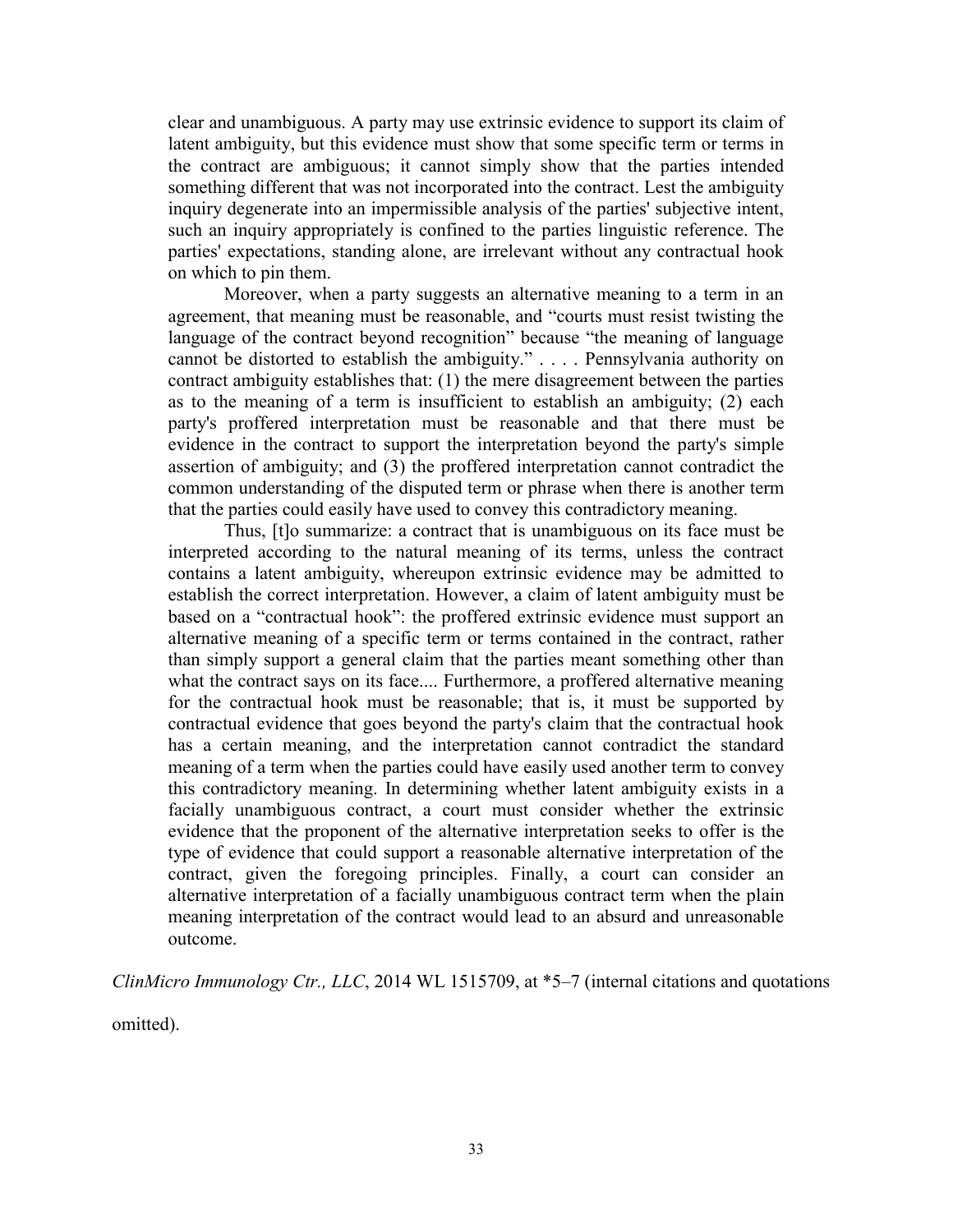> clear and unambiguous. A party may use extrinsic evidence to support its claim of latent ambiguity, but this evidence must show that some specific term or terms in the contract are ambiguous; it cannot simply show that the parties intended something different that was not incorporated into the contract. Lest the ambiguity inquiry degenerate into an impermissible analysis of the parties' subjective intent, such an inquiry appropriately is confined to the parties linguistic reference. The parties' expectations, standing alone, are irrelevant without any contractual hook on which to pin them.
>
> Moreover, when a party suggests an alternative meaning to a term in an agreement, that meaning must be reasonable, and "courts must resist twisting the language of the contract beyond recognition" because "the meaning of language cannot be distorted to establish the ambiguity." . . . . Pennsylvania authority on contract ambiguity establishes that: (1) the mere disagreement between the parties as to the meaning of a term is insufficient to establish an ambiguity; (2) each party's proffered interpretation must be reasonable and that there must be evidence in the contract to support the interpretation beyond the party's simple assertion of ambiguity; and (3) the proffered interpretation cannot contradict the common understanding of the disputed term or phrase when there is another term that the parties could easily have used to convey this contradictory meaning.
>
> Thus, [t]o summarize: a contract that is unambiguous on its face must be interpreted according to the natural meaning of its terms, unless the contract contains a latent ambiguity, whereupon extrinsic evidence may be admitted to establish the correct interpretation. However, a claim of latent ambiguity must be based on a "contractual hook": the proffered extrinsic evidence must support an alternative meaning of a specific term or terms contained in the contract, rather than simply support a general claim that the parties meant something other than what the contract says on its face.... Furthermore, a proffered alternative meaning for the contractual hook must be reasonable; that is, it must be supported by contractual evidence that goes beyond the party's claim that the contractual hook has a certain meaning, and the interpretation cannot contradict the standard meaning of a term when the parties could have easily used another term to convey this contradictory meaning. In determining whether latent ambiguity exists in a facially unambiguous contract, a court must consider whether the extrinsic evidence that the proponent of the alternative interpretation seeks to offer is the type of evidence that could support a reasonable alternative interpretation of the contract, given the foregoing principles. Finally, a court can consider an alternative interpretation of a facially unambiguous contract term when the plain meaning interpretation of the contract would lead to an absurd and unreasonable outcome.

*ClinMicro Immunology Ctr., LLC*, 2014 WL 1515709, at *5–7 (internal citations and quotations omitted).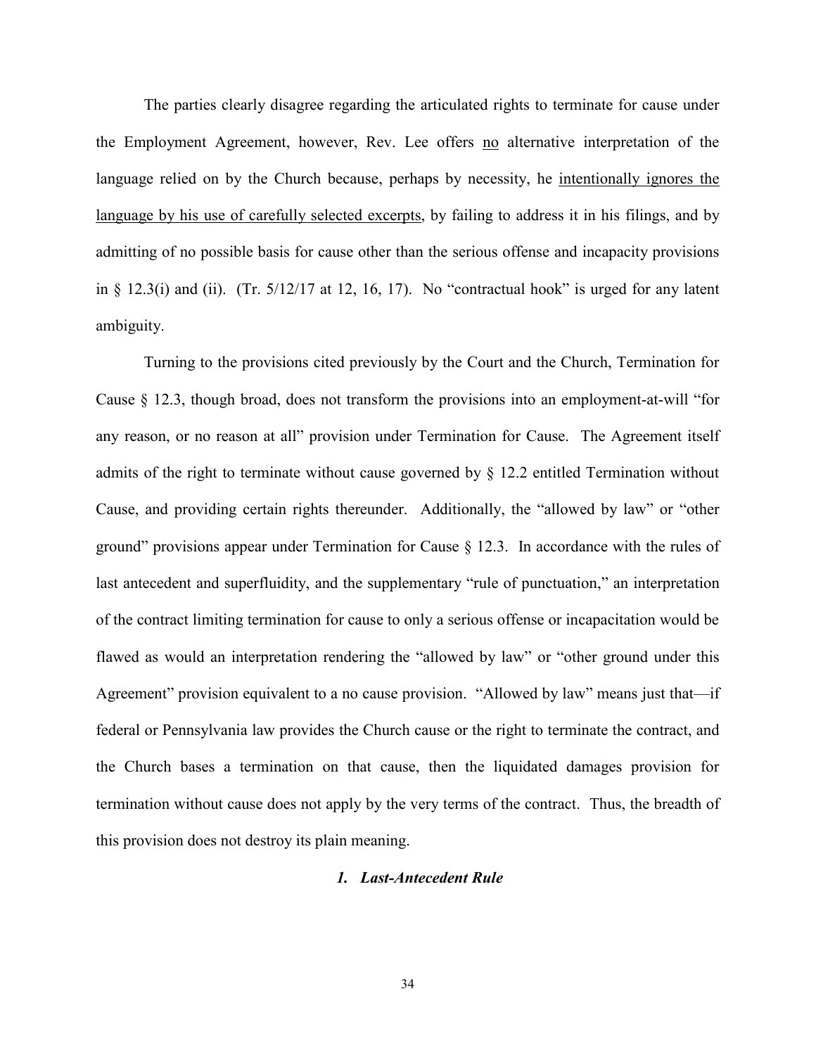The parties clearly disagree regarding the articulated rights to terminate for cause under the Employment Agreement, however, Rev. Lee offers <u>no</u> alternative interpretation of the language relied on by the Church because, perhaps by necessity, he <u>intentionally ignores the language by his use of carefully selected excerpts</u>, by failing to address it in his filings, and by admitting of no possible basis for cause other than the serious offense and incapacity provisions in § 12.3(i) and (ii). (Tr. 5/12/17 at 12, 16, 17). No "contractual hook" is urged for any latent ambiguity.

Turning to the provisions cited previously by the Court and the Church, Termination for Cause § 12.3, though broad, does not transform the provisions into an employment-at-will "for any reason, or no reason at all" provision under Termination for Cause. The Agreement itself admits of the right to terminate without cause governed by § 12.2 entitled Termination without Cause, and providing certain rights thereunder. Additionally, the "allowed by law" or "other ground" provisions appear under Termination for Cause § 12.3. In accordance with the rules of last antecedent and superfluidity, and the supplementary "rule of punctuation," an interpretation of the contract limiting termination for cause to only a serious offense or incapacitation would be flawed as would an interpretation rendering the "allowed by law" or "other ground under this Agreement" provision equivalent to a no cause provision. "Allowed by law" means just that—if federal or Pennsylvania law provides the Church cause or the right to terminate the contract, and the Church bases a termination on that cause, then the liquidated damages provision for termination without cause does not apply by the very terms of the contract. Thus, the breadth of this provision does not destroy its plain meaning.

### *1. Last-Antecedent Rule*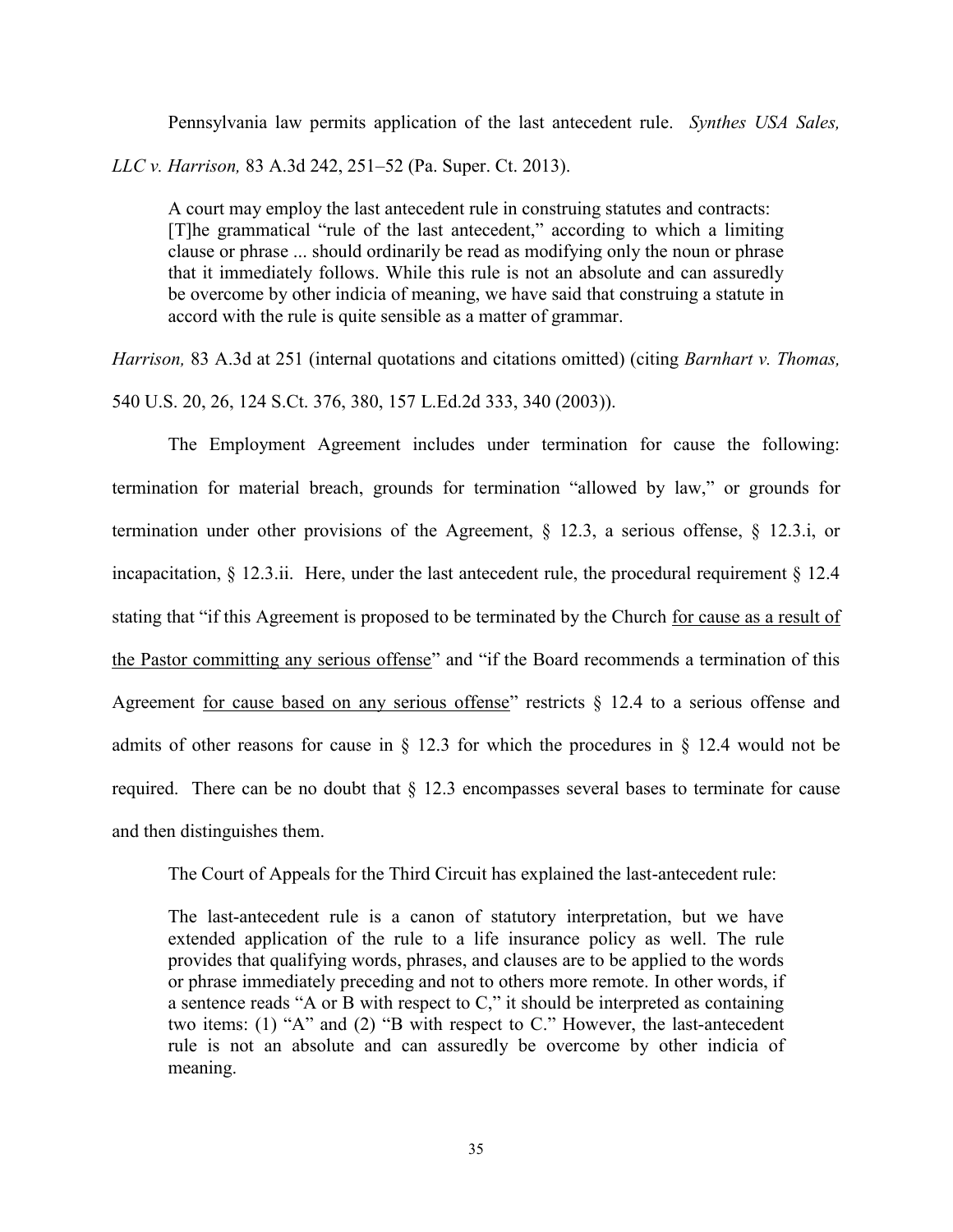Pennsylvania law permits application of the last antecedent rule. *Synthes USA Sales, LLC v. Harrison,* 83 A.3d 242, 251–52 (Pa. Super. Ct. 2013).

> A court may employ the last antecedent rule in construing statutes and contracts: [T]he grammatical "rule of the last antecedent," according to which a limiting clause or phrase ... should ordinarily be read as modifying only the noun or phrase that it immediately follows. While this rule is not an absolute and can assuredly be overcome by other indicia of meaning, we have said that construing a statute in accord with the rule is quite sensible as a matter of grammar.

*Harrison,* 83 A.3d at 251 (internal quotations and citations omitted) (citing *Barnhart v. Thomas,* 540 U.S. 20, 26, 124 S.Ct. 376, 380, 157 L.Ed.2d 333, 340 (2003)).

The Employment Agreement includes under termination for cause the following: termination for material breach, grounds for termination "allowed by law," or grounds for termination under other provisions of the Agreement, § 12.3, a serious offense, § 12.3.i, or incapacitation, § 12.3.ii. Here, under the last antecedent rule, the procedural requirement § 12.4 stating that "if this Agreement is proposed to be terminated by the Church <u>for cause as a result of the Pastor committing any serious offense</u>" and "if the Board recommends a termination of this Agreement <u>for cause based on any serious offense</u>" restricts § 12.4 to a serious offense and admits of other reasons for cause in § 12.3 for which the procedures in § 12.4 would not be required. There can be no doubt that § 12.3 encompasses several bases to terminate for cause and then distinguishes them.

The Court of Appeals for the Third Circuit has explained the last-antecedent rule:

> The last-antecedent rule is a canon of statutory interpretation, but we have extended application of the rule to a life insurance policy as well. The rule provides that qualifying words, phrases, and clauses are to be applied to the words or phrase immediately preceding and not to others more remote. In other words, if a sentence reads "A or B with respect to C," it should be interpreted as containing two items: (1) "A" and (2) "B with respect to C." However, the last-antecedent rule is not an absolute and can assuredly be overcome by other indicia of meaning.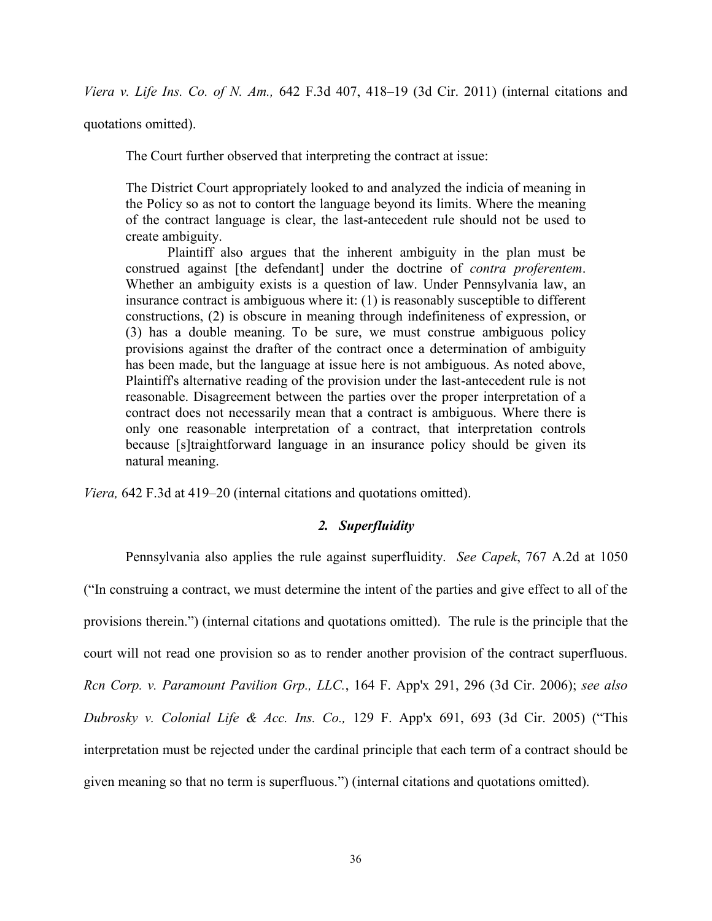*Viera v. Life Ins. Co. of N. Am.,* 642 F.3d 407, 418–19 (3d Cir. 2011) (internal citations and quotations omitted).

The Court further observed that interpreting the contract at issue:

> The District Court appropriately looked to and analyzed the indicia of meaning in the Policy so as not to contort the language beyond its limits. Where the meaning of the contract language is clear, the last-antecedent rule should not be used to create ambiguity.
>
> Plaintiff also argues that the inherent ambiguity in the plan must be construed against [the defendant] under the doctrine of *contra proferentem*. Whether an ambiguity exists is a question of law. Under Pennsylvania law, an insurance contract is ambiguous where it: (1) is reasonably susceptible to different constructions, (2) is obscure in meaning through indefiniteness of expression, or (3) has a double meaning. To be sure, we must construe ambiguous policy provisions against the drafter of the contract once a determination of ambiguity has been made, but the language at issue here is not ambiguous. As noted above, Plaintiff's alternative reading of the provision under the last-antecedent rule is not reasonable. Disagreement between the parties over the proper interpretation of a contract does not necessarily mean that a contract is ambiguous. Where there is only one reasonable interpretation of a contract, that interpretation controls because [s]traightforward language in an insurance policy should be given its natural meaning.

*Viera,* 642 F.3d at 419–20 (internal citations and quotations omitted).

### *2. Superfluidity*

Pennsylvania also applies the rule against superfluidity. *See Capek*, 767 A.2d at 1050 ("In construing a contract, we must determine the intent of the parties and give effect to all of the provisions therein.") (internal citations and quotations omitted). The rule is the principle that the court will not read one provision so as to render another provision of the contract superfluous. *Rcn Corp. v. Paramount Pavilion Grp., LLC.*, 164 F. App'x 291, 296 (3d Cir. 2006); *see also Dubrosky v. Colonial Life & Acc. Ins. Co.,* 129 F. App'x 691, 693 (3d Cir. 2005) ("This interpretation must be rejected under the cardinal principle that each term of a contract should be given meaning so that no term is superfluous.") (internal citations and quotations omitted).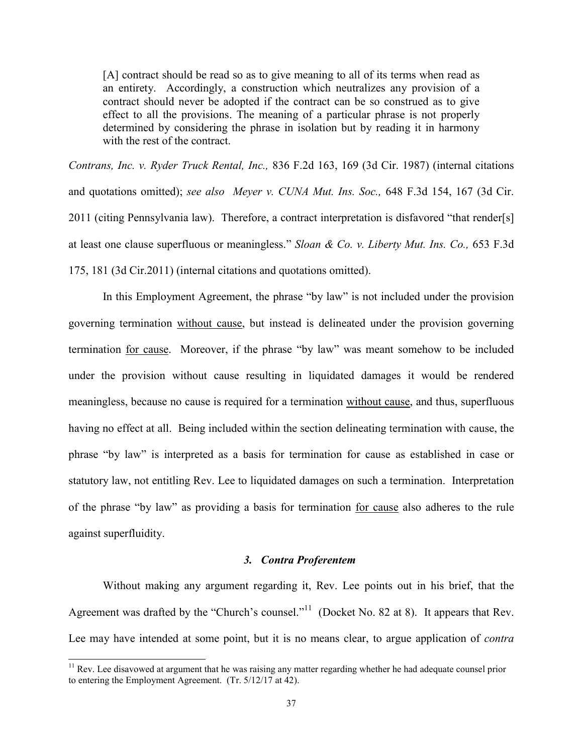> [A] contract should be read so as to give meaning to all of its terms when read as an entirety. Accordingly, a construction which neutralizes any provision of a contract should never be adopted if the contract can be so construed as to give effect to all the provisions. The meaning of a particular phrase is not properly determined by considering the phrase in isolation but by reading it in harmony with the rest of the contract.

*Contrans, Inc. v. Ryder Truck Rental, Inc.,* 836 F.2d 163, 169 (3d Cir. 1987) (internal citations and quotations omitted); *see also Meyer v. CUNA Mut. Ins. Soc.,* 648 F.3d 154, 167 (3d Cir. 2011 (citing Pennsylvania law). Therefore, a contract interpretation is disfavored "that render[s] at least one clause superfluous or meaningless." *Sloan & Co. v. Liberty Mut. Ins. Co.,* 653 F.3d 175, 181 (3d Cir.2011) (internal citations and quotations omitted).

In this Employment Agreement, the phrase "by law" is not included under the provision governing termination <u>without cause</u>, but instead is delineated under the provision governing termination <u>for cause</u>. Moreover, if the phrase "by law" was meant somehow to be included under the provision without cause resulting in liquidated damages it would be rendered meaningless, because no cause is required for a termination <u>without cause</u>, and thus, superfluous having no effect at all. Being included within the section delineating termination with cause, the phrase "by law" is interpreted as a basis for termination for cause as established in case or statutory law, not entitling Rev. Lee to liquidated damages on such a termination. Interpretation of the phrase "by law" as providing a basis for termination <u>for cause</u> also adheres to the rule against superfluidity.

### *3. Contra Proferentem*

Without making any argument regarding it, Rev. Lee points out in his brief, that the Agreement was drafted by the "Church's counsel."[11] (Docket No. 82 at 8). It appears that Rev. Lee may have intended at some point, but it is no means clear, to argue application of *contra*

[11] Rev. Lee disavowed at argument that he was raising any matter regarding whether he had adequate counsel prior to entering the Employment Agreement. (Tr. 5/12/17 at 42).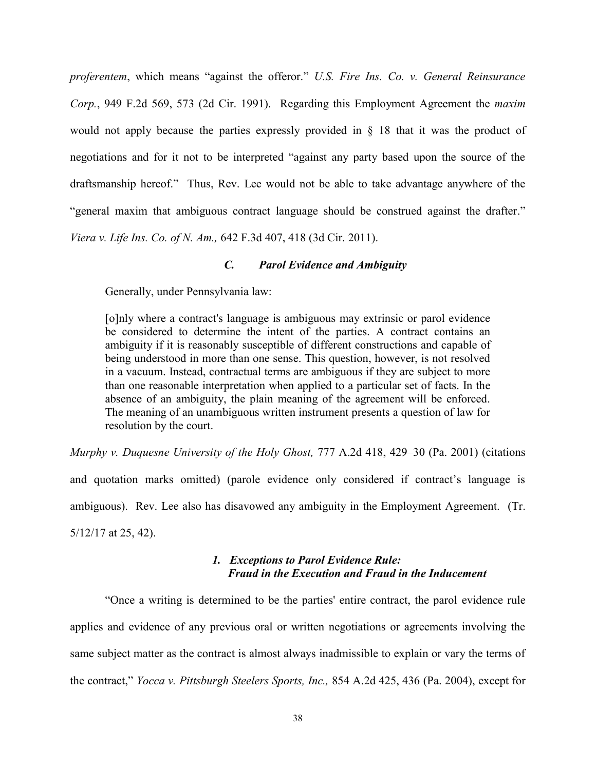*proferentem*, which means "against the offeror." *U.S. Fire Ins. Co. v. General Reinsurance Corp.*, 949 F.2d 569, 573 (2d Cir. 1991). Regarding this Employment Agreement the *maxim* would not apply because the parties expressly provided in § 18 that it was the product of negotiations and for it not to be interpreted "against any party based upon the source of the draftsmanship hereof." Thus, Rev. Lee would not be able to take advantage anywhere of the "general maxim that ambiguous contract language should be construed against the drafter." *Viera v. Life Ins. Co. of N. Am.,* 642 F.3d 407, 418 (3d Cir. 2011).

### *C. Parol Evidence and Ambiguity*

Generally, under Pennsylvania law:

> [o]nly where a contract's language is ambiguous may extrinsic or parol evidence be considered to determine the intent of the parties. A contract contains an ambiguity if it is reasonably susceptible of different constructions and capable of being understood in more than one sense. This question, however, is not resolved in a vacuum. Instead, contractual terms are ambiguous if they are subject to more than one reasonable interpretation when applied to a particular set of facts. In the absence of an ambiguity, the plain meaning of the agreement will be enforced. The meaning of an unambiguous written instrument presents a question of law for resolution by the court.

*Murphy v. Duquesne University of the Holy Ghost,* 777 A.2d 418, 429–30 (Pa. 2001) (citations and quotation marks omitted) (parole evidence only considered if contract's language is ambiguous). Rev. Lee also has disavowed any ambiguity in the Employment Agreement. (Tr. 5/12/17 at 25, 42).

#### *1. Exceptions to Parol Evidence Rule: Fraud in the Execution and Fraud in the Inducement*

"Once a writing is determined to be the parties' entire contract, the parol evidence rule applies and evidence of any previous oral or written negotiations or agreements involving the same subject matter as the contract is almost always inadmissible to explain or vary the terms of the contract," *Yocca v. Pittsburgh Steelers Sports, Inc.,* 854 A.2d 425, 436 (Pa. 2004), except for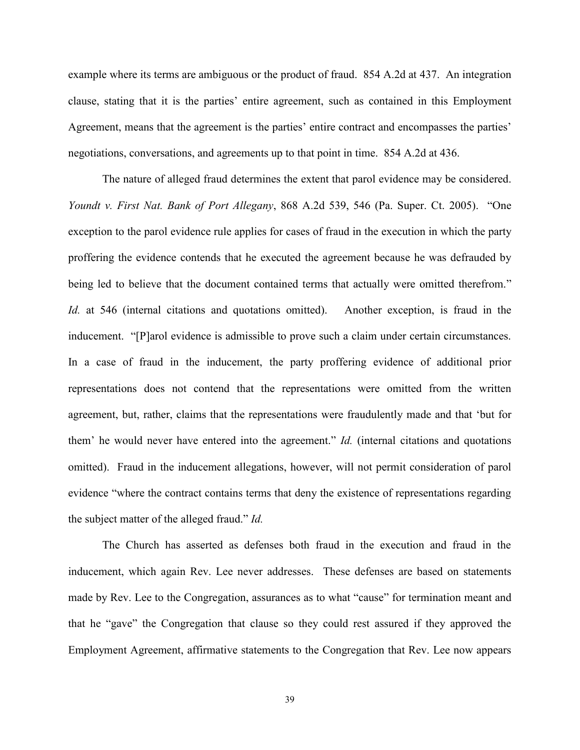example where its terms are ambiguous or the product of fraud. 854 A.2d at 437. An integration clause, stating that it is the parties' entire agreement, such as contained in this Employment Agreement, means that the agreement is the parties' entire contract and encompasses the parties' negotiations, conversations, and agreements up to that point in time. 854 A.2d at 436.

The nature of alleged fraud determines the extent that parol evidence may be considered. *Youndt v. First Nat. Bank of Port Allegany*, 868 A.2d 539, 546 (Pa. Super. Ct. 2005). "One exception to the parol evidence rule applies for cases of fraud in the execution in which the party proffering the evidence contends that he executed the agreement because he was defrauded by being led to believe that the document contained terms that actually were omitted therefrom." *Id.* at 546 (internal citations and quotations omitted). Another exception, is fraud in the inducement. "[P]arol evidence is admissible to prove such a claim under certain circumstances. In a case of fraud in the inducement, the party proffering evidence of additional prior representations does not contend that the representations were omitted from the written agreement, but, rather, claims that the representations were fraudulently made and that 'but for them' he would never have entered into the agreement." *Id.* (internal citations and quotations omitted). Fraud in the inducement allegations, however, will not permit consideration of parol evidence "where the contract contains terms that deny the existence of representations regarding the subject matter of the alleged fraud." *Id.*

The Church has asserted as defenses both fraud in the execution and fraud in the inducement, which again Rev. Lee never addresses. These defenses are based on statements made by Rev. Lee to the Congregation, assurances as to what "cause" for termination meant and that he "gave" the Congregation that clause so they could rest assured if they approved the Employment Agreement, affirmative statements to the Congregation that Rev. Lee now appears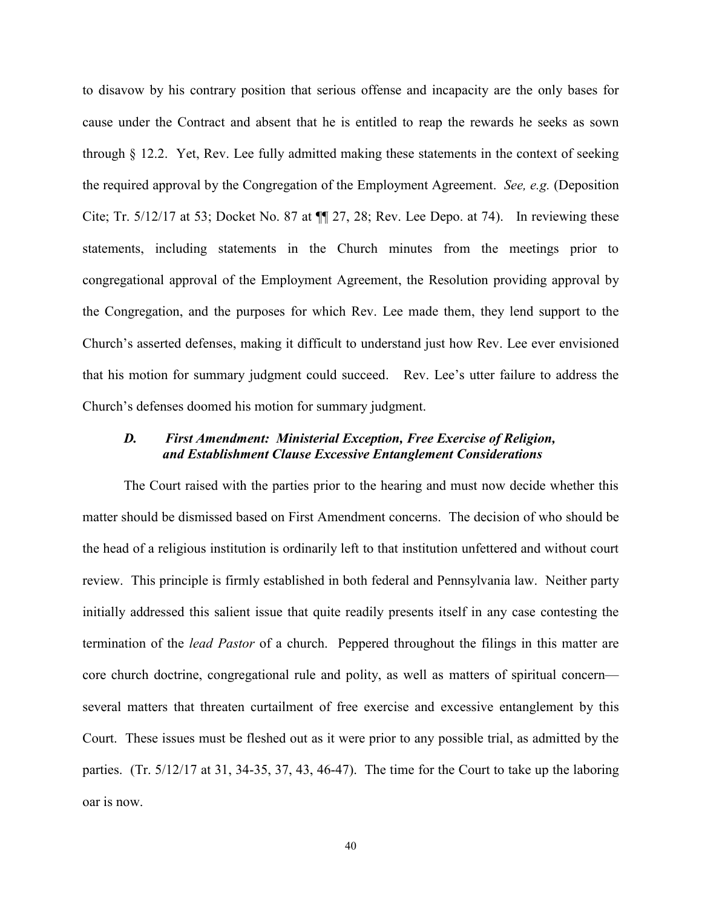to disavow by his contrary position that serious offense and incapacity are the only bases for cause under the Contract and absent that he is entitled to reap the rewards he seeks as sown through § 12.2. Yet, Rev. Lee fully admitted making these statements in the context of seeking the required approval by the Congregation of the Employment Agreement. *See, e.g.* (Deposition Cite; Tr. 5/12/17 at 53; Docket No. 87 at ¶¶ 27, 28; Rev. Lee Depo. at 74). In reviewing these statements, including statements in the Church minutes from the meetings prior to congregational approval of the Employment Agreement, the Resolution providing approval by the Congregation, and the purposes for which Rev. Lee made them, they lend support to the Church's asserted defenses, making it difficult to understand just how Rev. Lee ever envisioned that his motion for summary judgment could succeed. Rev. Lee's utter failure to address the Church's defenses doomed his motion for summary judgment.

### *D. First Amendment: Ministerial Exception, Free Exercise of Religion, and Establishment Clause Excessive Entanglement Considerations*

The Court raised with the parties prior to the hearing and must now decide whether this matter should be dismissed based on First Amendment concerns. The decision of who should be the head of a religious institution is ordinarily left to that institution unfettered and without court review. This principle is firmly established in both federal and Pennsylvania law. Neither party initially addressed this salient issue that quite readily presents itself in any case contesting the termination of the *lead Pastor* of a church. Peppered throughout the filings in this matter are core church doctrine, congregational rule and polity, as well as matters of spiritual concern—several matters that threaten curtailment of free exercise and excessive entanglement by this Court. These issues must be fleshed out as it were prior to any possible trial, as admitted by the parties. (Tr. 5/12/17 at 31, 34-35, 37, 43, 46-47). The time for the Court to take up the laboring oar is now.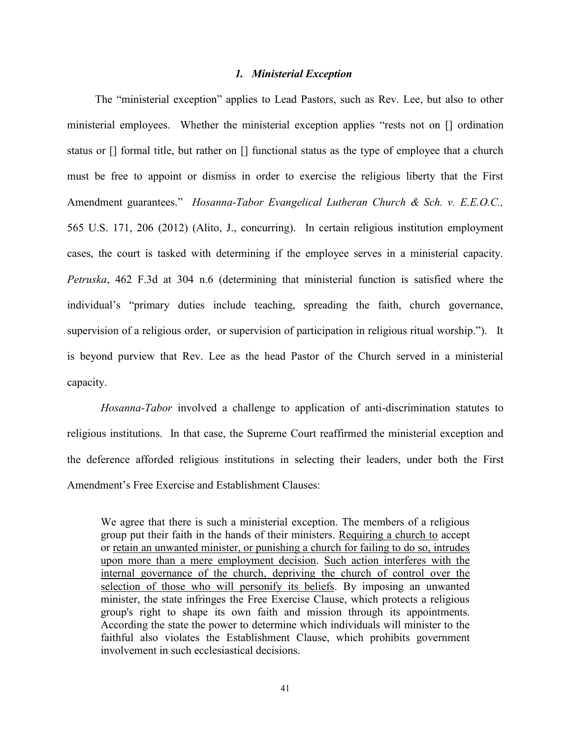### *1. Ministerial Exception*

The "ministerial exception" applies to Lead Pastors, such as Rev. Lee, but also to other ministerial employees. Whether the ministerial exception applies "rests not on [] ordination status or [] formal title, but rather on [] functional status as the type of employee that a church must be free to appoint or dismiss in order to exercise the religious liberty that the First Amendment guarantees." *Hosanna-Tabor Evangelical Lutheran Church & Sch. v. E.E.O.C.,* 565 U.S. 171, 206 (2012) (Alito, J., concurring). In certain religious institution employment cases, the court is tasked with determining if the employee serves in a ministerial capacity. *Petruska*, 462 F.3d at 304 n.6 (determining that ministerial function is satisfied where the individual's "primary duties include teaching, spreading the faith, church governance, supervision of a religious order, or supervision of participation in religious ritual worship."). It is beyond purview that Rev. Lee as the head Pastor of the Church served in a ministerial capacity.

*Hosanna-Tabor* involved a challenge to application of anti-discrimination statutes to religious institutions. In that case, the Supreme Court reaffirmed the ministerial exception and the deference afforded religious institutions in selecting their leaders, under both the First Amendment's Free Exercise and Establishment Clauses:

> We agree that there is such a ministerial exception. The members of a religious group put their faith in the hands of their ministers. <u>Requiring a church to</u> accept or <u>retain an unwanted minister, or punishing a church for failing to do so, intrudes upon more than a mere employment decision</u>. <u>Such action interferes with the internal governance of the church, depriving the church of control over the selection of those who will personify its beliefs</u>. By imposing an unwanted minister, the state infringes the Free Exercise Clause, which protects a religious group's right to shape its own faith and mission through its appointments. According the state the power to determine which individuals will minister to the faithful also violates the Establishment Clause, which prohibits government involvement in such ecclesiastical decisions.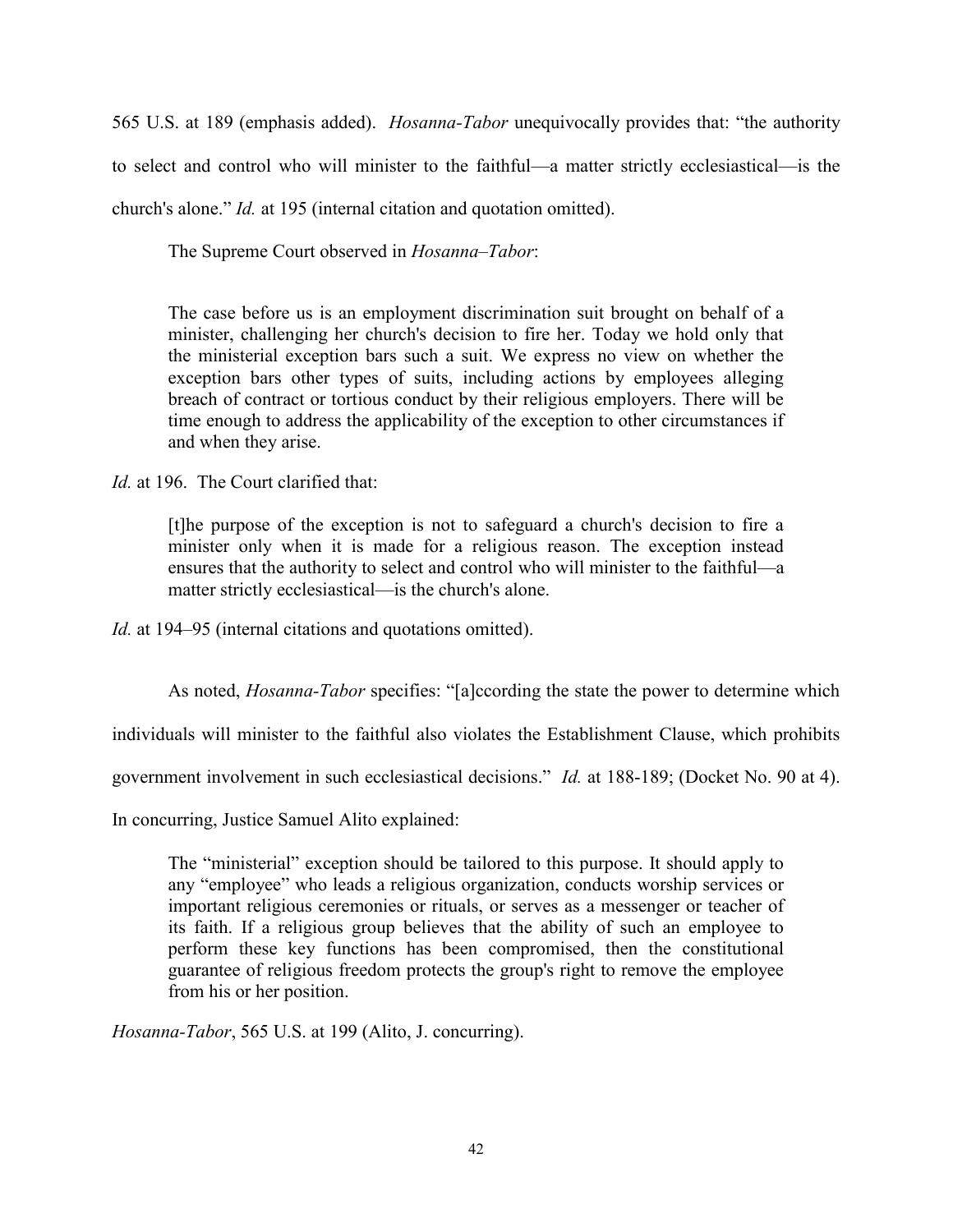565 U.S. at 189 (emphasis added). *Hosanna-Tabor* unequivocally provides that: "the authority to select and control who will minister to the faithful—a matter strictly ecclesiastical—is the church's alone." *Id.* at 195 (internal citation and quotation omitted).

The Supreme Court observed in *Hosanna–Tabor*:

> The case before us is an employment discrimination suit brought on behalf of a minister, challenging her church's decision to fire her. Today we hold only that the ministerial exception bars such a suit. We express no view on whether the exception bars other types of suits, including actions by employees alleging breach of contract or tortious conduct by their religious employers. There will be time enough to address the applicability of the exception to other circumstances if and when they arise.

*Id.* at 196. The Court clarified that:

> [t]he purpose of the exception is not to safeguard a church's decision to fire a minister only when it is made for a religious reason. The exception instead ensures that the authority to select and control who will minister to the faithful—a matter strictly ecclesiastical—is the church's alone.

*Id.* at 194–95 (internal citations and quotations omitted).

As noted, *Hosanna-Tabor* specifies: "[a]ccording the state the power to determine which individuals will minister to the faithful also violates the Establishment Clause, which prohibits government involvement in such ecclesiastical decisions." *Id.* at 188-189; (Docket No. 90 at 4). In concurring, Justice Samuel Alito explained:

> The "ministerial" exception should be tailored to this purpose. It should apply to any "employee" who leads a religious organization, conducts worship services or important religious ceremonies or rituals, or serves as a messenger or teacher of its faith. If a religious group believes that the ability of such an employee to perform these key functions has been compromised, then the constitutional guarantee of religious freedom protects the group's right to remove the employee from his or her position.

*Hosanna-Tabor*, 565 U.S. at 199 (Alito, J. concurring).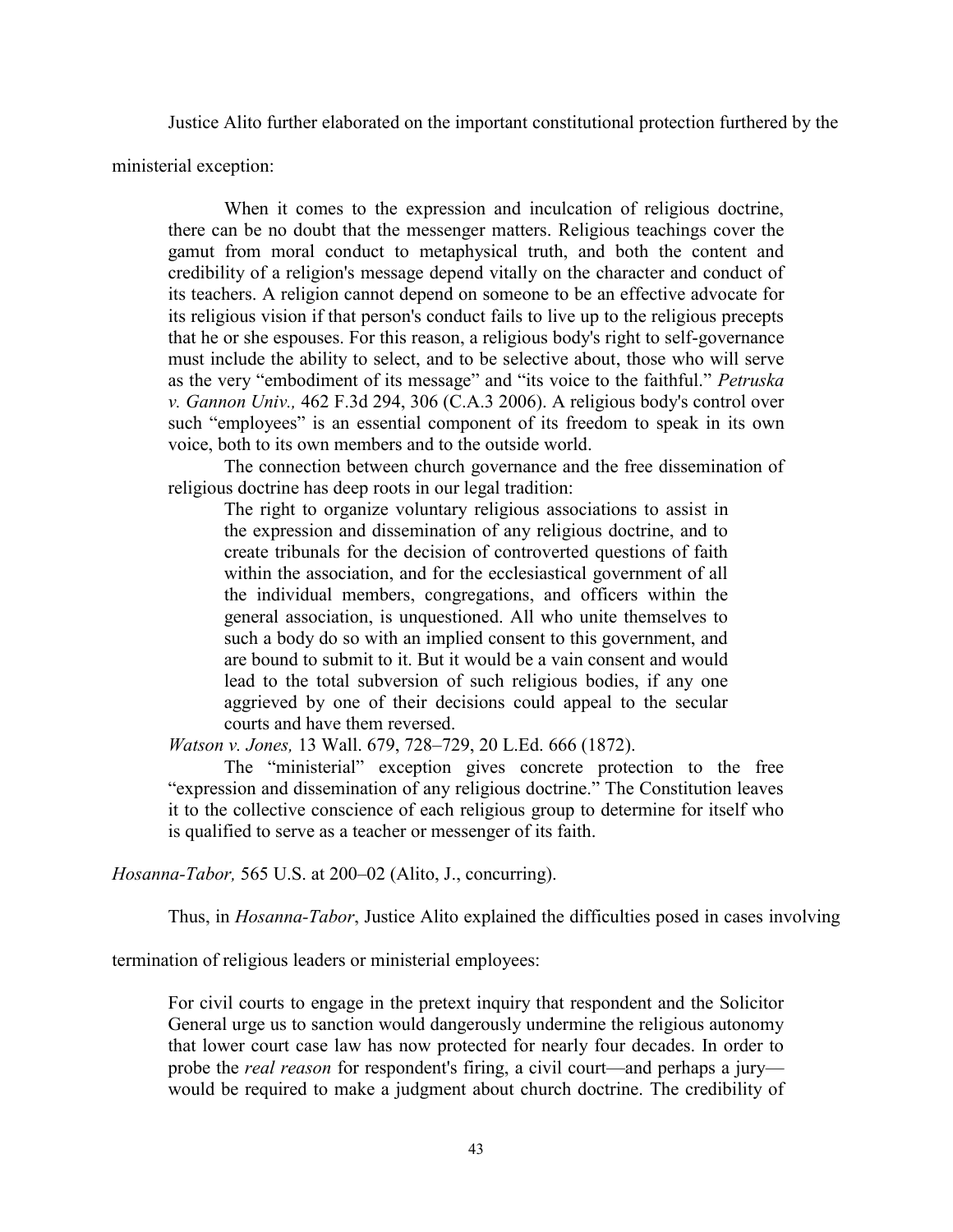Justice Alito further elaborated on the important constitutional protection furthered by the ministerial exception:

> When it comes to the expression and inculcation of religious doctrine, there can be no doubt that the messenger matters. Religious teachings cover the gamut from moral conduct to metaphysical truth, and both the content and credibility of a religion's message depend vitally on the character and conduct of its teachers. A religion cannot depend on someone to be an effective advocate for its religious vision if that person's conduct fails to live up to the religious precepts that he or she espouses. For this reason, a religious body's right to self-governance must include the ability to select, and to be selective about, those who will serve as the very "embodiment of its message" and "its voice to the faithful." *Petruska v. Gannon Univ.,* 462 F.3d 294, 306 (C.A.3 2006). A religious body's control over such "employees" is an essential component of its freedom to speak in its own voice, both to its own members and to the outside world.
>
> The connection between church governance and the free dissemination of religious doctrine has deep roots in our legal tradition:
>
> > The right to organize voluntary religious associations to assist in the expression and dissemination of any religious doctrine, and to create tribunals for the decision of controverted questions of faith within the association, and for the ecclesiastical government of all the individual members, congregations, and officers within the general association, is unquestioned. All who unite themselves to such a body do so with an implied consent to this government, and are bound to submit to it. But it would be a vain consent and would lead to the total subversion of such religious bodies, if any one aggrieved by one of their decisions could appeal to the secular courts and have them reversed.
>
> *Watson v. Jones,* 13 Wall. 679, 728–729, 20 L.Ed. 666 (1872).
>
> The "ministerial" exception gives concrete protection to the free "expression and dissemination of any religious doctrine." The Constitution leaves it to the collective conscience of each religious group to determine for itself who is qualified to serve as a teacher or messenger of its faith.

*Hosanna-Tabor,* 565 U.S. at 200–02 (Alito, J., concurring).

Thus, in *Hosanna-Tabor*, Justice Alito explained the difficulties posed in cases involving termination of religious leaders or ministerial employees:

> For civil courts to engage in the pretext inquiry that respondent and the Solicitor General urge us to sanction would dangerously undermine the religious autonomy that lower court case law has now protected for nearly four decades. In order to probe the *real reason* for respondent's firing, a civil court—and perhaps a jury—would be required to make a judgment about church doctrine. The credibility of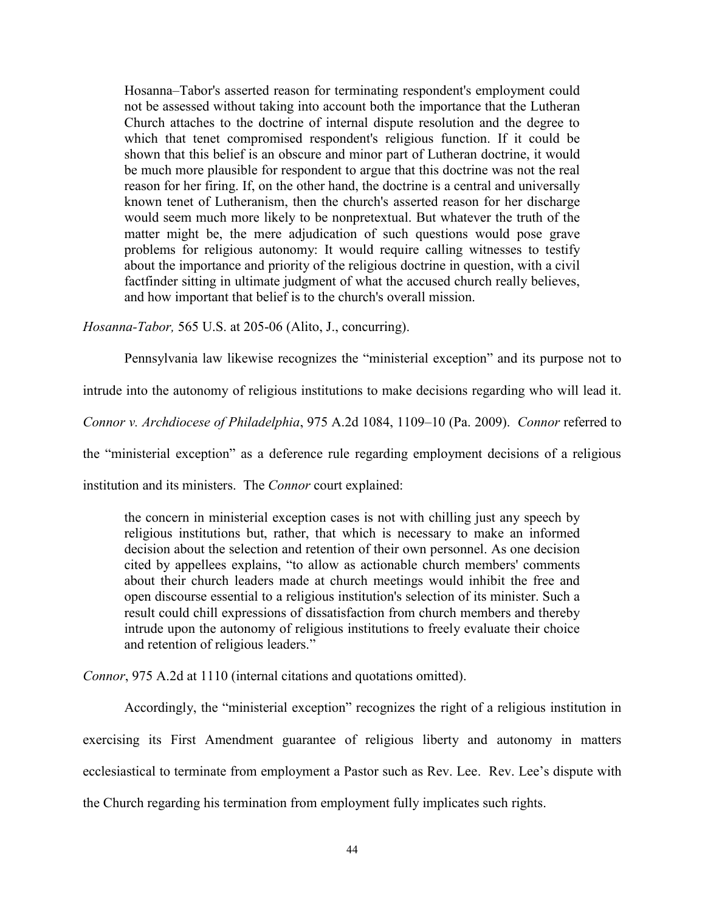> Hosanna–Tabor's asserted reason for terminating respondent's employment could not be assessed without taking into account both the importance that the Lutheran Church attaches to the doctrine of internal dispute resolution and the degree to which that tenet compromised respondent's religious function. If it could be shown that this belief is an obscure and minor part of Lutheran doctrine, it would be much more plausible for respondent to argue that this doctrine was not the real reason for her firing. If, on the other hand, the doctrine is a central and universally known tenet of Lutheranism, then the church's asserted reason for her discharge would seem much more likely to be nonpretextual. But whatever the truth of the matter might be, the mere adjudication of such questions would pose grave problems for religious autonomy: It would require calling witnesses to testify about the importance and priority of the religious doctrine in question, with a civil factfinder sitting in ultimate judgment of what the accused church really believes, and how important that belief is to the church's overall mission.

*Hosanna-Tabor,* 565 U.S. at 205-06 (Alito, J., concurring).

Pennsylvania law likewise recognizes the "ministerial exception" and its purpose not to intrude into the autonomy of religious institutions to make decisions regarding who will lead it. *Connor v. Archdiocese of Philadelphia*, 975 A.2d 1084, 1109–10 (Pa. 2009). *Connor* referred to the "ministerial exception" as a deference rule regarding employment decisions of a religious institution and its ministers. The *Connor* court explained:

> the concern in ministerial exception cases is not with chilling just any speech by religious institutions but, rather, that which is necessary to make an informed decision about the selection and retention of their own personnel. As one decision cited by appellees explains, "to allow as actionable church members' comments about their church leaders made at church meetings would inhibit the free and open discourse essential to a religious institution's selection of its minister. Such a result could chill expressions of dissatisfaction from church members and thereby intrude upon the autonomy of religious institutions to freely evaluate their choice and retention of religious leaders."

*Connor*, 975 A.2d at 1110 (internal citations and quotations omitted).

Accordingly, the "ministerial exception" recognizes the right of a religious institution in exercising its First Amendment guarantee of religious liberty and autonomy in matters ecclesiastical to terminate from employment a Pastor such as Rev. Lee. Rev. Lee's dispute with the Church regarding his termination from employment fully implicates such rights.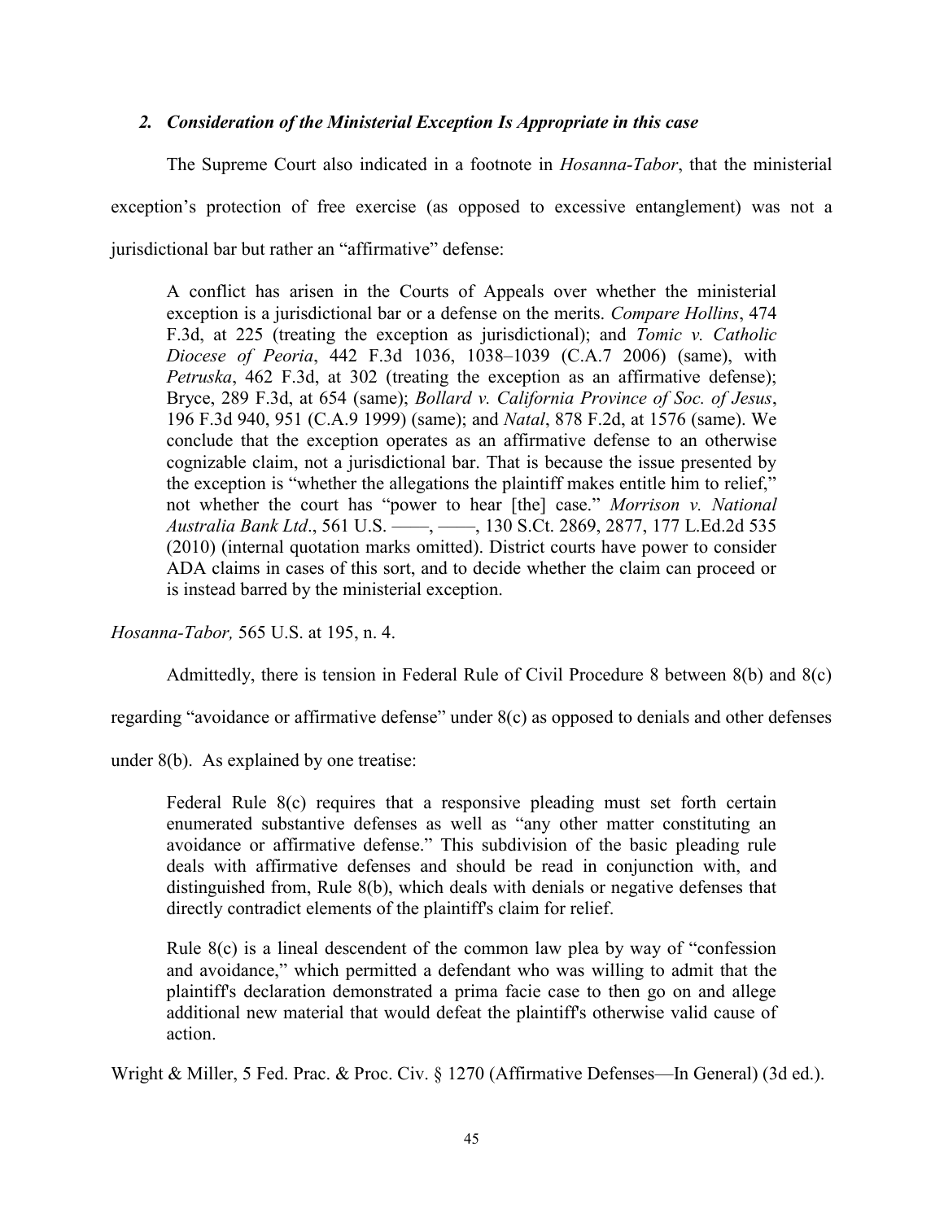### *2. Consideration of the Ministerial Exception Is Appropriate in this case*

The Supreme Court also indicated in a footnote in *Hosanna-Tabor*, that the ministerial exception's protection of free exercise (as opposed to excessive entanglement) was not a jurisdictional bar but rather an "affirmative" defense:

> A conflict has arisen in the Courts of Appeals over whether the ministerial exception is a jurisdictional bar or a defense on the merits. *Compare Hollins*, 474 F.3d, at 225 (treating the exception as jurisdictional); and *Tomic v. Catholic Diocese of Peoria*, 442 F.3d 1036, 1038–1039 (C.A.7 2006) (same), with *Petruska*, 462 F.3d, at 302 (treating the exception as an affirmative defense); Bryce, 289 F.3d, at 654 (same); *Bollard v. California Province of Soc. of Jesus*, 196 F.3d 940, 951 (C.A.9 1999) (same); and *Natal*, 878 F.2d, at 1576 (same). We conclude that the exception operates as an affirmative defense to an otherwise cognizable claim, not a jurisdictional bar. That is because the issue presented by the exception is "whether the allegations the plaintiff makes entitle him to relief," not whether the court has "power to hear [the] case." *Morrison v. National Australia Bank Ltd*., 561 U.S. ——, ——, 130 S.Ct. 2869, 2877, 177 L.Ed.2d 535 (2010) (internal quotation marks omitted). District courts have power to consider ADA claims in cases of this sort, and to decide whether the claim can proceed or is instead barred by the ministerial exception.

*Hosanna-Tabor,* 565 U.S. at 195, n. 4.

Admittedly, there is tension in Federal Rule of Civil Procedure 8 between 8(b) and 8(c) regarding "avoidance or affirmative defense" under 8(c) as opposed to denials and other defenses under 8(b). As explained by one treatise:

> Federal Rule 8(c) requires that a responsive pleading must set forth certain enumerated substantive defenses as well as "any other matter constituting an avoidance or affirmative defense." This subdivision of the basic pleading rule deals with affirmative defenses and should be read in conjunction with, and distinguished from, Rule 8(b), which deals with denials or negative defenses that directly contradict elements of the plaintiff's claim for relief.
>
> Rule 8(c) is a lineal descendent of the common law plea by way of "confession and avoidance," which permitted a defendant who was willing to admit that the plaintiff's declaration demonstrated a prima facie case to then go on and allege additional new material that would defeat the plaintiff's otherwise valid cause of action.

Wright & Miller, 5 Fed. Prac. & Proc. Civ. § 1270 (Affirmative Defenses—In General) (3d ed.).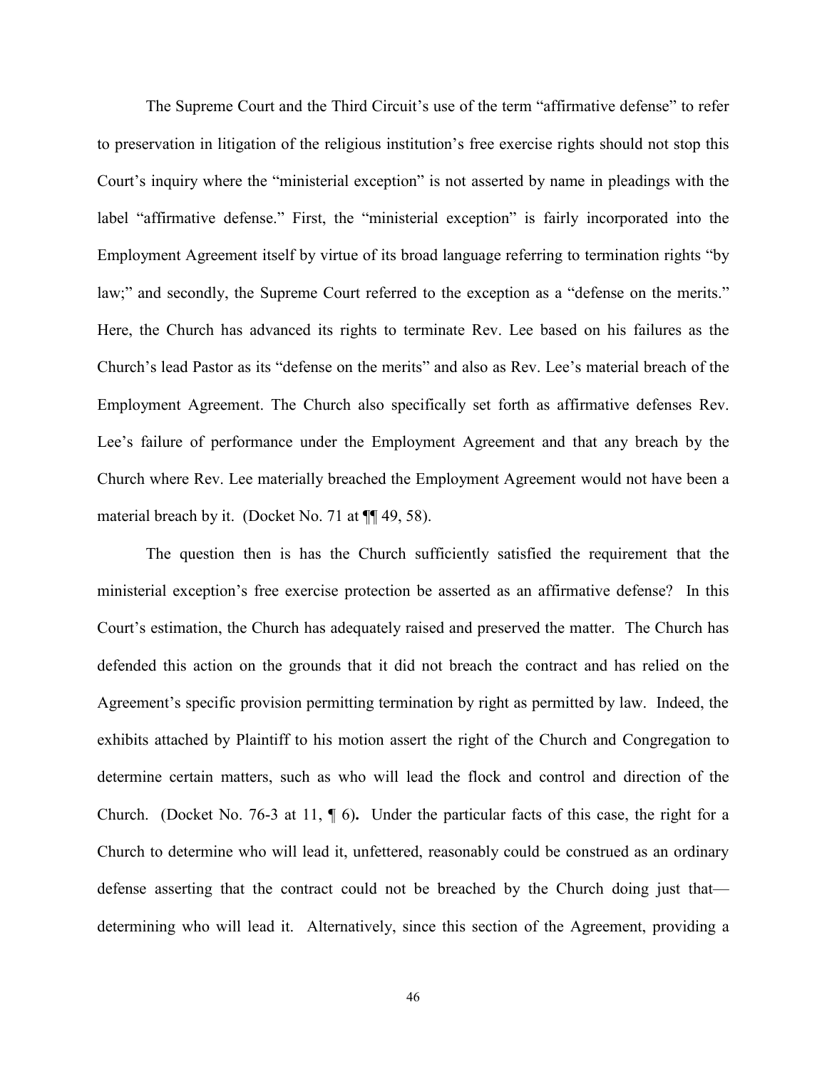The Supreme Court and the Third Circuit's use of the term "affirmative defense" to refer to preservation in litigation of the religious institution's free exercise rights should not stop this Court's inquiry where the "ministerial exception" is not asserted by name in pleadings with the label "affirmative defense." First, the "ministerial exception" is fairly incorporated into the Employment Agreement itself by virtue of its broad language referring to termination rights "by law;" and secondly, the Supreme Court referred to the exception as a "defense on the merits." Here, the Church has advanced its rights to terminate Rev. Lee based on his failures as the Church's lead Pastor as its "defense on the merits" and also as Rev. Lee's material breach of the Employment Agreement. The Church also specifically set forth as affirmative defenses Rev. Lee's failure of performance under the Employment Agreement and that any breach by the Church where Rev. Lee materially breached the Employment Agreement would not have been a material breach by it. (Docket No. 71 at ¶¶ 49, 58).

The question then is has the Church sufficiently satisfied the requirement that the ministerial exception's free exercise protection be asserted as an affirmative defense? In this Court's estimation, the Church has adequately raised and preserved the matter. The Church has defended this action on the grounds that it did not breach the contract and has relied on the Agreement's specific provision permitting termination by right as permitted by law. Indeed, the exhibits attached by Plaintiff to his motion assert the right of the Church and Congregation to determine certain matters, such as who will lead the flock and control and direction of the Church. (Docket No. 76-3 at 11, ¶ 6). Under the particular facts of this case, the right for a Church to determine who will lead it, unfettered, reasonably could be construed as an ordinary defense asserting that the contract could not be breached by the Church doing just that—determining who will lead it. Alternatively, since this section of the Agreement, providing a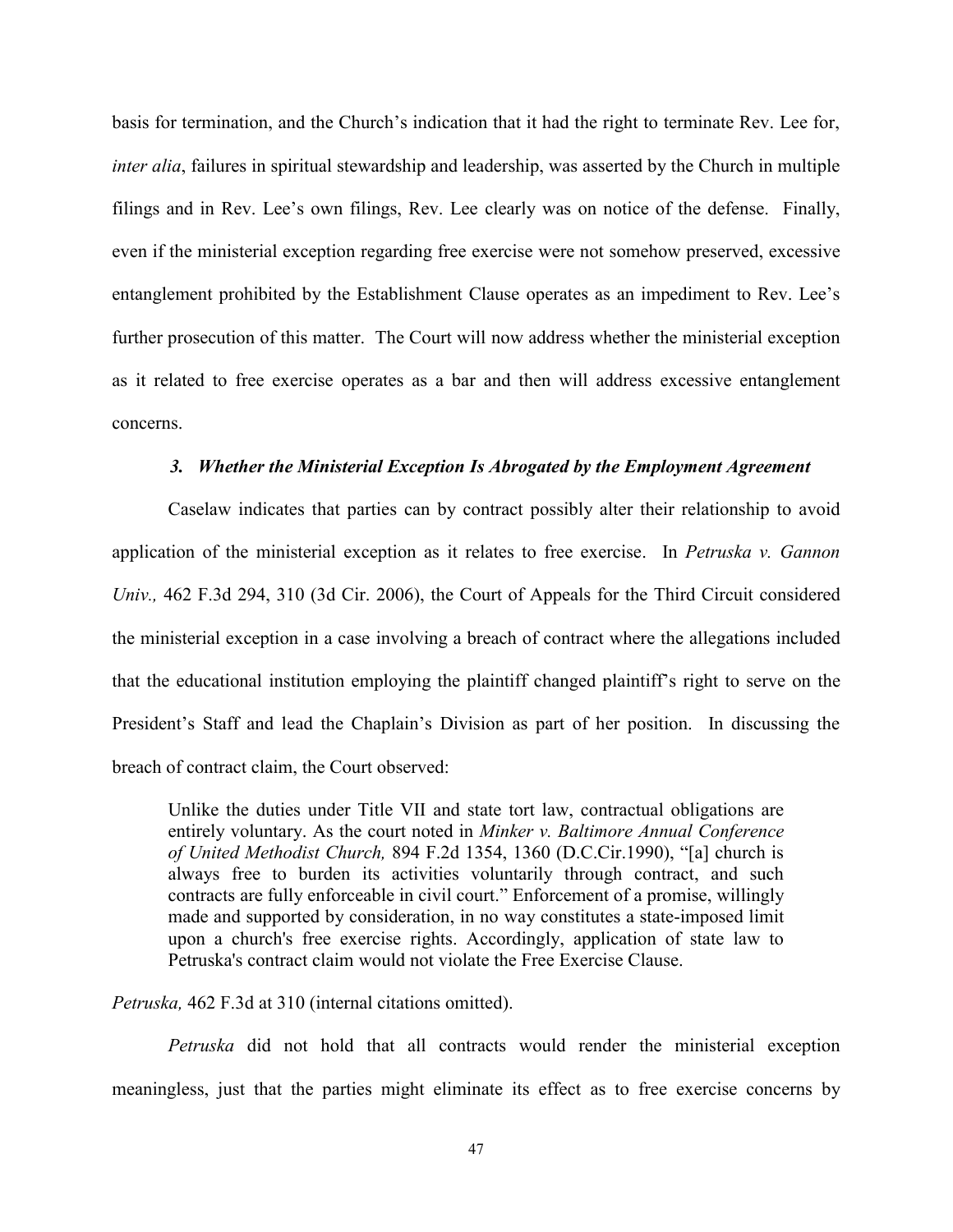basis for termination, and the Church's indication that it had the right to terminate Rev. Lee for, *inter alia*, failures in spiritual stewardship and leadership, was asserted by the Church in multiple filings and in Rev. Lee's own filings, Rev. Lee clearly was on notice of the defense. Finally, even if the ministerial exception regarding free exercise were not somehow preserved, excessive entanglement prohibited by the Establishment Clause operates as an impediment to Rev. Lee's further prosecution of this matter. The Court will now address whether the ministerial exception as it related to free exercise operates as a bar and then will address excessive entanglement concerns.

### *3. Whether the Ministerial Exception Is Abrogated by the Employment Agreement*

Caselaw indicates that parties can by contract possibly alter their relationship to avoid application of the ministerial exception as it relates to free exercise. In *Petruska v. Gannon Univ.,* 462 F.3d 294, 310 (3d Cir. 2006), the Court of Appeals for the Third Circuit considered the ministerial exception in a case involving a breach of contract where the allegations included that the educational institution employing the plaintiff changed plaintiff's right to serve on the President's Staff and lead the Chaplain's Division as part of her position. In discussing the breach of contract claim, the Court observed:

> Unlike the duties under Title VII and state tort law, contractual obligations are entirely voluntary. As the court noted in *Minker v. Baltimore Annual Conference of United Methodist Church,* 894 F.2d 1354, 1360 (D.C.Cir.1990), "[a] church is always free to burden its activities voluntarily through contract, and such contracts are fully enforceable in civil court." Enforcement of a promise, willingly made and supported by consideration, in no way constitutes a state-imposed limit upon a church's free exercise rights. Accordingly, application of state law to Petruska's contract claim would not violate the Free Exercise Clause.

*Petruska,* 462 F.3d at 310 (internal citations omitted).

*Petruska* did not hold that all contracts would render the ministerial exception meaningless, just that the parties might eliminate its effect as to free exercise concerns by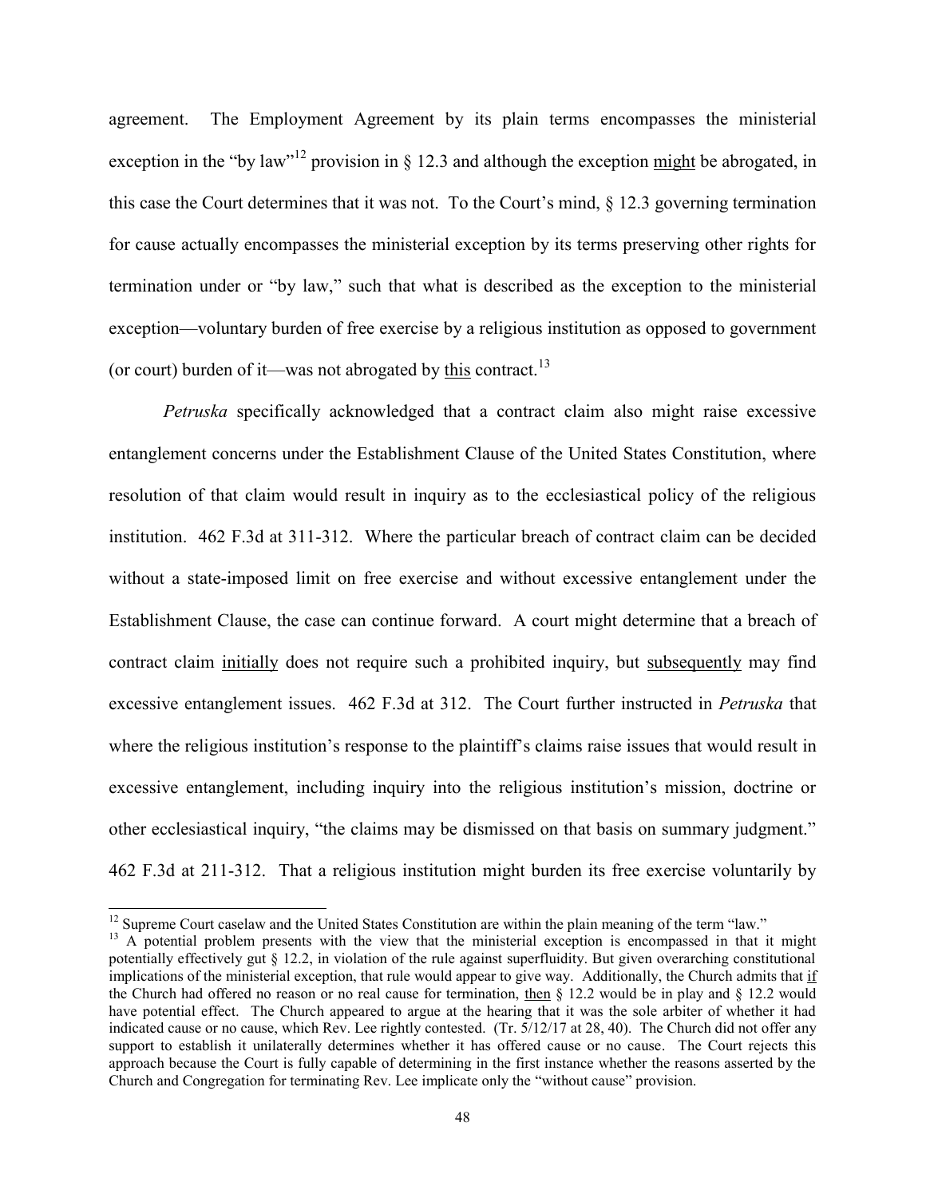agreement. The Employment Agreement by its plain terms encompasses the ministerial exception in the "by law"[12] provision in § 12.3 and although the exception <u>might</u> be abrogated, in this case the Court determines that it was not. To the Court's mind, § 12.3 governing termination for cause actually encompasses the ministerial exception by its terms preserving other rights for termination under or "by law," such that what is described as the exception to the ministerial exception—voluntary burden of free exercise by a religious institution as opposed to government (or court) burden of it—was not abrogated by <u>this</u> contract.[13]

*Petruska* specifically acknowledged that a contract claim also might raise excessive entanglement concerns under the Establishment Clause of the United States Constitution, where resolution of that claim would result in inquiry as to the ecclesiastical policy of the religious institution. 462 F.3d at 311-312. Where the particular breach of contract claim can be decided without a state-imposed limit on free exercise and without excessive entanglement under the Establishment Clause, the case can continue forward. A court might determine that a breach of contract claim <u>initially</u> does not require such a prohibited inquiry, but <u>subsequently</u> may find excessive entanglement issues. 462 F.3d at 312. The Court further instructed in *Petruska* that where the religious institution's response to the plaintiff's claims raise issues that would result in excessive entanglement, including inquiry into the religious institution's mission, doctrine or other ecclesiastical inquiry, "the claims may be dismissed on that basis on summary judgment." 462 F.3d at 211-312. That a religious institution might burden its free exercise voluntarily by

---

[12] Supreme Court caselaw and the United States Constitution are within the plain meaning of the term "law."

[13] A potential problem presents with the view that the ministerial exception is encompassed in that it might potentially effectively gut § 12.2, in violation of the rule against superfluidity. But given overarching constitutional implications of the ministerial exception, that rule would appear to give way. Additionally, the Church admits that <u>if</u> the Church had offered no reason or no real cause for termination, <u>then</u> § 12.2 would be in play and § 12.2 would have potential effect. The Church appeared to argue at the hearing that it was the sole arbiter of whether it had indicated cause or no cause, which Rev. Lee rightly contested. (Tr. 5/12/17 at 28, 40). The Church did not offer any support to establish it unilaterally determines whether it has offered cause or no cause. The Court rejects this approach because the Court is fully capable of determining in the first instance whether the reasons asserted by the Church and Congregation for terminating Rev. Lee implicate only the "without cause" provision.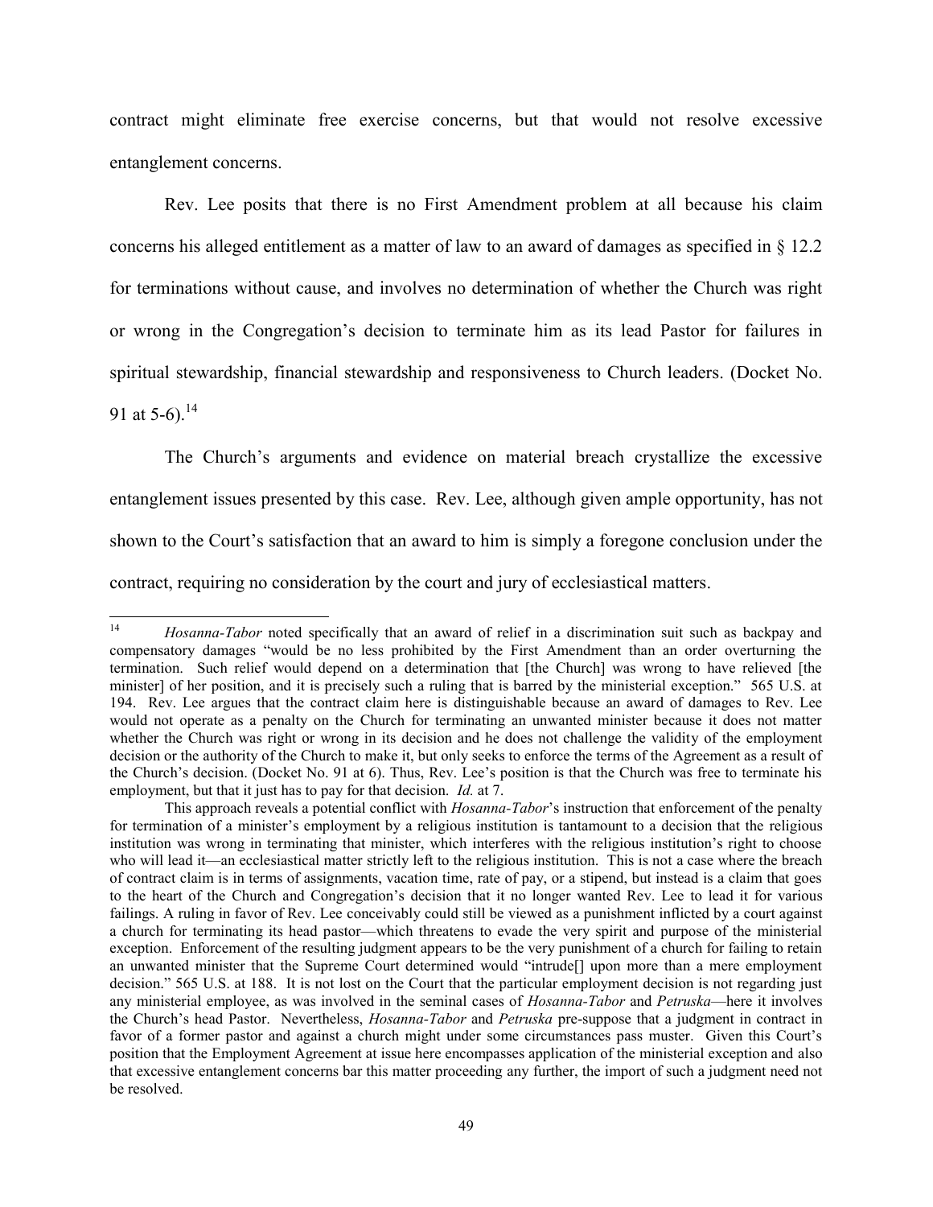contract might eliminate free exercise concerns, but that would not resolve excessive entanglement concerns.

Rev. Lee posits that there is no First Amendment problem at all because his claim concerns his alleged entitlement as a matter of law to an award of damages as specified in § 12.2 for terminations without cause, and involves no determination of whether the Church was right or wrong in the Congregation's decision to terminate him as its lead Pastor for failures in spiritual stewardship, financial stewardship and responsiveness to Church leaders. (Docket No. 91 at 5-6).[14]

The Church's arguments and evidence on material breach crystallize the excessive entanglement issues presented by this case. Rev. Lee, although given ample opportunity, has not shown to the Court's satisfaction that an award to him is simply a foregone conclusion under the contract, requiring no consideration by the court and jury of ecclesiastical matters.

---

[14] *Hosanna-Tabor* noted specifically that an award of relief in a discrimination suit such as backpay and compensatory damages "would be no less prohibited by the First Amendment than an order overturning the termination. Such relief would depend on a determination that [the Church] was wrong to have relieved [the minister] of her position, and it is precisely such a ruling that is barred by the ministerial exception." 565 U.S. at 194. Rev. Lee argues that the contract claim here is distinguishable because an award of damages to Rev. Lee would not operate as a penalty on the Church for terminating an unwanted minister because it does not matter whether the Church was right or wrong in its decision and he does not challenge the validity of the employment decision or the authority of the Church to make it, but only seeks to enforce the terms of the Agreement as a result of the Church's decision. (Docket No. 91 at 6). Thus, Rev. Lee's position is that the Church was free to terminate his employment, but that it just has to pay for that decision. *Id.* at 7.

This approach reveals a potential conflict with *Hosanna-Tabor*'s instruction that enforcement of the penalty for termination of a minister's employment by a religious institution is tantamount to a decision that the religious institution was wrong in terminating that minister, which interferes with the religious institution's right to choose who will lead it—an ecclesiastical matter strictly left to the religious institution. This is not a case where the breach of contract claim is in terms of assignments, vacation time, rate of pay, or a stipend, but instead is a claim that goes to the heart of the Church and Congregation's decision that it no longer wanted Rev. Lee to lead it for various failings. A ruling in favor of Rev. Lee conceivably could still be viewed as a punishment inflicted by a court against a church for terminating its head pastor—which threatens to evade the very spirit and purpose of the ministerial exception. Enforcement of the resulting judgment appears to be the very punishment of a church for failing to retain an unwanted minister that the Supreme Court determined would "intrude[] upon more than a mere employment decision." 565 U.S. at 188. It is not lost on the Court that the particular employment decision is not regarding just any ministerial employee, as was involved in the seminal cases of *Hosanna-Tabor* and *Petruska*—here it involves the Church's head Pastor. Nevertheless, *Hosanna-Tabor* and *Petruska* pre-suppose that a judgment in contract in favor of a former pastor and against a church might under some circumstances pass muster. Given this Court's position that the Employment Agreement at issue here encompasses application of the ministerial exception and also that excessive entanglement concerns bar this matter proceeding any further, the import of such a judgment need not be resolved.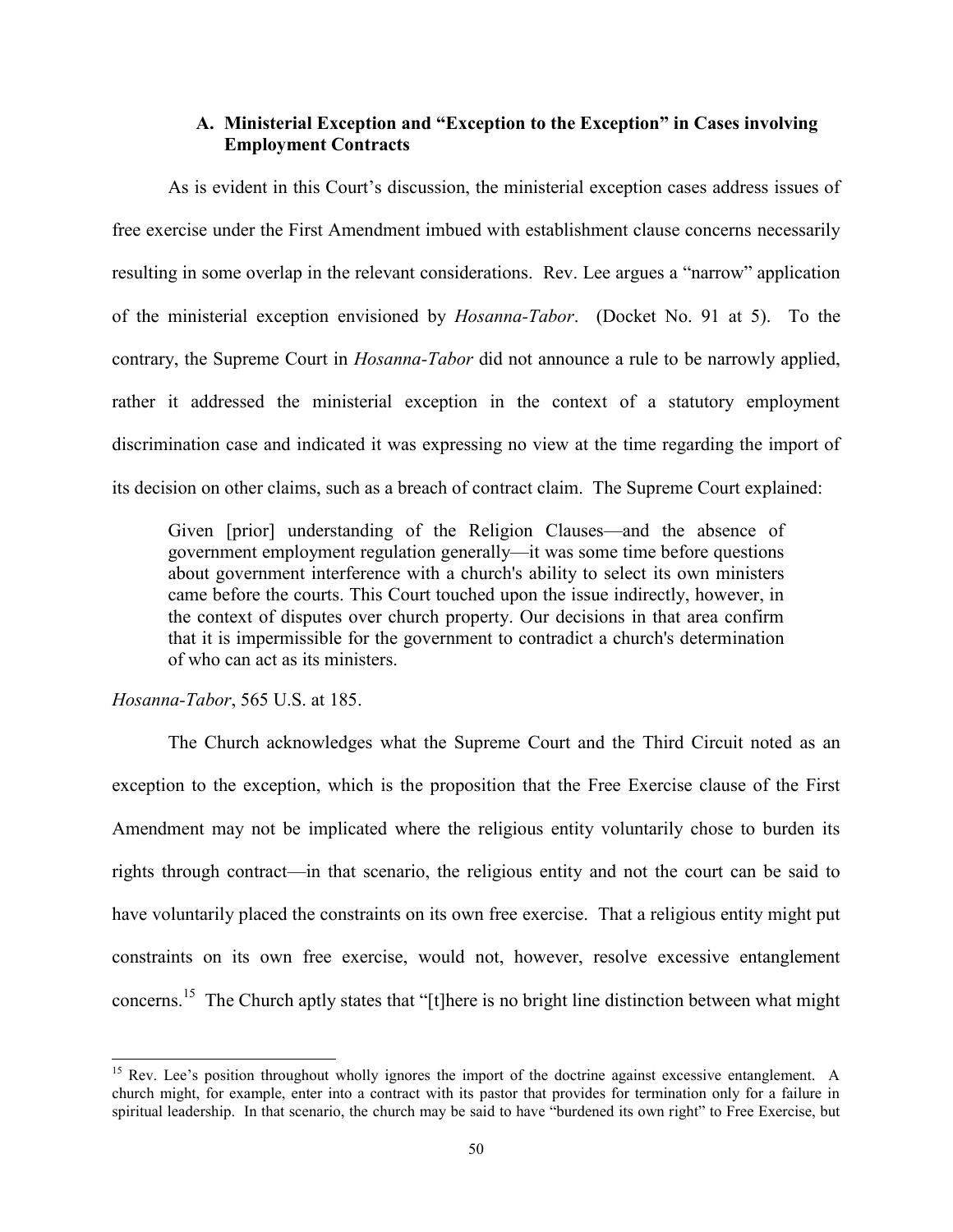### A. Ministerial Exception and "Exception to the Exception" in Cases involving Employment Contracts

As is evident in this Court's discussion, the ministerial exception cases address issues of free exercise under the First Amendment imbued with establishment clause concerns necessarily resulting in some overlap in the relevant considerations. Rev. Lee argues a "narrow" application of the ministerial exception envisioned by *Hosanna-Tabor*. (Docket No. 91 at 5). To the contrary, the Supreme Court in *Hosanna-Tabor* did not announce a rule to be narrowly applied, rather it addressed the ministerial exception in the context of a statutory employment discrimination case and indicated it was expressing no view at the time regarding the import of its decision on other claims, such as a breach of contract claim. The Supreme Court explained:

> Given [prior] understanding of the Religion Clauses—and the absence of government employment regulation generally—it was some time before questions about government interference with a church's ability to select its own ministers came before the courts. This Court touched upon the issue indirectly, however, in the context of disputes over church property. Our decisions in that area confirm that it is impermissible for the government to contradict a church's determination of who can act as its ministers.

*Hosanna-Tabor*, 565 U.S. at 185.

The Church acknowledges what the Supreme Court and the Third Circuit noted as an exception to the exception, which is the proposition that the Free Exercise clause of the First Amendment may not be implicated where the religious entity voluntarily chose to burden its rights through contract—in that scenario, the religious entity and not the court can be said to have voluntarily placed the constraints on its own free exercise. That a religious entity might put constraints on its own free exercise, would not, however, resolve excessive entanglement concerns.[15] The Church aptly states that "[t]here is no bright line distinction between what might

---

[15] Rev. Lee's position throughout wholly ignores the import of the doctrine against excessive entanglement. A church might, for example, enter into a contract with its pastor that provides for termination only for a failure in spiritual leadership. In that scenario, the church may be said to have "burdened its own right" to Free Exercise, but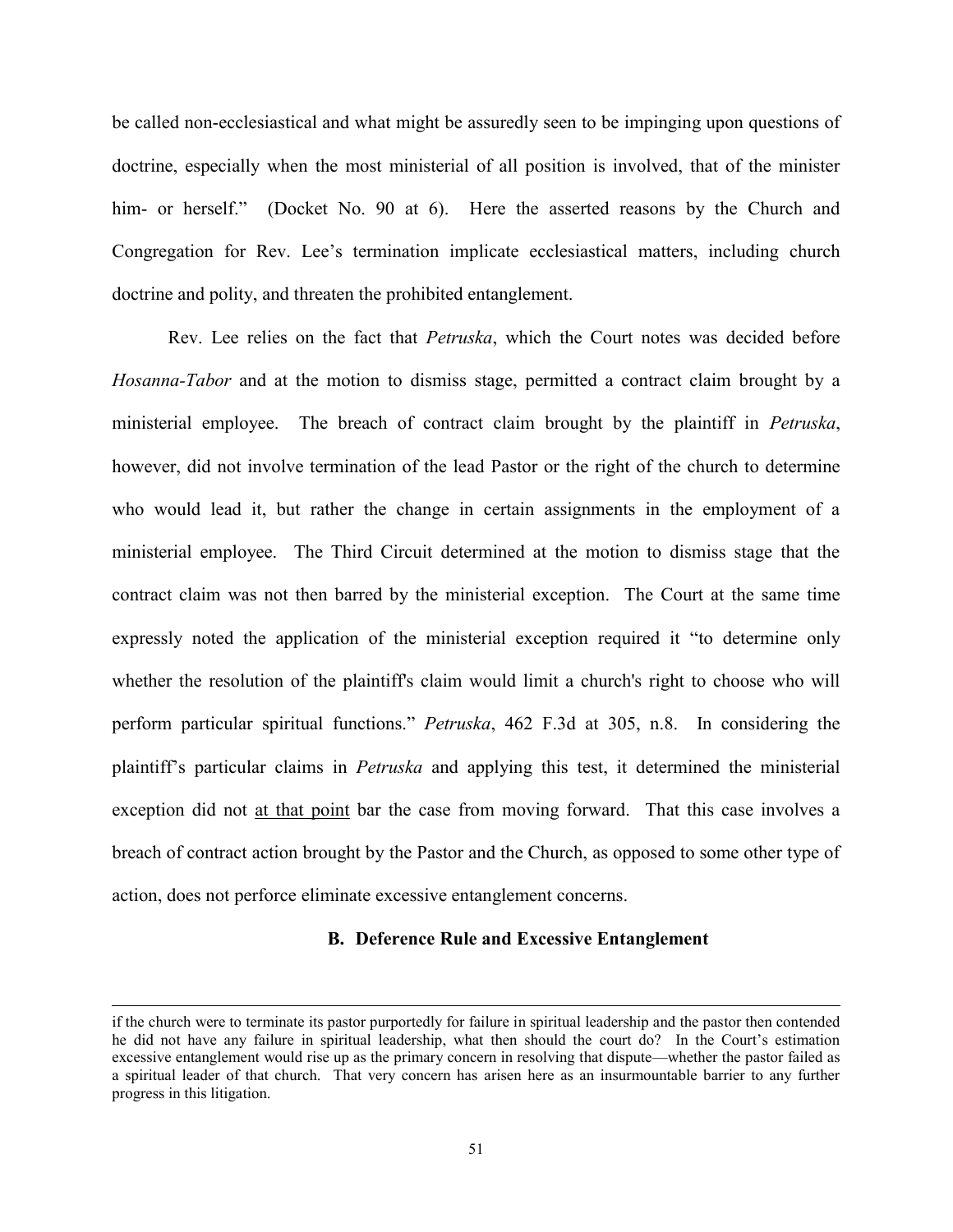be called non-ecclesiastical and what might be assuredly seen to be impinging upon questions of doctrine, especially when the most ministerial of all position is involved, that of the minister him- or herself." (Docket No. 90 at 6). Here the asserted reasons by the Church and Congregation for Rev. Lee's termination implicate ecclesiastical matters, including church doctrine and polity, and threaten the prohibited entanglement.

Rev. Lee relies on the fact that *Petruska*, which the Court notes was decided before *Hosanna-Tabor* and at the motion to dismiss stage, permitted a contract claim brought by a ministerial employee. The breach of contract claim brought by the plaintiff in *Petruska*, however, did not involve termination of the lead Pastor or the right of the church to determine who would lead it, but rather the change in certain assignments in the employment of a ministerial employee. The Third Circuit determined at the motion to dismiss stage that the contract claim was not then barred by the ministerial exception. The Court at the same time expressly noted the application of the ministerial exception required it "to determine only whether the resolution of the plaintiff's claim would limit a church's right to choose who will perform particular spiritual functions." *Petruska*, 462 F.3d at 305, n.8. In considering the plaintiff's particular claims in *Petruska* and applying this test, it determined the ministerial exception did not <u>at that point</u> bar the case from moving forward. That this case involves a breach of contract action brought by the Pastor and the Church, as opposed to some other type of action, does not perforce eliminate excessive entanglement concerns.

### B. Deference Rule and Excessive Entanglement

---

if the church were to terminate its pastor purportedly for failure in spiritual leadership and the pastor then contended he did not have any failure in spiritual leadership, what then should the court do? In the Court's estimation excessive entanglement would rise up as the primary concern in resolving that dispute—whether the pastor failed as a spiritual leader of that church. That very concern has arisen here as an insurmountable barrier to any further progress in this litigation.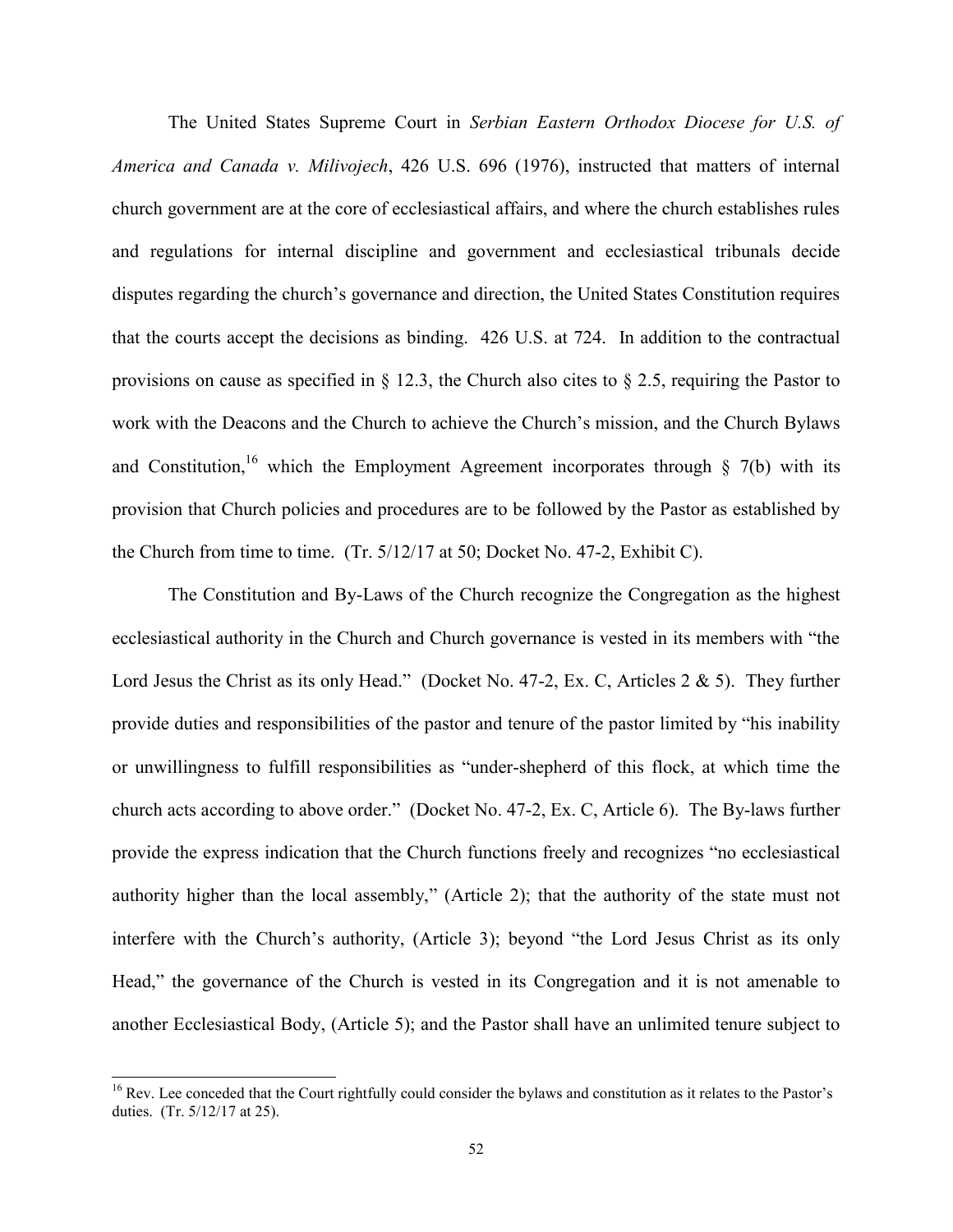The United States Supreme Court in *Serbian Eastern Orthodox Diocese for U.S. of America and Canada v. Milivojech*, 426 U.S. 696 (1976), instructed that matters of internal church government are at the core of ecclesiastical affairs, and where the church establishes rules and regulations for internal discipline and government and ecclesiastical tribunals decide disputes regarding the church's governance and direction, the United States Constitution requires that the courts accept the decisions as binding. 426 U.S. at 724. In addition to the contractual provisions on cause as specified in § 12.3, the Church also cites to § 2.5, requiring the Pastor to work with the Deacons and the Church to achieve the Church's mission, and the Church Bylaws and Constitution,[16] which the Employment Agreement incorporates through § 7(b) with its provision that Church policies and procedures are to be followed by the Pastor as established by the Church from time to time. (Tr. 5/12/17 at 50; Docket No. 47-2, Exhibit C).

The Constitution and By-Laws of the Church recognize the Congregation as the highest ecclesiastical authority in the Church and Church governance is vested in its members with "the Lord Jesus the Christ as its only Head." (Docket No. 47-2, Ex. C, Articles 2 & 5). They further provide duties and responsibilities of the pastor and tenure of the pastor limited by "his inability or unwillingness to fulfill responsibilities as "under-shepherd of this flock, at which time the church acts according to above order." (Docket No. 47-2, Ex. C, Article 6). The By-laws further provide the express indication that the Church functions freely and recognizes "no ecclesiastical authority higher than the local assembly," (Article 2); that the authority of the state must not interfere with the Church's authority, (Article 3); beyond "the Lord Jesus Christ as its only Head," the governance of the Church is vested in its Congregation and it is not amenable to another Ecclesiastical Body, (Article 5); and the Pastor shall have an unlimited tenure subject to

[16] Rev. Lee conceded that the Court rightfully could consider the bylaws and constitution as it relates to the Pastor's duties. (Tr. 5/12/17 at 25).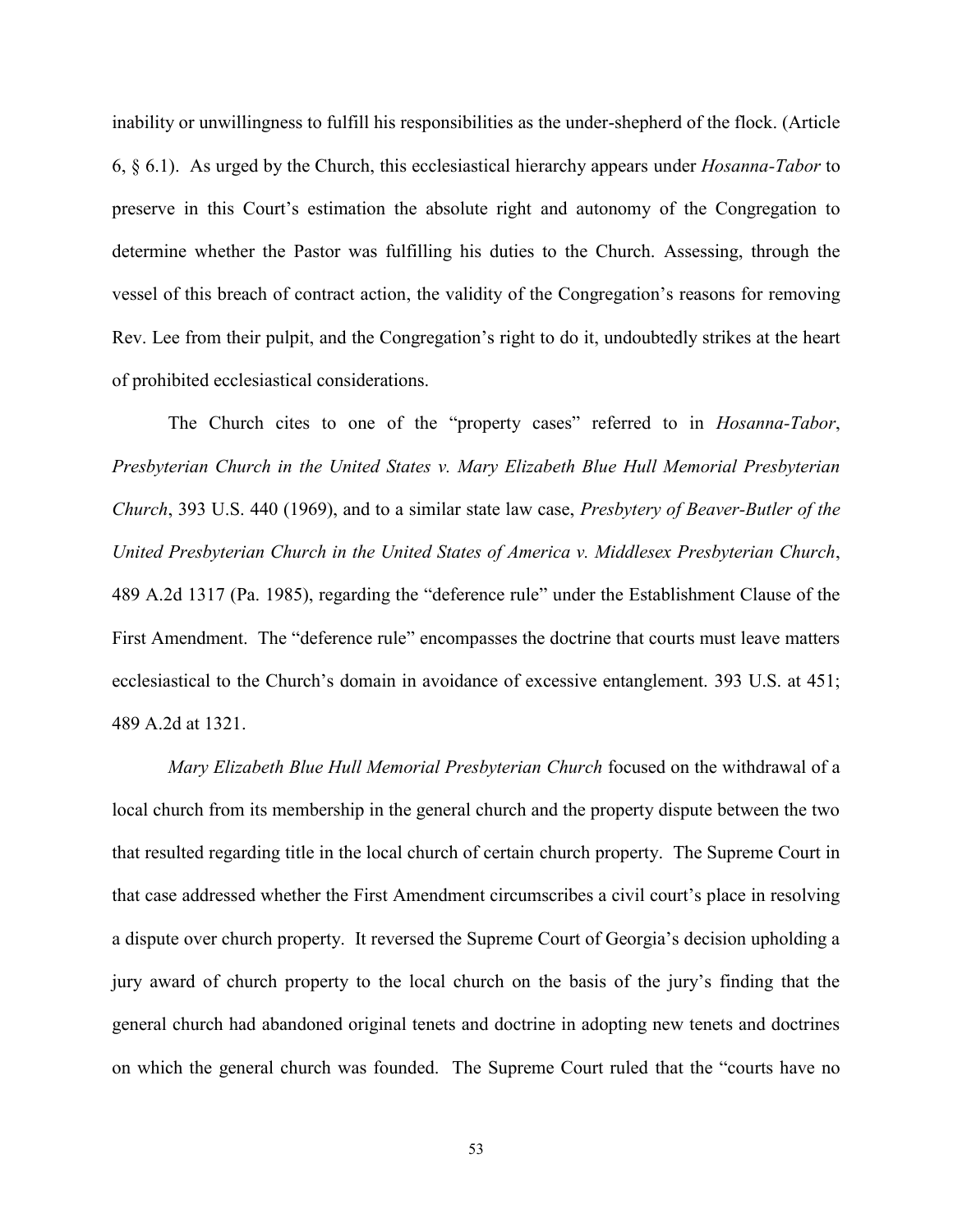inability or unwillingness to fulfill his responsibilities as the under-shepherd of the flock. (Article 6, § 6.1). As urged by the Church, this ecclesiastical hierarchy appears under *Hosanna-Tabor* to preserve in this Court's estimation the absolute right and autonomy of the Congregation to determine whether the Pastor was fulfilling his duties to the Church. Assessing, through the vessel of this breach of contract action, the validity of the Congregation's reasons for removing Rev. Lee from their pulpit, and the Congregation's right to do it, undoubtedly strikes at the heart of prohibited ecclesiastical considerations.

The Church cites to one of the "property cases" referred to in *Hosanna-Tabor*, *Presbyterian Church in the United States v. Mary Elizabeth Blue Hull Memorial Presbyterian Church*, 393 U.S. 440 (1969), and to a similar state law case, *Presbytery of Beaver-Butler of the United Presbyterian Church in the United States of America v. Middlesex Presbyterian Church*, 489 A.2d 1317 (Pa. 1985), regarding the "deference rule" under the Establishment Clause of the First Amendment. The "deference rule" encompasses the doctrine that courts must leave matters ecclesiastical to the Church's domain in avoidance of excessive entanglement. 393 U.S. at 451; 489 A.2d at 1321.

*Mary Elizabeth Blue Hull Memorial Presbyterian Church* focused on the withdrawal of a local church from its membership in the general church and the property dispute between the two that resulted regarding title in the local church of certain church property. The Supreme Court in that case addressed whether the First Amendment circumscribes a civil court's place in resolving a dispute over church property. It reversed the Supreme Court of Georgia's decision upholding a jury award of church property to the local church on the basis of the jury's finding that the general church had abandoned original tenets and doctrine in adopting new tenets and doctrines on which the general church was founded. The Supreme Court ruled that the "courts have no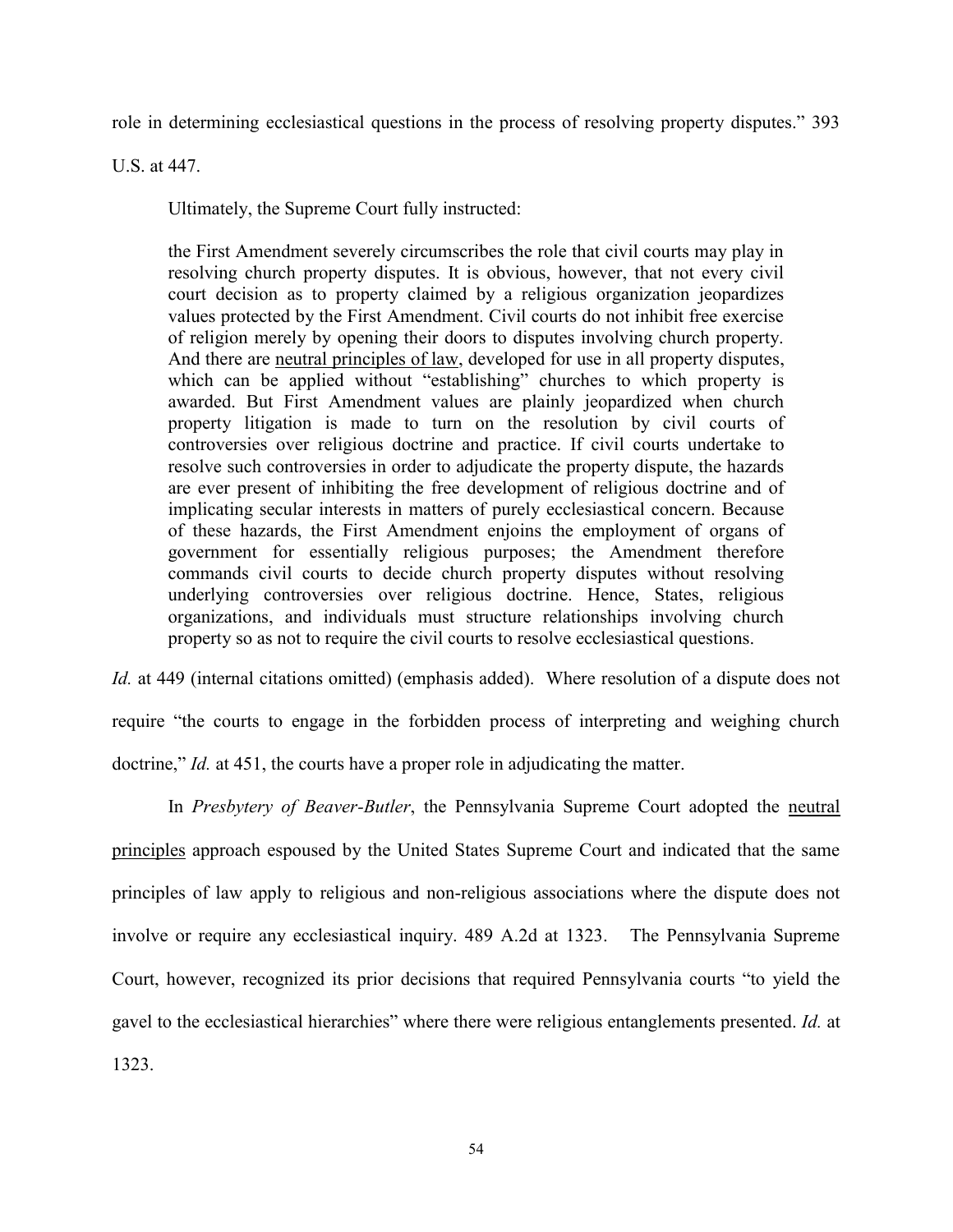role in determining ecclesiastical questions in the process of resolving property disputes." 393 U.S. at 447.

Ultimately, the Supreme Court fully instructed:

> the First Amendment severely circumscribes the role that civil courts may play in resolving church property disputes. It is obvious, however, that not every civil court decision as to property claimed by a religious organization jeopardizes values protected by the First Amendment. Civil courts do not inhibit free exercise of religion merely by opening their doors to disputes involving church property. And there are <u>neutral principles of law</u>, developed for use in all property disputes, which can be applied without "establishing" churches to which property is awarded. But First Amendment values are plainly jeopardized when church property litigation is made to turn on the resolution by civil courts of controversies over religious doctrine and practice. If civil courts undertake to resolve such controversies in order to adjudicate the property dispute, the hazards are ever present of inhibiting the free development of religious doctrine and of implicating secular interests in matters of purely ecclesiastical concern. Because of these hazards, the First Amendment enjoins the employment of organs of government for essentially religious purposes; the Amendment therefore commands civil courts to decide church property disputes without resolving underlying controversies over religious doctrine. Hence, States, religious organizations, and individuals must structure relationships involving church property so as not to require the civil courts to resolve ecclesiastical questions.

*Id.* at 449 (internal citations omitted) (emphasis added). Where resolution of a dispute does not require "the courts to engage in the forbidden process of interpreting and weighing church doctrine," *Id.* at 451, the courts have a proper role in adjudicating the matter.

In *Presbytery of Beaver-Butler*, the Pennsylvania Supreme Court adopted the <u>neutral principles</u> approach espoused by the United States Supreme Court and indicated that the same principles of law apply to religious and non-religious associations where the dispute does not involve or require any ecclesiastical inquiry. 489 A.2d at 1323. The Pennsylvania Supreme Court, however, recognized its prior decisions that required Pennsylvania courts "to yield the gavel to the ecclesiastical hierarchies" where there were religious entanglements presented. *Id.* at 1323.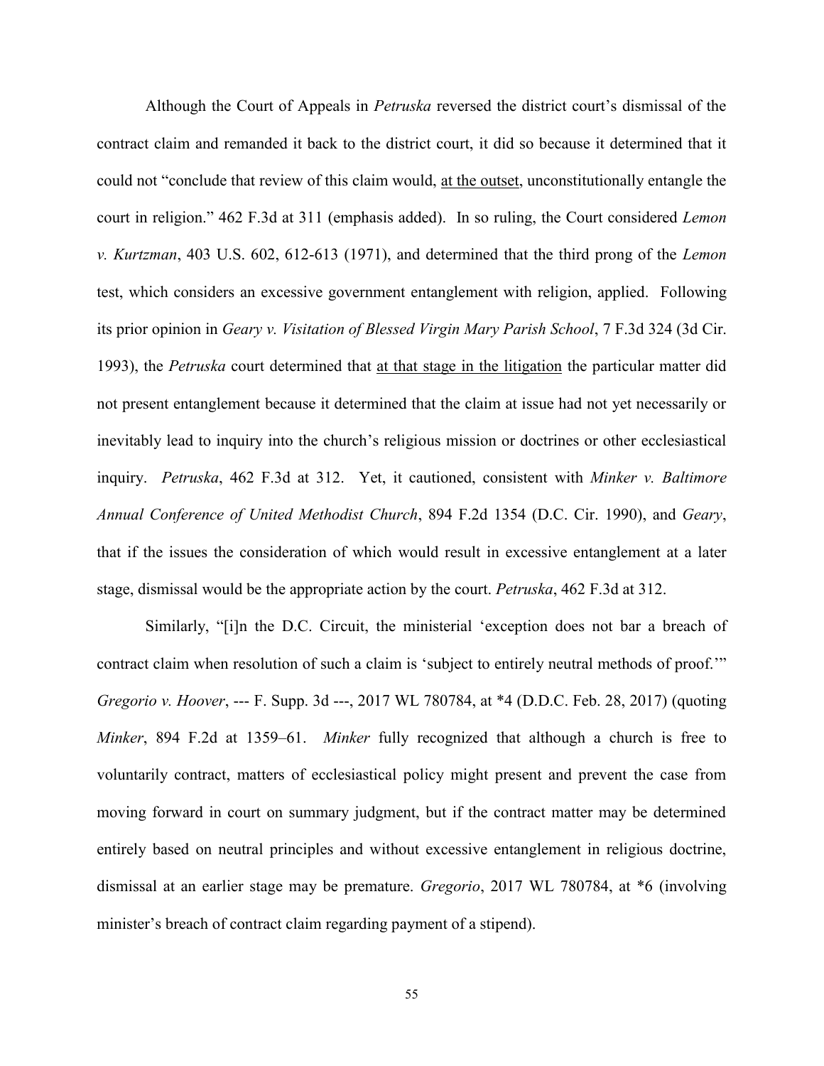Although the Court of Appeals in *Petruska* reversed the district court's dismissal of the contract claim and remanded it back to the district court, it did so because it determined that it could not "conclude that review of this claim would, <u>at the outset</u>, unconstitutionally entangle the court in religion." 462 F.3d at 311 (emphasis added). In so ruling, the Court considered *Lemon v. Kurtzman*, 403 U.S. 602, 612-613 (1971), and determined that the third prong of the *Lemon* test, which considers an excessive government entanglement with religion, applied. Following its prior opinion in *Geary v. Visitation of Blessed Virgin Mary Parish School*, 7 F.3d 324 (3d Cir. 1993), the *Petruska* court determined that <u>at that stage in the litigation</u> the particular matter did not present entanglement because it determined that the claim at issue had not yet necessarily or inevitably lead to inquiry into the church's religious mission or doctrines or other ecclesiastical inquiry. *Petruska*, 462 F.3d at 312. Yet, it cautioned, consistent with *Minker v. Baltimore Annual Conference of United Methodist Church*, 894 F.2d 1354 (D.C. Cir. 1990), and *Geary*, that if the issues the consideration of which would result in excessive entanglement at a later stage, dismissal would be the appropriate action by the court. *Petruska*, 462 F.3d at 312.

Similarly, "[i]n the D.C. Circuit, the ministerial 'exception does not bar a breach of contract claim when resolution of such a claim is 'subject to entirely neutral methods of proof.'" *Gregorio v. Hoover*, --- F. Supp. 3d ---, 2017 WL 780784, at *4 (D.D.C. Feb. 28, 2017) (quoting *Minker*, 894 F.2d at 1359–61. *Minker* fully recognized that although a church is free to voluntarily contract, matters of ecclesiastical policy might present and prevent the case from moving forward in court on summary judgment, but if the contract matter may be determined entirely based on neutral principles and without excessive entanglement in religious doctrine, dismissal at an earlier stage may be premature. *Gregorio*, 2017 WL 780784, at *6 (involving minister's breach of contract claim regarding payment of a stipend).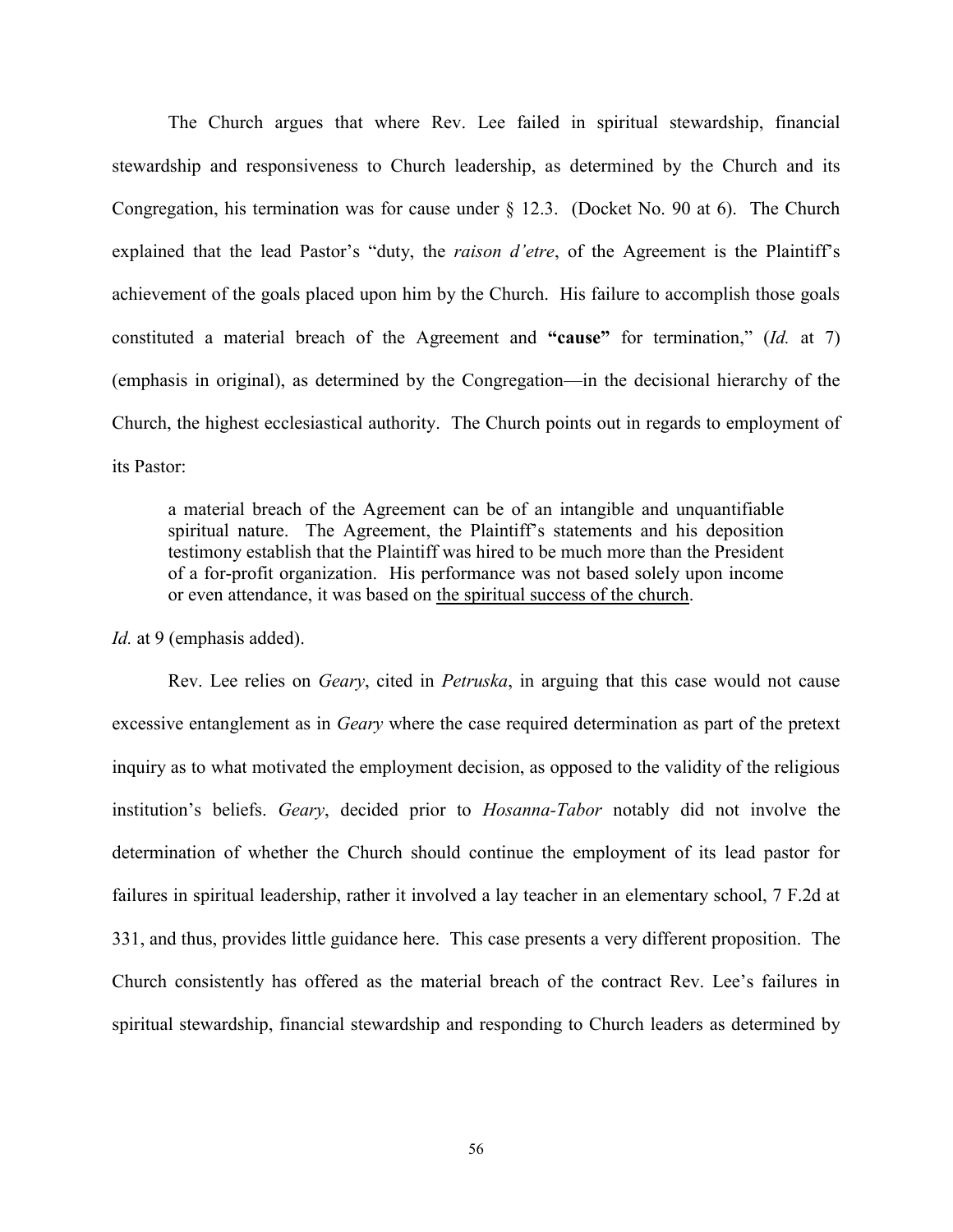The Church argues that where Rev. Lee failed in spiritual stewardship, financial stewardship and responsiveness to Church leadership, as determined by the Church and its Congregation, his termination was for cause under § 12.3. (Docket No. 90 at 6). The Church explained that the lead Pastor's "duty, the *raison d'etre*, of the Agreement is the Plaintiff's achievement of the goals placed upon him by the Church. His failure to accomplish those goals constituted a material breach of the Agreement and **"cause"** for termination," (*Id.* at 7) (emphasis in original), as determined by the Congregation—in the decisional hierarchy of the Church, the highest ecclesiastical authority. The Church points out in regards to employment of its Pastor:

> a material breach of the Agreement can be of an intangible and unquantifiable spiritual nature. The Agreement, the Plaintiff's statements and his deposition testimony establish that the Plaintiff was hired to be much more than the President of a for-profit organization. His performance was not based solely upon income or even attendance, it was based on <u>the spiritual success of the church</u>.

*Id.* at 9 (emphasis added).

Rev. Lee relies on *Geary*, cited in *Petruska*, in arguing that this case would not cause excessive entanglement as in *Geary* where the case required determination as part of the pretext inquiry as to what motivated the employment decision, as opposed to the validity of the religious institution's beliefs. *Geary*, decided prior to *Hosanna-Tabor* notably did not involve the determination of whether the Church should continue the employment of its lead pastor for failures in spiritual leadership, rather it involved a lay teacher in an elementary school, 7 F.2d at 331, and thus, provides little guidance here. This case presents a very different proposition. The Church consistently has offered as the material breach of the contract Rev. Lee's failures in spiritual stewardship, financial stewardship and responding to Church leaders as determined by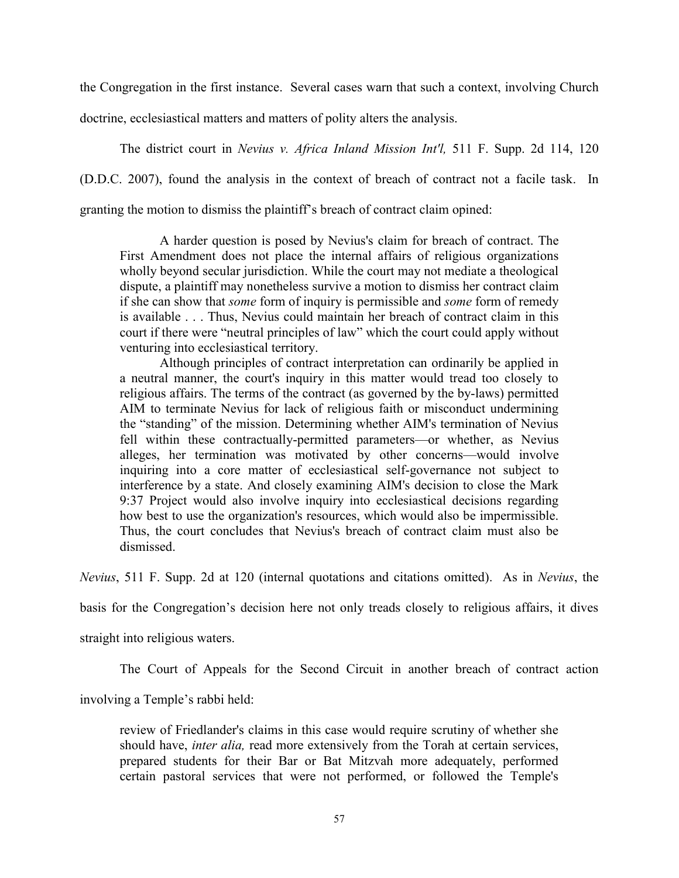the Congregation in the first instance. Several cases warn that such a context, involving Church doctrine, ecclesiastical matters and matters of polity alters the analysis.

The district court in *Nevius v. Africa Inland Mission Int'l,* 511 F. Supp. 2d 114, 120 (D.D.C. 2007), found the analysis in the context of breach of contract not a facile task. In granting the motion to dismiss the plaintiff's breach of contract claim opined:

> A harder question is posed by Nevius's claim for breach of contract. The First Amendment does not place the internal affairs of religious organizations wholly beyond secular jurisdiction. While the court may not mediate a theological dispute, a plaintiff may nonetheless survive a motion to dismiss her contract claim if she can show that *some* form of inquiry is permissible and *some* form of remedy is available . . . Thus, Nevius could maintain her breach of contract claim in this court if there were "neutral principles of law" which the court could apply without venturing into ecclesiastical territory.
>
> Although principles of contract interpretation can ordinarily be applied in a neutral manner, the court's inquiry in this matter would tread too closely to religious affairs. The terms of the contract (as governed by the by-laws) permitted AIM to terminate Nevius for lack of religious faith or misconduct undermining the "standing" of the mission. Determining whether AIM's termination of Nevius fell within these contractually-permitted parameters—or whether, as Nevius alleges, her termination was motivated by other concerns—would involve inquiring into a core matter of ecclesiastical self-governance not subject to interference by a state. And closely examining AIM's decision to close the Mark 9:37 Project would also involve inquiry into ecclesiastical decisions regarding how best to use the organization's resources, which would also be impermissible. Thus, the court concludes that Nevius's breach of contract claim must also be dismissed.

*Nevius*, 511 F. Supp. 2d at 120 (internal quotations and citations omitted). As in *Nevius*, the basis for the Congregation's decision here not only treads closely to religious affairs, it dives straight into religious waters.

The Court of Appeals for the Second Circuit in another breach of contract action involving a Temple's rabbi held:

> review of Friedlander's claims in this case would require scrutiny of whether she should have, *inter alia,* read more extensively from the Torah at certain services, prepared students for their Bar or Bat Mitzvah more adequately, performed certain pastoral services that were not performed, or followed the Temple's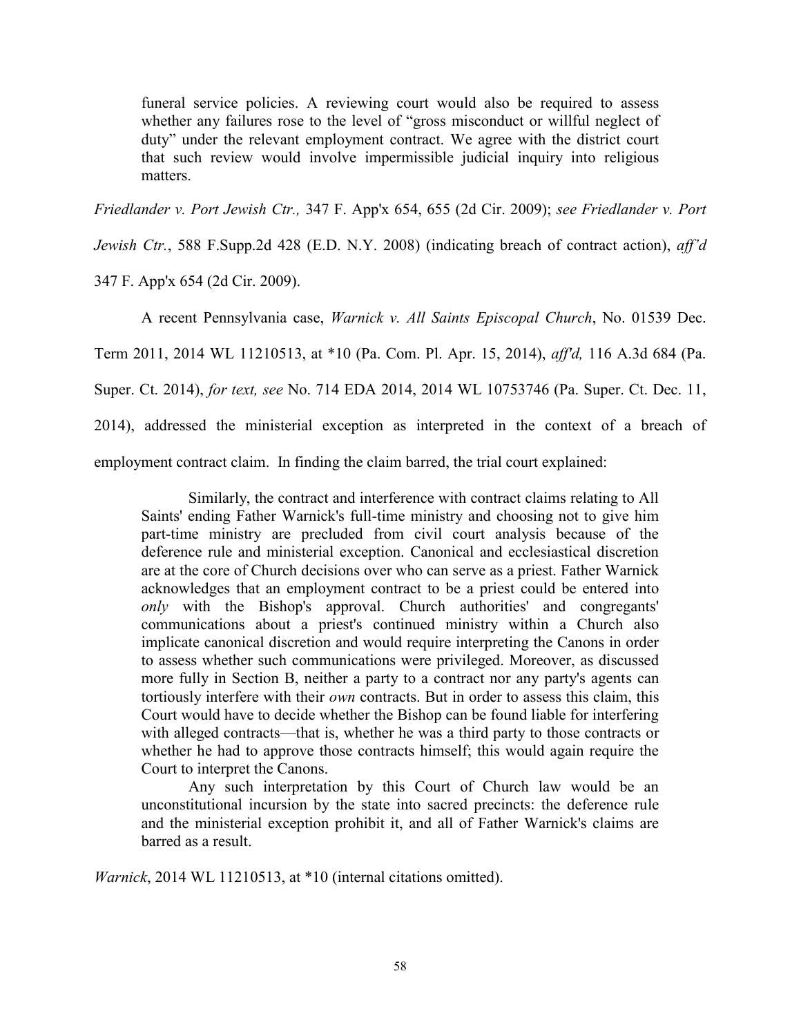> funeral service policies. A reviewing court would also be required to assess whether any failures rose to the level of "gross misconduct or willful neglect of duty" under the relevant employment contract. We agree with the district court that such review would involve impermissible judicial inquiry into religious matters.

*Friedlander v. Port Jewish Ctr.,* 347 F. App'x 654, 655 (2d Cir. 2009); *see Friedlander v. Port Jewish Ctr.*, 588 F.Supp.2d 428 (E.D. N.Y. 2008) (indicating breach of contract action), *aff'd* 347 F. App'x 654 (2d Cir. 2009).

A recent Pennsylvania case, *Warnick v. All Saints Episcopal Church*, No. 01539 Dec. Term 2011, 2014 WL 11210513, at \*10 (Pa. Com. Pl. Apr. 15, 2014), *aff'd,* 116 A.3d 684 (Pa. Super. Ct. 2014), *for text, see* No. 714 EDA 2014, 2014 WL 10753746 (Pa. Super. Ct. Dec. 11, 2014), addressed the ministerial exception as interpreted in the context of a breach of employment contract claim. In finding the claim barred, the trial court explained:

> Similarly, the contract and interference with contract claims relating to All Saints' ending Father Warnick's full-time ministry and choosing not to give him part-time ministry are precluded from civil court analysis because of the deference rule and ministerial exception. Canonical and ecclesiastical discretion are at the core of Church decisions over who can serve as a priest. Father Warnick acknowledges that an employment contract to be a priest could be entered into *only* with the Bishop's approval. Church authorities' and congregants' communications about a priest's continued ministry within a Church also implicate canonical discretion and would require interpreting the Canons in order to assess whether such communications were privileged. Moreover, as discussed more fully in Section B, neither a party to a contract nor any party's agents can tortiously interfere with their *own* contracts. But in order to assess this claim, this Court would have to decide whether the Bishop can be found liable for interfering with alleged contracts—that is, whether he was a third party to those contracts or whether he had to approve those contracts himself; this would again require the Court to interpret the Canons.
>
> Any such interpretation by this Court of Church law would be an unconstitutional incursion by the state into sacred precincts: the deference rule and the ministerial exception prohibit it, and all of Father Warnick's claims are barred as a result.

*Warnick*, 2014 WL 11210513, at \*10 (internal citations omitted).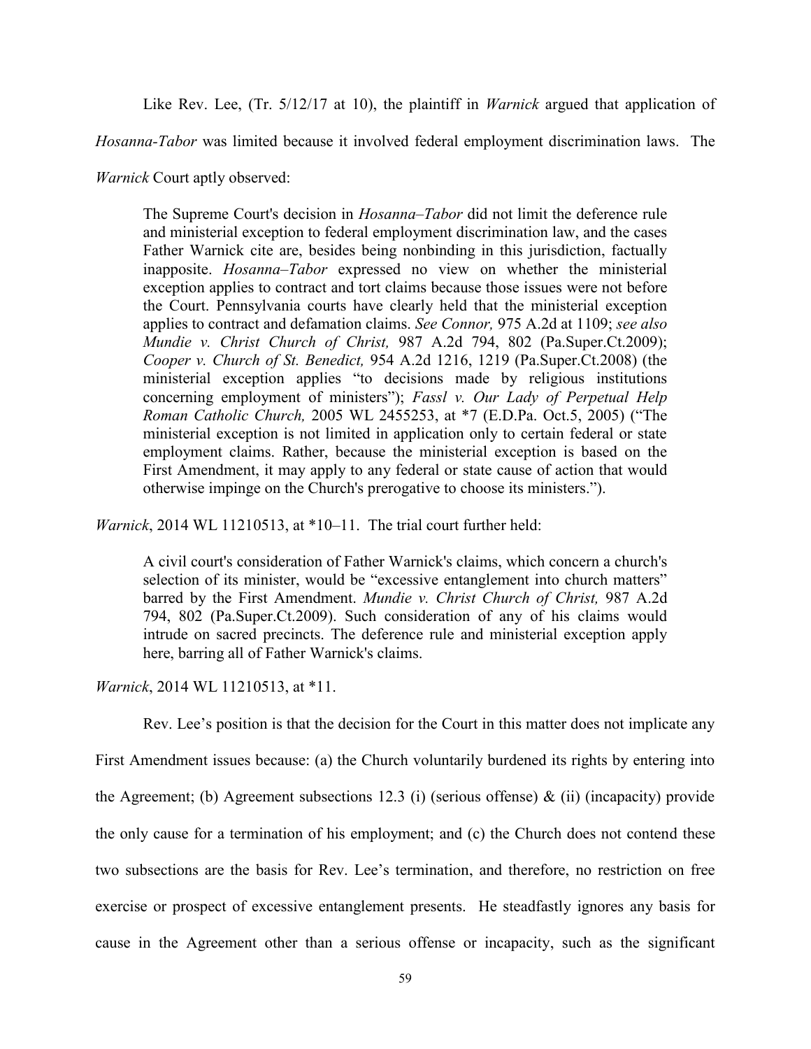Like Rev. Lee, (Tr. 5/12/17 at 10), the plaintiff in *Warnick* argued that application of *Hosanna-Tabor* was limited because it involved federal employment discrimination laws. The *Warnick* Court aptly observed:

> The Supreme Court's decision in *Hosanna–Tabor* did not limit the deference rule and ministerial exception to federal employment discrimination law, and the cases Father Warnick cite are, besides being nonbinding in this jurisdiction, factually inapposite. *Hosanna–Tabor* expressed no view on whether the ministerial exception applies to contract and tort claims because those issues were not before the Court. Pennsylvania courts have clearly held that the ministerial exception applies to contract and defamation claims. *See Connor,* 975 A.2d at 1109; *see also Mundie v. Christ Church of Christ,* 987 A.2d 794, 802 (Pa.Super.Ct.2009); *Cooper v. Church of St. Benedict,* 954 A.2d 1216, 1219 (Pa.Super.Ct.2008) (the ministerial exception applies "to decisions made by religious institutions concerning employment of ministers"); *Fassl v. Our Lady of Perpetual Help Roman Catholic Church,* 2005 WL 2455253, at *7 (E.D.Pa. Oct.5, 2005) ("The ministerial exception is not limited in application only to certain federal or state employment claims. Rather, because the ministerial exception is based on the First Amendment, it may apply to any federal or state cause of action that would otherwise impinge on the Church's prerogative to choose its ministers.").

*Warnick*, 2014 WL 11210513, at *10–11. The trial court further held:

> A civil court's consideration of Father Warnick's claims, which concern a church's selection of its minister, would be "excessive entanglement into church matters" barred by the First Amendment. *Mundie v. Christ Church of Christ,* 987 A.2d 794, 802 (Pa.Super.Ct.2009). Such consideration of any of his claims would intrude on sacred precincts. The deference rule and ministerial exception apply here, barring all of Father Warnick's claims.

*Warnick*, 2014 WL 11210513, at *11.

Rev. Lee's position is that the decision for the Court in this matter does not implicate any First Amendment issues because: (a) the Church voluntarily burdened its rights by entering into the Agreement; (b) Agreement subsections 12.3 (i) (serious offense) & (ii) (incapacity) provide the only cause for a termination of his employment; and (c) the Church does not contend these two subsections are the basis for Rev. Lee's termination, and therefore, no restriction on free exercise or prospect of excessive entanglement presents. He steadfastly ignores any basis for cause in the Agreement other than a serious offense or incapacity, such as the significant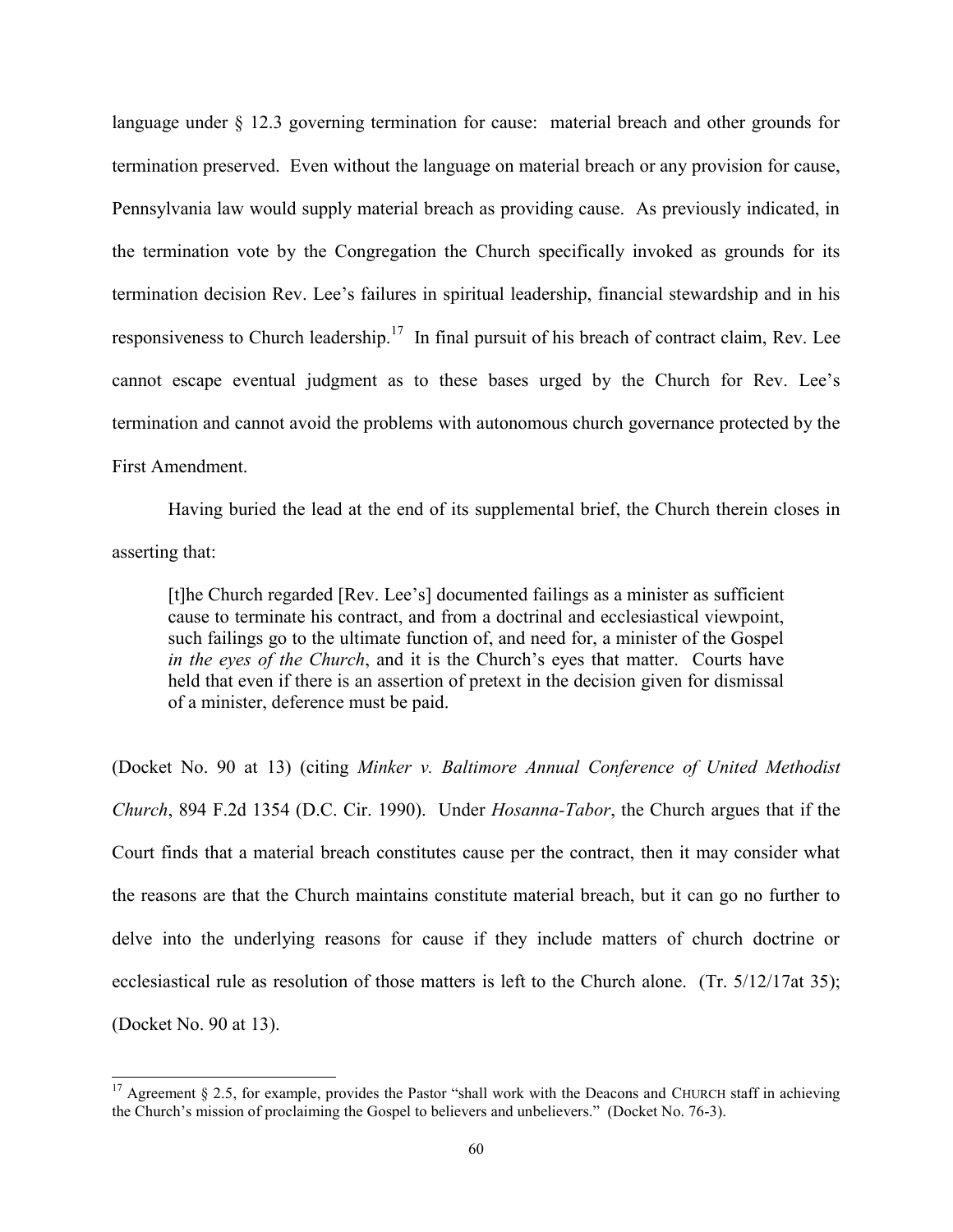language under § 12.3 governing termination for cause: material breach and other grounds for termination preserved. Even without the language on material breach or any provision for cause, Pennsylvania law would supply material breach as providing cause. As previously indicated, in the termination vote by the Congregation the Church specifically invoked as grounds for its termination decision Rev. Lee's failures in spiritual leadership, financial stewardship and in his responsiveness to Church leadership.[17] In final pursuit of his breach of contract claim, Rev. Lee cannot escape eventual judgment as to these bases urged by the Church for Rev. Lee's termination and cannot avoid the problems with autonomous church governance protected by the First Amendment.

Having buried the lead at the end of its supplemental brief, the Church therein closes in asserting that:

> [t]he Church regarded [Rev. Lee's] documented failings as a minister as sufficient cause to terminate his contract, and from a doctrinal and ecclesiastical viewpoint, such failings go to the ultimate function of, and need for, a minister of the Gospel *in the eyes of the Church*, and it is the Church's eyes that matter. Courts have held that even if there is an assertion of pretext in the decision given for dismissal of a minister, deference must be paid.

(Docket No. 90 at 13) (citing *Minker v. Baltimore Annual Conference of United Methodist Church*, 894 F.2d 1354 (D.C. Cir. 1990). Under *Hosanna-Tabor*, the Church argues that if the Court finds that a material breach constitutes cause per the contract, then it may consider what the reasons are that the Church maintains constitute material breach, but it can go no further to delve into the underlying reasons for cause if they include matters of church doctrine or ecclesiastical rule as resolution of those matters is left to the Church alone. (Tr. 5/12/17at 35); (Docket No. 90 at 13).

---

[17] Agreement § 2.5, for example, provides the Pastor "shall work with the Deacons and CHURCH staff in achieving the Church's mission of proclaiming the Gospel to believers and unbelievers." (Docket No. 76-3).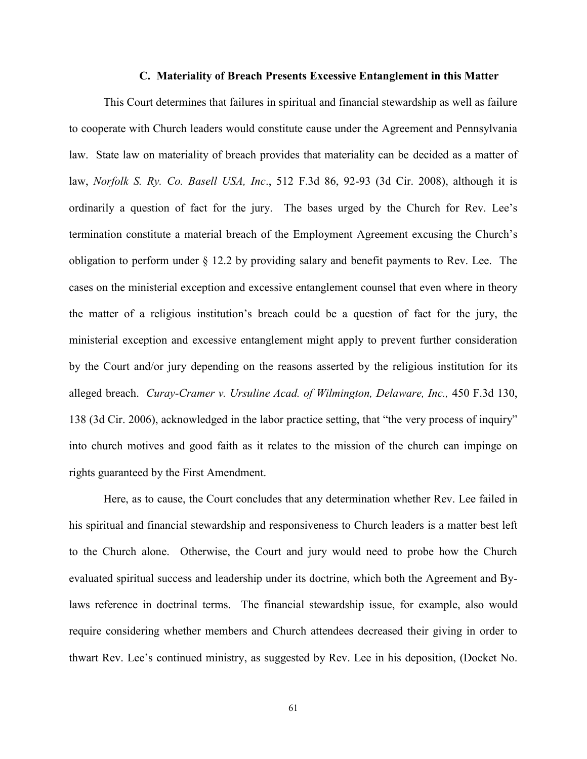### C. Materiality of Breach Presents Excessive Entanglement in this Matter

This Court determines that failures in spiritual and financial stewardship as well as failure to cooperate with Church leaders would constitute cause under the Agreement and Pennsylvania law. State law on materiality of breach provides that materiality can be decided as a matter of law, *Norfolk S. Ry. Co. Basell USA, Inc*., 512 F.3d 86, 92-93 (3d Cir. 2008), although it is ordinarily a question of fact for the jury. The bases urged by the Church for Rev. Lee's termination constitute a material breach of the Employment Agreement excusing the Church's obligation to perform under § 12.2 by providing salary and benefit payments to Rev. Lee. The cases on the ministerial exception and excessive entanglement counsel that even where in theory the matter of a religious institution's breach could be a question of fact for the jury, the ministerial exception and excessive entanglement might apply to prevent further consideration by the Court and/or jury depending on the reasons asserted by the religious institution for its alleged breach. *Curay-Cramer v. Ursuline Acad. of Wilmington, Delaware, Inc.,* 450 F.3d 130, 138 (3d Cir. 2006), acknowledged in the labor practice setting, that "the very process of inquiry" into church motives and good faith as it relates to the mission of the church can impinge on rights guaranteed by the First Amendment.

Here, as to cause, the Court concludes that any determination whether Rev. Lee failed in his spiritual and financial stewardship and responsiveness to Church leaders is a matter best left to the Church alone. Otherwise, the Court and jury would need to probe how the Church evaluated spiritual success and leadership under its doctrine, which both the Agreement and By-laws reference in doctrinal terms. The financial stewardship issue, for example, also would require considering whether members and Church attendees decreased their giving in order to thwart Rev. Lee's continued ministry, as suggested by Rev. Lee in his deposition, (Docket No.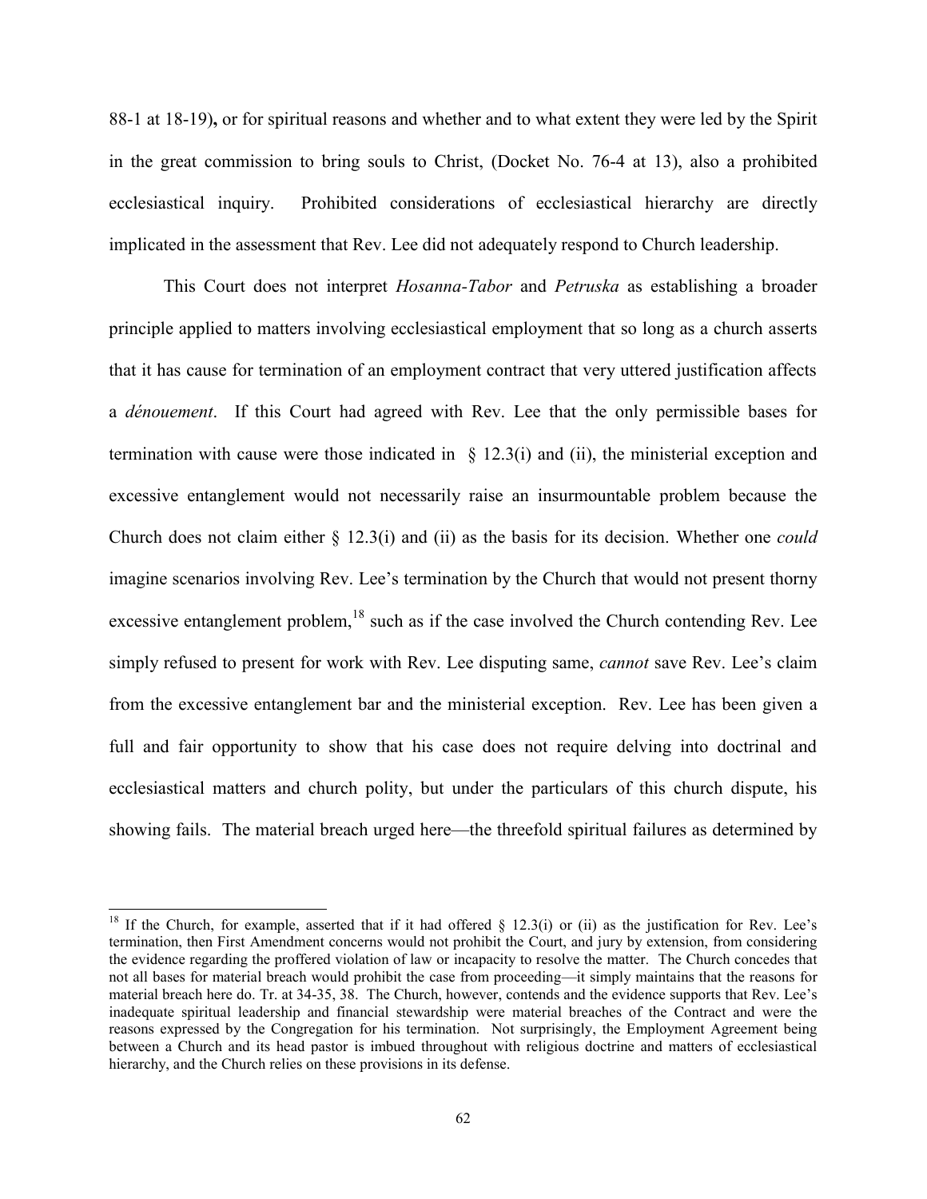88-1 at 18-19)**,** or for spiritual reasons and whether and to what extent they were led by the Spirit in the great commission to bring souls to Christ, (Docket No. 76-4 at 13), also a prohibited ecclesiastical inquiry. Prohibited considerations of ecclesiastical hierarchy are directly implicated in the assessment that Rev. Lee did not adequately respond to Church leadership.

This Court does not interpret *Hosanna-Tabor* and *Petruska* as establishing a broader principle applied to matters involving ecclesiastical employment that so long as a church asserts that it has cause for termination of an employment contract that very uttered justification affects a *dénouement*. If this Court had agreed with Rev. Lee that the only permissible bases for termination with cause were those indicated in § 12.3(i) and (ii), the ministerial exception and excessive entanglement would not necessarily raise an insurmountable problem because the Church does not claim either § 12.3(i) and (ii) as the basis for its decision. Whether one *could* imagine scenarios involving Rev. Lee's termination by the Church that would not present thorny excessive entanglement problem,[18] such as if the case involved the Church contending Rev. Lee simply refused to present for work with Rev. Lee disputing same, *cannot* save Rev. Lee's claim from the excessive entanglement bar and the ministerial exception. Rev. Lee has been given a full and fair opportunity to show that his case does not require delving into doctrinal and ecclesiastical matters and church polity, but under the particulars of this church dispute, his showing fails. The material breach urged here—the threefold spiritual failures as determined by

---

[18] If the Church, for example, asserted that if it had offered § 12.3(i) or (ii) as the justification for Rev. Lee's termination, then First Amendment concerns would not prohibit the Court, and jury by extension, from considering the evidence regarding the proffered violation of law or incapacity to resolve the matter. The Church concedes that not all bases for material breach would prohibit the case from proceeding—it simply maintains that the reasons for material breach here do. Tr. at 34-35, 38. The Church, however, contends and the evidence supports that Rev. Lee's inadequate spiritual leadership and financial stewardship were material breaches of the Contract and were the reasons expressed by the Congregation for his termination. Not surprisingly, the Employment Agreement being between a Church and its head pastor is imbued throughout with religious doctrine and matters of ecclesiastical hierarchy, and the Church relies on these provisions in its defense.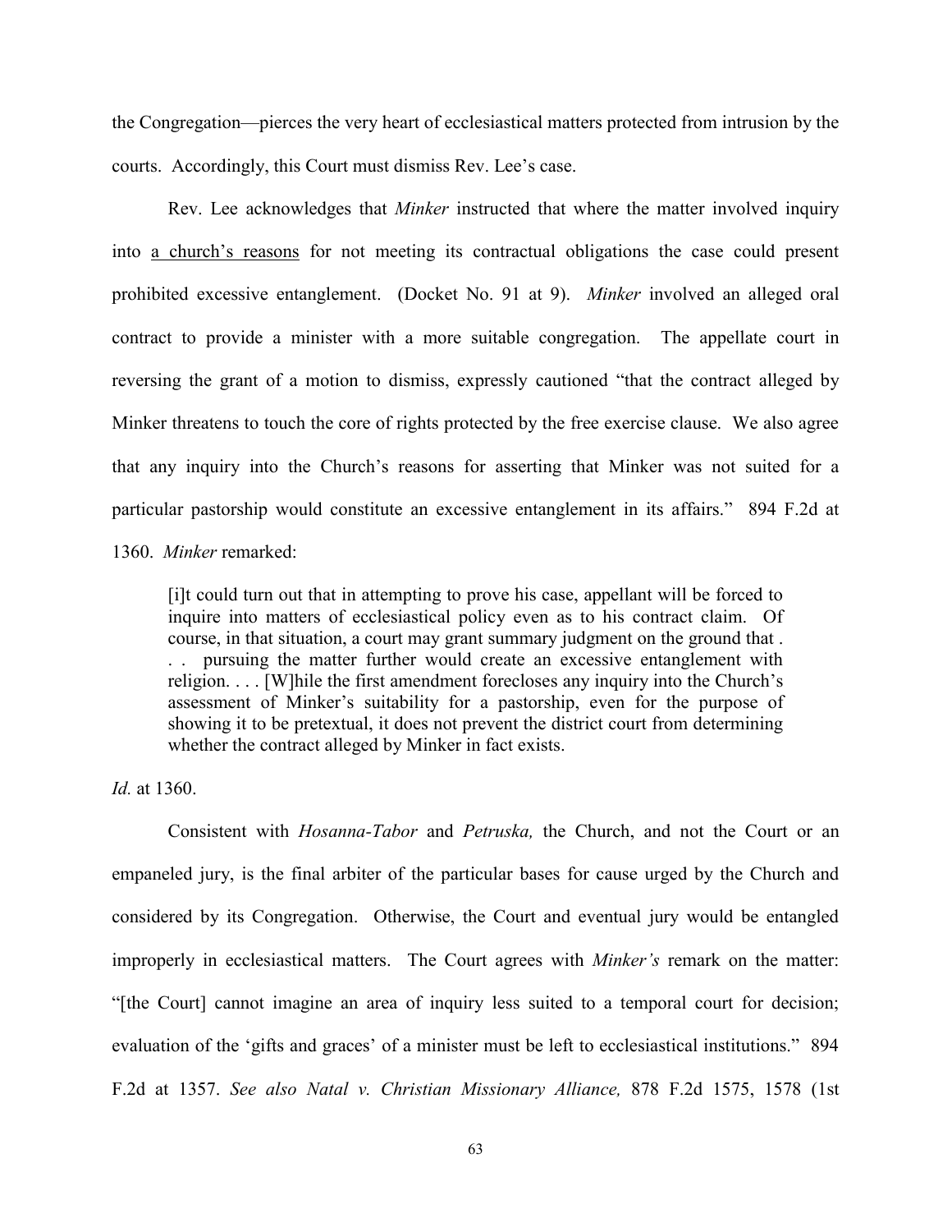the Congregation—pierces the very heart of ecclesiastical matters protected from intrusion by the courts. Accordingly, this Court must dismiss Rev. Lee's case.

Rev. Lee acknowledges that *Minker* instructed that where the matter involved inquiry into <u>a church's reasons</u> for not meeting its contractual obligations the case could present prohibited excessive entanglement. (Docket No. 91 at 9). *Minker* involved an alleged oral contract to provide a minister with a more suitable congregation. The appellate court in reversing the grant of a motion to dismiss, expressly cautioned "that the contract alleged by Minker threatens to touch the core of rights protected by the free exercise clause. We also agree that any inquiry into the Church's reasons for asserting that Minker was not suited for a particular pastorship would constitute an excessive entanglement in its affairs." 894 F.2d at 1360. *Minker* remarked:

> [i]t could turn out that in attempting to prove his case, appellant will be forced to inquire into matters of ecclesiastical policy even as to his contract claim. Of course, in that situation, a court may grant summary judgment on the ground that . . . pursuing the matter further would create an excessive entanglement with religion. . . . [W]hile the first amendment forecloses any inquiry into the Church's assessment of Minker's suitability for a pastorship, even for the purpose of showing it to be pretextual, it does not prevent the district court from determining whether the contract alleged by Minker in fact exists.

*Id.* at 1360.

Consistent with *Hosanna-Tabor* and *Petruska,* the Church, and not the Court or an empaneled jury, is the final arbiter of the particular bases for cause urged by the Church and considered by its Congregation. Otherwise, the Court and eventual jury would be entangled improperly in ecclesiastical matters. The Court agrees with *Minker's* remark on the matter: "[the Court] cannot imagine an area of inquiry less suited to a temporal court for decision; evaluation of the 'gifts and graces' of a minister must be left to ecclesiastical institutions." 894 F.2d at 1357. *See also Natal v. Christian Missionary Alliance,* 878 F.2d 1575, 1578 (1st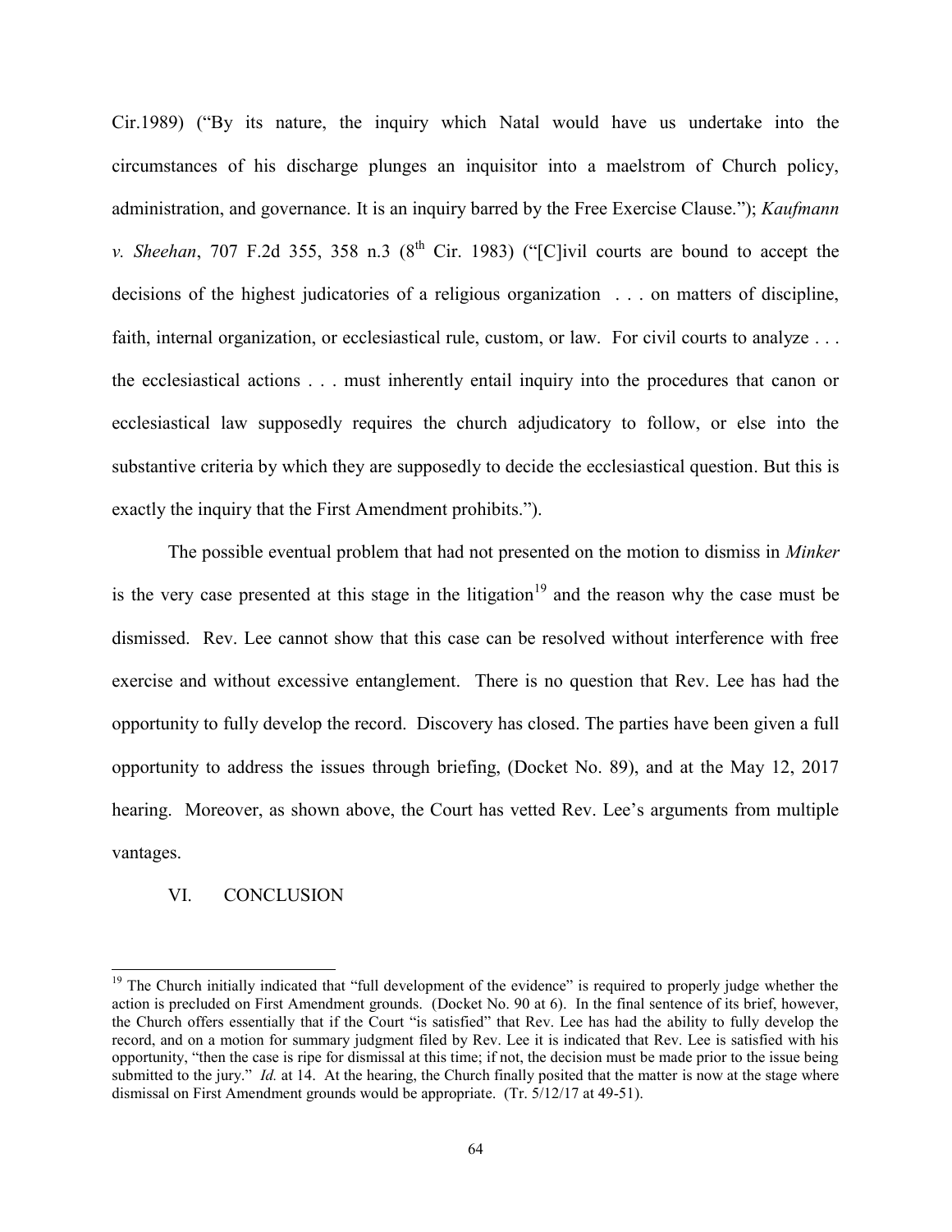Cir.1989) ("By its nature, the inquiry which Natal would have us undertake into the circumstances of his discharge plunges an inquisitor into a maelstrom of Church policy, administration, and governance. It is an inquiry barred by the Free Exercise Clause."); *Kaufmann v. Sheehan*, 707 F.2d 355, 358 n.3 (8th Cir. 1983) ("[C]ivil courts are bound to accept the decisions of the highest judicatories of a religious organization . . . on matters of discipline, faith, internal organization, or ecclesiastical rule, custom, or law. For civil courts to analyze . . . the ecclesiastical actions . . . must inherently entail inquiry into the procedures that canon or ecclesiastical law supposedly requires the church adjudicatory to follow, or else into the substantive criteria by which they are supposedly to decide the ecclesiastical question. But this is exactly the inquiry that the First Amendment prohibits.").

The possible eventual problem that had not presented on the motion to dismiss in *Minker* is the very case presented at this stage in the litigation[19] and the reason why the case must be dismissed. Rev. Lee cannot show that this case can be resolved without interference with free exercise and without excessive entanglement. There is no question that Rev. Lee has had the opportunity to fully develop the record. Discovery has closed. The parties have been given a full opportunity to address the issues through briefing, (Docket No. 89), and at the May 12, 2017 hearing. Moreover, as shown above, the Court has vetted Rev. Lee's arguments from multiple vantages.

## VI. CONCLUSION

---

[19] The Church initially indicated that "full development of the evidence" is required to properly judge whether the action is precluded on First Amendment grounds. (Docket No. 90 at 6). In the final sentence of its brief, however, the Church offers essentially that if the Court "is satisfied" that Rev. Lee has had the ability to fully develop the record, and on a motion for summary judgment filed by Rev. Lee it is indicated that Rev. Lee is satisfied with his opportunity, "then the case is ripe for dismissal at this time; if not, the decision must be made prior to the issue being submitted to the jury." *Id.* at 14. At the hearing, the Church finally posited that the matter is now at the stage where dismissal on First Amendment grounds would be appropriate. (Tr. 5/12/17 at 49-51).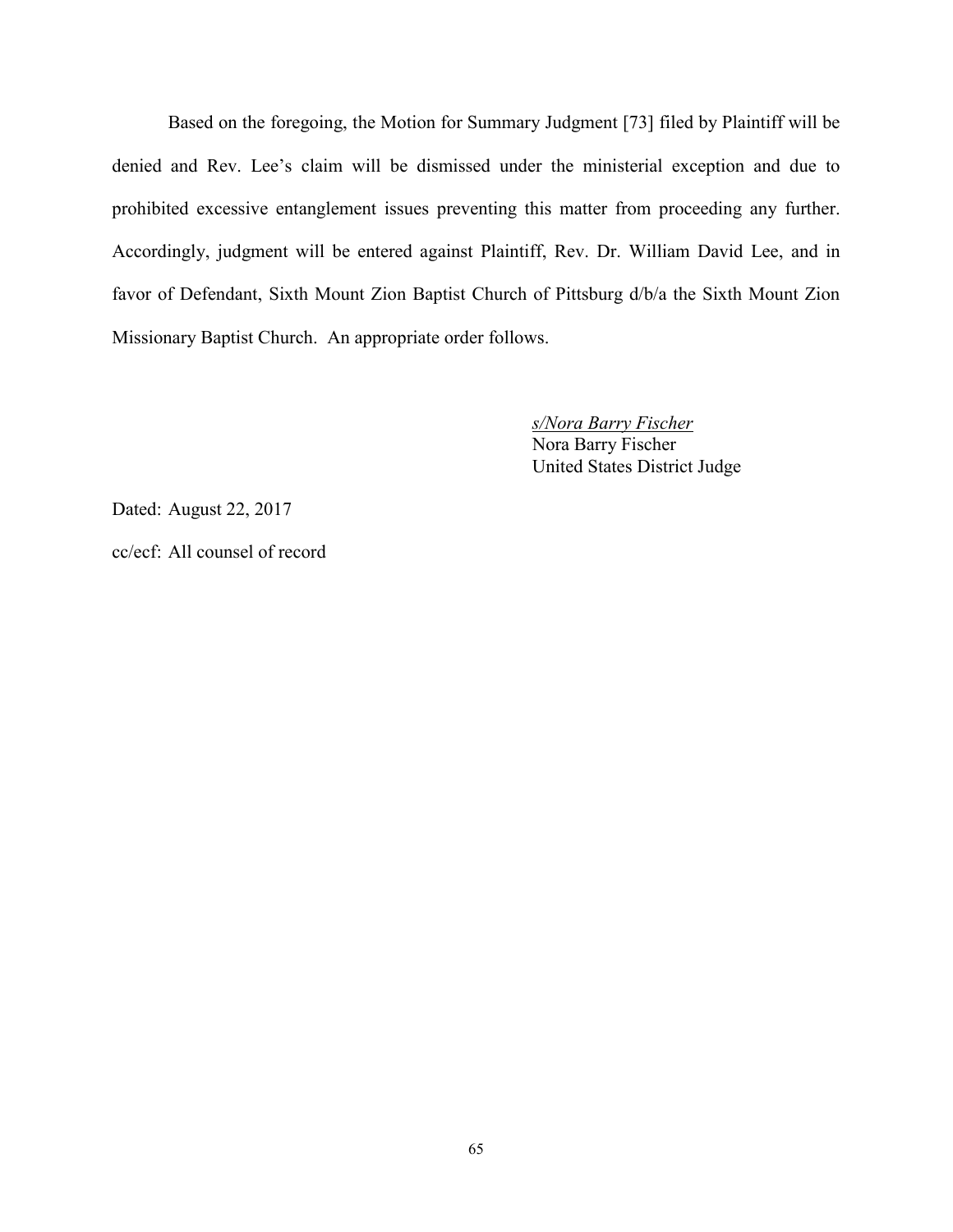Based on the foregoing, the Motion for Summary Judgment [73] filed by Plaintiff will be denied and Rev. Lee's claim will be dismissed under the ministerial exception and due to prohibited excessive entanglement issues preventing this matter from proceeding any further. Accordingly, judgment will be entered against Plaintiff, Rev. Dr. William David Lee, and in favor of Defendant, Sixth Mount Zion Baptist Church of Pittsburg d/b/a the Sixth Mount Zion Missionary Baptist Church. An appropriate order follows.

s/Nora Barry Fischer  
Nora Barry Fischer  
United States District Judge

Dated: August 22, 2017

cc/ecf: All counsel of record